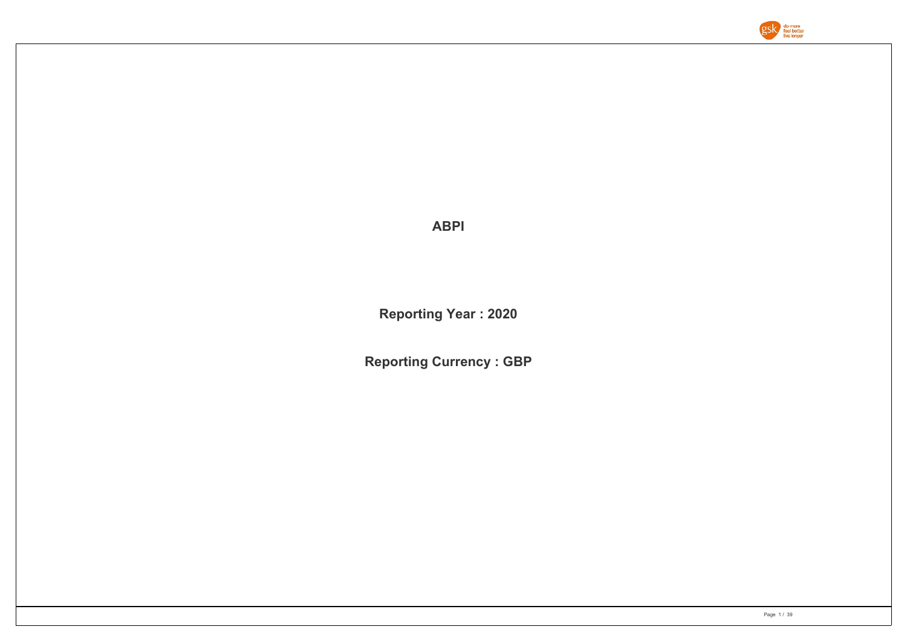# ABPI

**Reporting Year : 2020**

**Reporting Currency : GBP**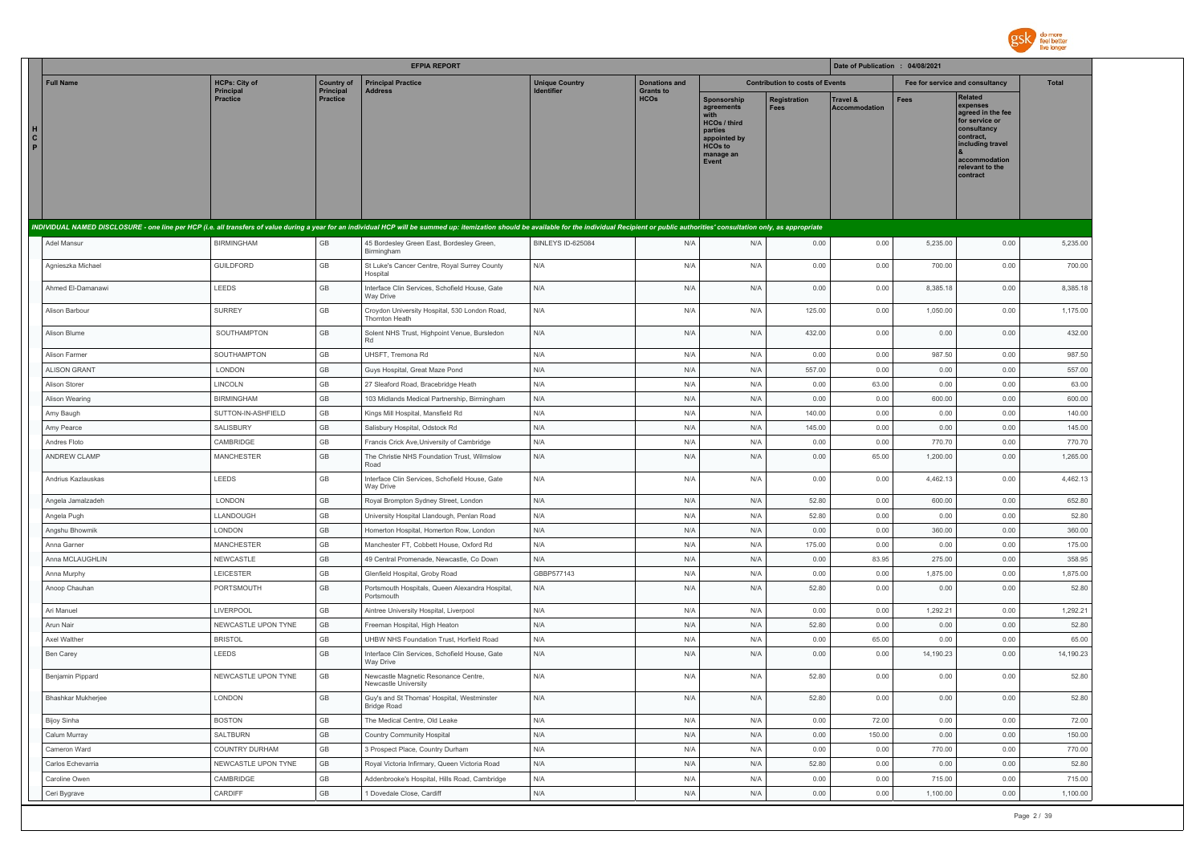## EFPIA REPORT

Date of Publication : 04/08/2021

| HCP | Full Name | HCPs: City of Principal Practice | Country of Principal Practice | Principal Practice Address | Unique Country Identifier | Donations and Grants to HCOs | Contribution to costs of Events | | | Fee for service and consultancy | | Total |
|---|---|---|---|---|---|---|---|---|---|---|---|---|
| | | | | | | | Sponsorship agreements with HCOs / third parties appointed by HCOs to manage an Event | Registration Fees | Travel & Accommodation | Fees | Related expenses agreed in the fee for service or consultancy contract, including travel & accommodation relevant to the contract | |

*INDIVIDUAL NAMED DISCLOSURE - one line per HCP (i.e. all transfers of value during a year for an individual HCP will be summed up: itemization should be available for the individual Recipient or public authorities' consultation only, as appropriate*

| Full Name | HCPs: City of Principal Practice | Country of Principal Practice | Principal Practice Address | Unique Country Identifier | Donations and Grants to HCOs | Sponsorship agreements with HCOs / third parties appointed by HCOs to manage an Event | Registration Fees | Travel & Accommodation | Fees | Related expenses | Total |
|---|---|---|---|---|---|---|---|---|---|---|---|
| Adel Mansur | BIRMINGHAM | GB | 45 Bordesley Green East, Bordesley Green, Birmingham | BINLEYS ID-625084 | N/A | N/A | 0.00 | 0.00 | 5,235.00 | 0.00 | 5,235.00 |
| Agnieszka Michael | GUILDFORD | GB | St Luke's Cancer Centre, Royal Surrey County Hospital | N/A | N/A | N/A | 0.00 | 0.00 | 700.00 | 0.00 | 700.00 |
| Ahmed El-Damanawi | LEEDS | GB | Interface Clin Services, Schofield House, Gate Way Drive | N/A | N/A | N/A | 0.00 | 0.00 | 8,385.18 | 0.00 | 8,385.18 |
| Alison Barbour | SURREY | GB | Croydon University Hospital, 530 London Road, Thornton Heath | N/A | N/A | N/A | 125.00 | 0.00 | 1,050.00 | 0.00 | 1,175.00 |
| Alison Blume | SOUTHAMPTON | GB | Solent NHS Trust, Highpoint Venue, Bursledon Rd | N/A | N/A | N/A | 432.00 | 0.00 | 0.00 | 0.00 | 432.00 |
| Alison Farmer | SOUTHAMPTON | GB | UHSFT, Tremona Rd | N/A | N/A | N/A | 0.00 | 0.00 | 987.50 | 0.00 | 987.50 |
| ALISON GRANT | LONDON | GB | Guys Hospital, Great Maze Pond | N/A | N/A | N/A | 557.00 | 0.00 | 0.00 | 0.00 | 557.00 |
| Alison Storer | LINCOLN | GB | 27 Sleaford Road, Bracebridge Heath | N/A | N/A | N/A | 0.00 | 63.00 | 0.00 | 0.00 | 63.00 |
| Alison Wearing | BIRMINGHAM | GB | 103 Midlands Medical Partnership, Birmingham | N/A | N/A | N/A | 0.00 | 0.00 | 600.00 | 0.00 | 600.00 |
| Amy Baugh | SUTTON-IN-ASHFIELD | GB | Kings Mill Hospital, Mansfield Rd | N/A | N/A | N/A | 140.00 | 0.00 | 0.00 | 0.00 | 140.00 |
| Amy Pearce | SALISBURY | GB | Salisbury Hospital, Odstock Rd | N/A | N/A | N/A | 145.00 | 0.00 | 0.00 | 0.00 | 145.00 |
| Andres Floto | CAMBRIDGE | GB | Francis Crick Ave,University of Cambridge | N/A | N/A | N/A | 0.00 | 0.00 | 770.70 | 0.00 | 770.70 |
| ANDREW CLAMP | MANCHESTER | GB | The Christie NHS Foundation Trust, Wilmslow Road | N/A | N/A | N/A | 0.00 | 65.00 | 1,200.00 | 0.00 | 1,265.00 |
| Andrius Kazlauskas | LEEDS | GB | Interface Clin Services, Schofield House, Gate Way Drive | N/A | N/A | N/A | 0.00 | 0.00 | 4,462.13 | 0.00 | 4,462.13 |
| Angela Jamalzadeh | LONDON | GB | Royal Brompton Sydney Street, London | N/A | N/A | N/A | 52.80 | 0.00 | 600.00 | 0.00 | 652.80 |
| Angela Pugh | LLANDOUGH | GB | University Hospital Llandough, Penlan Road | N/A | N/A | N/A | 52.80 | 0.00 | 0.00 | 0.00 | 52.80 |
| Angshu Bhowmik | LONDON | GB | Homerton Hospital, Homerton Row, London | N/A | N/A | N/A | 0.00 | 0.00 | 360.00 | 0.00 | 360.00 |
| Anna Garner | MANCHESTER | GB | Manchester FT, Cobbett House, Oxford Rd | N/A | N/A | N/A | 175.00 | 0.00 | 0.00 | 0.00 | 175.00 |
| Anna MCLAUGHLIN | NEWCASTLE | GB | 49 Central Promenade, Newcastle, Co Down | N/A | N/A | N/A | 0.00 | 83.95 | 275.00 | 0.00 | 358.95 |
| Anna Murphy | LEICESTER | GB | Glenfield Hospital, Groby Road | GBBP577143 | N/A | N/A | 0.00 | 0.00 | 1,875.00 | 0.00 | 1,875.00 |
| Anoop Chauhan | PORTSMOUTH | GB | Portsmouth Hospitals, Queen Alexandra Hospital, Portsmouth | N/A | N/A | N/A | 52.80 | 0.00 | 0.00 | 0.00 | 52.80 |
| Ari Manuel | LIVERPOOL | GB | Aintree University Hospital, Liverpool | N/A | N/A | N/A | 0.00 | 0.00 | 1,292.21 | 0.00 | 1,292.21 |
| Arun Nair | NEWCASTLE UPON TYNE | GB | Freeman Hospital, High Heaton | N/A | N/A | N/A | 52.80 | 0.00 | 0.00 | 0.00 | 52.80 |
| Axel Walther | BRISTOL | GB | UHBW NHS Foundation Trust, Horfield Road | N/A | N/A | N/A | 0.00 | 65.00 | 0.00 | 0.00 | 65.00 |
| Ben Carey | LEEDS | GB | Interface Clin Services, Schofield House, Gate Way Drive | N/A | N/A | N/A | 0.00 | 0.00 | 14,190.23 | 0.00 | 14,190.23 |
| Benjamin Pippard | NEWCASTLE UPON TYNE | GB | Newcastle Magnetic Resonance Centre, Newcastle University | N/A | N/A | N/A | 52.80 | 0.00 | 0.00 | 0.00 | 52.80 |
| Bhashkar Mukherjee | LONDON | GB | Guy's and St Thomas' Hospital, Westminster Bridge Road | N/A | N/A | N/A | 52.80 | 0.00 | 0.00 | 0.00 | 52.80 |
| Bijoy Sinha | BOSTON | GB | The Medical Centre, Old Leake | N/A | N/A | N/A | 0.00 | 72.00 | 0.00 | 0.00 | 72.00 |
| Calum Murray | SALTBURN | GB | Country Community Hospital | N/A | N/A | N/A | 0.00 | 150.00 | 0.00 | 0.00 | 150.00 |
| Cameron Ward | COUNTRY DURHAM | GB | 3 Prospect Place, Country Durham | N/A | N/A | N/A | 0.00 | 0.00 | 770.00 | 0.00 | 770.00 |
| Carlos Echevarria | NEWCASTLE UPON TYNE | GB | Royal Victoria Infirmary, Queen Victoria Road | N/A | N/A | N/A | 52.80 | 0.00 | 0.00 | 0.00 | 52.80 |
| Caroline Owen | CAMBRIDGE | GB | Addenbrooke's Hospital, Hills Road, Cambridge | N/A | N/A | N/A | 0.00 | 0.00 | 715.00 | 0.00 | 715.00 |
| Ceri Bygrave | CARDIFF | GB | 1 Dovedale Close, Cardiff | N/A | N/A | N/A | 0.00 | 0.00 | 1,100.00 | 0.00 | 1,100.00 |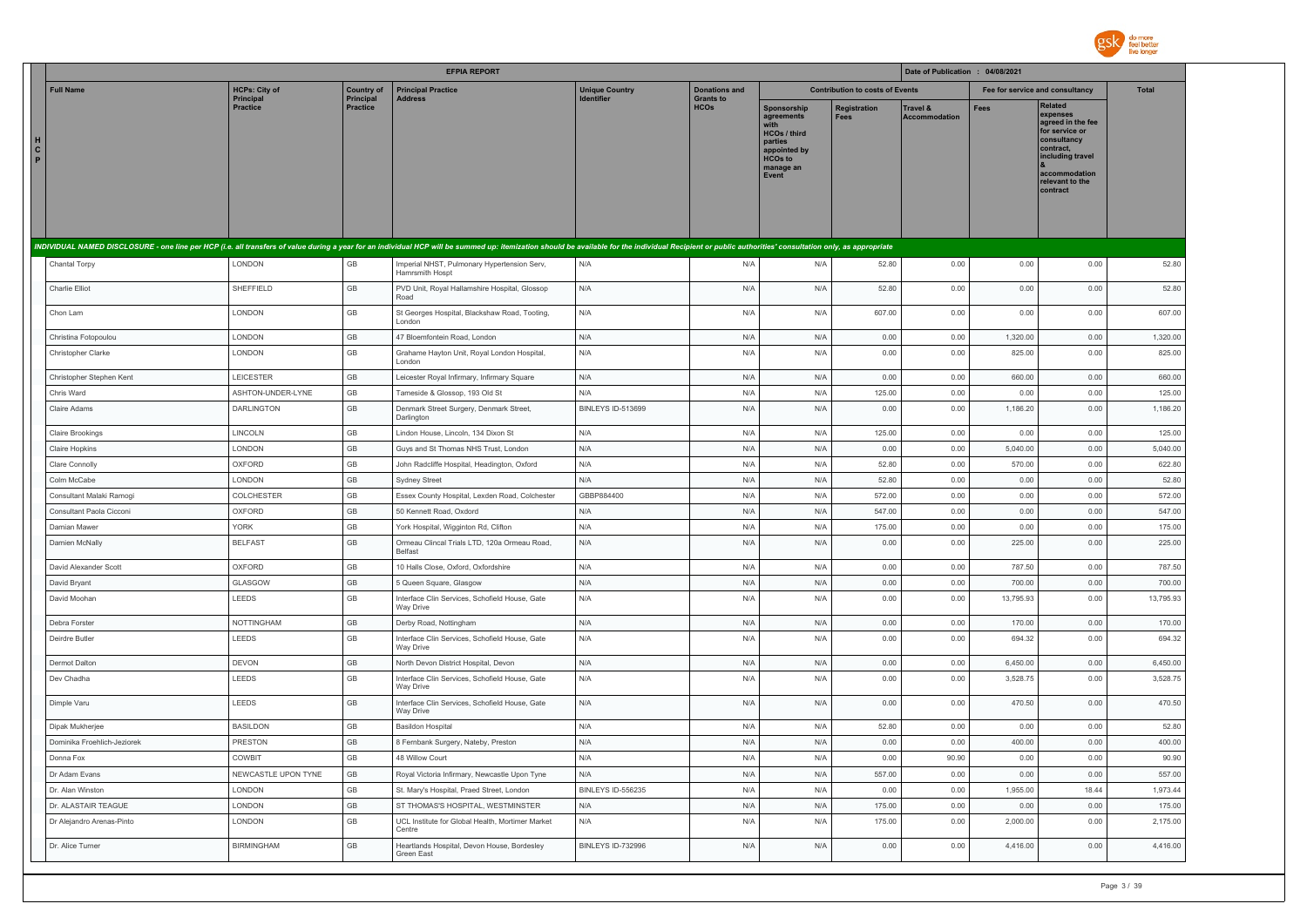| EFPIA REPORT | | | | | | | | | Date of Publication : 04/08/2021 | | |
|---|---|---|---|---|---|---|---|---|---|---|---|
| Full Name | HCPs: City of Principal Practice | Country of Principal Practice | Principal Practice Address | Unique Country Identifier | Donations and Grants to HCOs | Contribution to costs of Events | | | Fee for service and consultancy | | Total |
| | | | | | | Sponsorship agreements with HCOs / third parties appointed by HCOs to manage an Event | Registration Fees | Travel & Accommodation | Fees | Related expenses agreed in the fee for service or consultancy contract, including travel & accommodation relevant to the contract | |
| *INDIVIDUAL NAMED DISCLOSURE - one line per HCP (i.e. all transfers of value during a year for an individual HCP will be summed up: itemization should be available for the individual Recipient or public authorities' consultation only, as appropriate* | | | | | | | | | | | |
| Chantal Torpy | LONDON | GB | Imperial NHST, Pulmonary Hypertension Serv, Hamrsmith Hospt | N/A | N/A | N/A | 52.80 | 0.00 | 0.00 | 0.00 | 52.80 |
| Charlie Elliot | SHEFFIELD | GB | PVD Unit, Royal Hallamshire Hospital, Glossop Road | N/A | N/A | N/A | 52.80 | 0.00 | 0.00 | 0.00 | 52.80 |
| Chon Lam | LONDON | GB | St Georges Hospital, Blackshaw Road, Tooting, London | N/A | N/A | N/A | 607.00 | 0.00 | 0.00 | 0.00 | 607.00 |
| Christina Fotopoulou | LONDON | GB | 47 Bloemfontein Road, London | N/A | N/A | N/A | 0.00 | 0.00 | 1,320.00 | 0.00 | 1,320.00 |
| Christopher Clarke | LONDON | GB | Grahame Hayton Unit, Royal London Hospital, London | N/A | N/A | N/A | 0.00 | 0.00 | 825.00 | 0.00 | 825.00 |
| Christopher Stephen Kent | LEICESTER | GB | Leicester Royal Infirmary, Infirmary Square | N/A | N/A | N/A | 0.00 | 0.00 | 660.00 | 0.00 | 660.00 |
| Chris Ward | ASHTON-UNDER-LYNE | GB | Tameside & Glossop, 193 Old St | N/A | N/A | N/A | 125.00 | 0.00 | 0.00 | 0.00 | 125.00 |
| Claire Adams | DARLINGTON | GB | Denmark Street Surgery, Denmark Street, Darlington | BINLEYS ID-513699 | N/A | N/A | 0.00 | 0.00 | 1,186.20 | 0.00 | 1,186.20 |
| Claire Brookings | LINCOLN | GB | Lindon House, Lincoln, 134 Dixon St | N/A | N/A | N/A | 125.00 | 0.00 | 0.00 | 0.00 | 125.00 |
| Claire Hopkins | LONDON | GB | Guys and St Thomas NHS Trust, London | N/A | N/A | N/A | 0.00 | 0.00 | 5,040.00 | 0.00 | 5,040.00 |
| Clare Connolly | OXFORD | GB | John Radcliffe Hospital, Headington, Oxford | N/A | N/A | N/A | 52.80 | 0.00 | 570.00 | 0.00 | 622.80 |
| Colm McCabe | LONDON | GB | Sydney Street | N/A | N/A | N/A | 52.80 | 0.00 | 0.00 | 0.00 | 52.80 |
| Consultant Malaki Ramogi | COLCHESTER | GB | Essex County Hospital, Lexden Road, Colchester | GBBP884400 | N/A | N/A | 572.00 | 0.00 | 0.00 | 0.00 | 572.00 |
| Consultant Paola Cicconi | OXFORD | GB | 50 Kennett Road, Oxdord | N/A | N/A | N/A | 547.00 | 0.00 | 0.00 | 0.00 | 547.00 |
| Damian Mawer | YORK | GB | York Hospital, Wigginton Rd, Clifton | N/A | N/A | N/A | 175.00 | 0.00 | 0.00 | 0.00 | 175.00 |
| Damien McNally | BELFAST | GB | Ormeau Clincal Trials LTD, 120a Ormeau Road, Belfast | N/A | N/A | N/A | 0.00 | 0.00 | 225.00 | 0.00 | 225.00 |
| David Alexander Scott | OXFORD | GB | 10 Halls Close, Oxford, Oxfordshire | N/A | N/A | N/A | 0.00 | 0.00 | 787.50 | 0.00 | 787.50 |
| David Bryant | GLASGOW | GB | 5 Queen Square, Glasgow | N/A | N/A | N/A | 0.00 | 0.00 | 700.00 | 0.00 | 700.00 |
| David Moohan | LEEDS | GB | Interface Clin Services, Schofield House, Gate Way Drive | N/A | N/A | N/A | 0.00 | 0.00 | 13,795.93 | 0.00 | 13,795.93 |
| Debra Forster | NOTTINGHAM | GB | Derby Road, Nottingham | N/A | N/A | N/A | 0.00 | 0.00 | 170.00 | 0.00 | 170.00 |
| Deirdre Butler | LEEDS | GB | Interface Clin Services, Schofield House, Gate Way Drive | N/A | N/A | N/A | 0.00 | 0.00 | 694.32 | 0.00 | 694.32 |
| Dermot Dalton | DEVON | GB | North Devon District Hospital, Devon | N/A | N/A | N/A | 0.00 | 0.00 | 6,450.00 | 0.00 | 6,450.00 |
| Dev Chadha | LEEDS | GB | Interface Clin Services, Schofield House, Gate Way Drive | N/A | N/A | N/A | 0.00 | 0.00 | 3,528.75 | 0.00 | 3,528.75 |
| Dimple Varu | LEEDS | GB | Interface Clin Services, Schofield House, Gate Way Drive | N/A | N/A | N/A | 0.00 | 0.00 | 470.50 | 0.00 | 470.50 |
| Dipak Mukherjee | BASILDON | GB | Basildon Hospital | N/A | N/A | N/A | 52.80 | 0.00 | 0.00 | 0.00 | 52.80 |
| Dominika Froehlich-Jeziorek | PRESTON | GB | 8 Fernbank Surgery, Nateby, Preston | N/A | N/A | N/A | 0.00 | 0.00 | 400.00 | 0.00 | 400.00 |
| Donna Fox | COWBIT | GB | 48 Willow Court | N/A | N/A | N/A | 0.00 | 90.90 | 0.00 | 0.00 | 90.90 |
| Dr Adam Evans | NEWCASTLE UPON TYNE | GB | Royal Victoria Infirmary, Newcastle Upon Tyne | N/A | N/A | N/A | 557.00 | 0.00 | 0.00 | 0.00 | 557.00 |
| Dr. Alan Winston | LONDON | GB | St. Mary's Hospital, Praed Street, London | BINLEYS ID-556235 | N/A | N/A | 0.00 | 0.00 | 1,955.00 | 18.44 | 1,973.44 |
| Dr. ALASTAIR TEAGUE | LONDON | GB | ST THOMAS'S HOSPITAL, WESTMINSTER | N/A | N/A | N/A | 175.00 | 0.00 | 0.00 | 0.00 | 175.00 |
| Dr Alejandro Arenas-Pinto | LONDON | GB | UCL Institute for Global Health, Mortimer Market Centre | N/A | N/A | N/A | 175.00 | 0.00 | 2,000.00 | 0.00 | 2,175.00 |
| Dr. Alice Turner | BIRMINGHAM | GB | Heartlands Hospital, Devon House, Bordesley Green East | BINLEYS ID-732996 | N/A | N/A | 0.00 | 0.00 | 4,416.00 | 0.00 | 4,416.00 |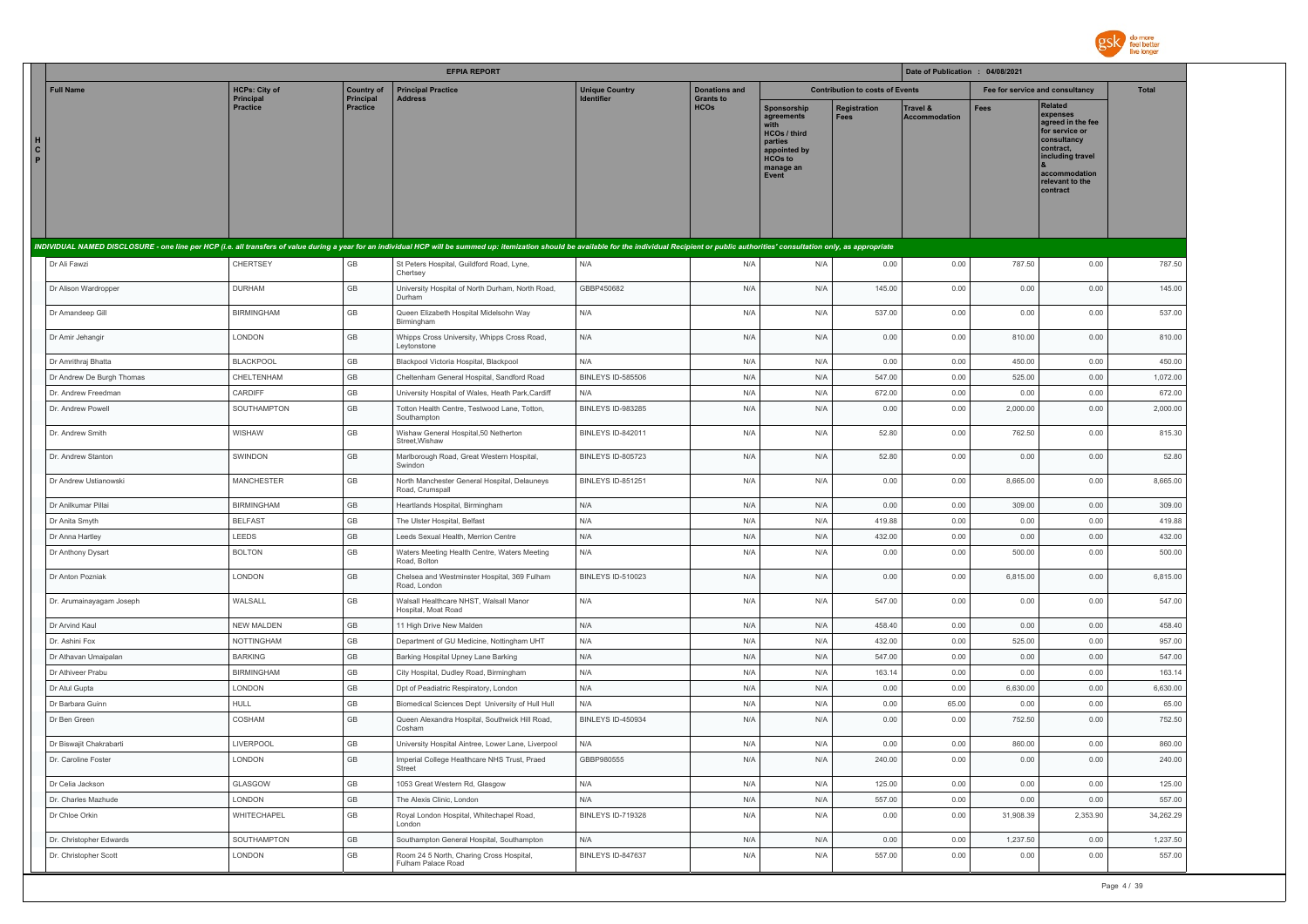## EFPIA REPORT

Date of Publication : 04/08/2021

| Full Name | HCPs: City of Principal Practice | Country of Principal Practice | Principal Practice Address | Unique Country Identifier | Donations and Grants to HCOs | Contribution to costs of Events | | | Fee for service and consultancy | | Total |
|---|---|---|---|---|---|---|---|---|---|---|---|
| | | | | | | Sponsorship agreements with HCOs / third parties appointed by HCOs to manage an Event | Registration Fees | Travel & Accommodation | Fees | Related expenses agreed in the fee for service or consultancy contract, including travel & accommodation relevant to the contract | |
| *INDIVIDUAL NAMED DISCLOSURE - one line per HCP (i.e. all transfers of value during a year for an individual HCP will be summed up: itemization should be available for the individual Recipient or public authorities' consultation only, as appropriate* | | | | | | | | | | | |
| Dr Ali Fawzi | CHERTSEY | GB | St Peters Hospital, Guildford Road, Lyne, Chertsey | N/A | N/A | N/A | 0.00 | 0.00 | 787.50 | 0.00 | 787.50 |
| Dr Alison Wardropper | DURHAM | GB | University Hospital of North Durham, North Road, Durham | GBBP450682 | N/A | N/A | 145.00 | 0.00 | 0.00 | 0.00 | 145.00 |
| Dr Amandeep Gill | BIRMINGHAM | GB | Queen Elizabeth Hospital Midelsohn Way Birmingham | N/A | N/A | N/A | 537.00 | 0.00 | 0.00 | 0.00 | 537.00 |
| Dr Amir Jehangir | LONDON | GB | Whipps Cross University, Whipps Cross Road, Leytonstone | N/A | N/A | N/A | 0.00 | 0.00 | 810.00 | 0.00 | 810.00 |
| Dr Amrithraj Bhatta | BLACKPOOL | GB | Blackpool Victoria Hospital, Blackpool | N/A | N/A | N/A | 0.00 | 0.00 | 450.00 | 0.00 | 450.00 |
| Dr Andrew De Burgh Thomas | CHELTENHAM | GB | Cheltenham General Hospital, Sandford Road | BINLEYS ID-585506 | N/A | N/A | 547.00 | 0.00 | 525.00 | 0.00 | 1,072.00 |
| Dr. Andrew Freedman | CARDIFF | GB | University Hospital of Wales, Heath Park,Cardiff | N/A | N/A | N/A | 672.00 | 0.00 | 0.00 | 0.00 | 672.00 |
| Dr. Andrew Powell | SOUTHAMPTON | GB | Totton Health Centre, Testwood Lane, Totton, Southampton | BINLEYS ID-983285 | N/A | N/A | 0.00 | 0.00 | 2,000.00 | 0.00 | 2,000.00 |
| Dr. Andrew Smith | WISHAW | GB | Wishaw General Hospital,50 Netherton Street,Wishaw | BINLEYS ID-842011 | N/A | N/A | 52.80 | 0.00 | 762.50 | 0.00 | 815.30 |
| Dr. Andrew Stanton | SWINDON | GB | Marlborough Road, Great Western Hospital, Swindon | BINLEYS ID-805723 | N/A | N/A | 52.80 | 0.00 | 0.00 | 0.00 | 52.80 |
| Dr Andrew Ustianowski | MANCHESTER | GB | North Manchester General Hospital, Delauneys Road, Crumspall | BINLEYS ID-851251 | N/A | N/A | 0.00 | 0.00 | 8,665.00 | 0.00 | 8,665.00 |
| Dr Anilkumar Pillai | BIRMINGHAM | GB | Heartlands Hospital, Birmingham | N/A | N/A | N/A | 0.00 | 0.00 | 309.00 | 0.00 | 309.00 |
| Dr Anita Smyth | BELFAST | GB | The Ulster Hospital, Belfast | N/A | N/A | N/A | 419.88 | 0.00 | 0.00 | 0.00 | 419.88 |
| Dr Anna Hartley | LEEDS | GB | Leeds Sexual Health, Merrion Centre | N/A | N/A | N/A | 432.00 | 0.00 | 0.00 | 0.00 | 432.00 |
| Dr Anthony Dysart | BOLTON | GB | Waters Meeting Health Centre, Waters Meeting Road, Bolton | N/A | N/A | N/A | 0.00 | 0.00 | 500.00 | 0.00 | 500.00 |
| Dr Anton Pozniak | LONDON | GB | Chelsea and Westminster Hospital, 369 Fulham Road, London | BINLEYS ID-510023 | N/A | N/A | 0.00 | 0.00 | 6,815.00 | 0.00 | 6,815.00 |
| Dr. Arumainayagam Joseph | WALSALL | GB | Walsall Healthcare NHST, Walsall Manor Hospital, Moat Road | N/A | N/A | N/A | 547.00 | 0.00 | 0.00 | 0.00 | 547.00 |
| Dr Arvind Kaul | NEW MALDEN | GB | 11 High Drive New Malden | N/A | N/A | N/A | 458.40 | 0.00 | 0.00 | 0.00 | 458.40 |
| Dr. Ashini Fox | NOTTINGHAM | GB | Department of GU Medicine, Nottingham UHT | N/A | N/A | N/A | 432.00 | 0.00 | 525.00 | 0.00 | 957.00 |
| Dr Athavan Umaipalan | BARKING | GB | Barking Hospital Upney Lane Barking | N/A | N/A | N/A | 547.00 | 0.00 | 0.00 | 0.00 | 547.00 |
| Dr Athiveer Prabu | BIRMINGHAM | GB | City Hospital, Dudley Road, Birmingham | N/A | N/A | N/A | 163.14 | 0.00 | 0.00 | 0.00 | 163.14 |
| Dr Atul Gupta | LONDON | GB | Dpt of Peadiatric Respiratory, London | N/A | N/A | N/A | 0.00 | 0.00 | 6,630.00 | 0.00 | 6,630.00 |
| Dr Barbara Guinn | HULL | GB | Biomedical Sciences Dept University of Hull Hull | N/A | N/A | N/A | 0.00 | 65.00 | 0.00 | 0.00 | 65.00 |
| Dr Ben Green | COSHAM | GB | Queen Alexandra Hospital, Southwick Hill Road, Cosham | BINLEYS ID-450934 | N/A | N/A | 0.00 | 0.00 | 752.50 | 0.00 | 752.50 |
| Dr Biswajit Chakrabarti | LIVERPOOL | GB | University Hospital Aintree, Lower Lane, Liverpool | N/A | N/A | N/A | 0.00 | 0.00 | 860.00 | 0.00 | 860.00 |
| Dr. Caroline Foster | LONDON | GB | Imperial College Healthcare NHS Trust, Praed Street | GBBP980555 | N/A | N/A | 240.00 | 0.00 | 0.00 | 0.00 | 240.00 |
| Dr Celia Jackson | GLASGOW | GB | 1053 Great Western Rd, Glasgow | N/A | N/A | N/A | 125.00 | 0.00 | 0.00 | 0.00 | 125.00 |
| Dr. Charles Mazhude | LONDON | GB | The Alexis Clinic, London | N/A | N/A | N/A | 557.00 | 0.00 | 0.00 | 0.00 | 557.00 |
| Dr Chloe Orkin | WHITECHAPEL | GB | Royal London Hospital, Whitechapel Road, London | BINLEYS ID-719328 | N/A | N/A | 0.00 | 0.00 | 31,908.39 | 2,353.90 | 34,262.29 |
| Dr. Christopher Edwards | SOUTHAMPTON | GB | Southampton General Hospital, Southampton | N/A | N/A | N/A | 0.00 | 0.00 | 1,237.50 | 0.00 | 1,237.50 |
| Dr. Christopher Scott | LONDON | GB | Room 24 5 North, Charing Cross Hospital, Fulham Palace Road | BINLEYS ID-847637 | N/A | N/A | 557.00 | 0.00 | 0.00 | 0.00 | 557.00 |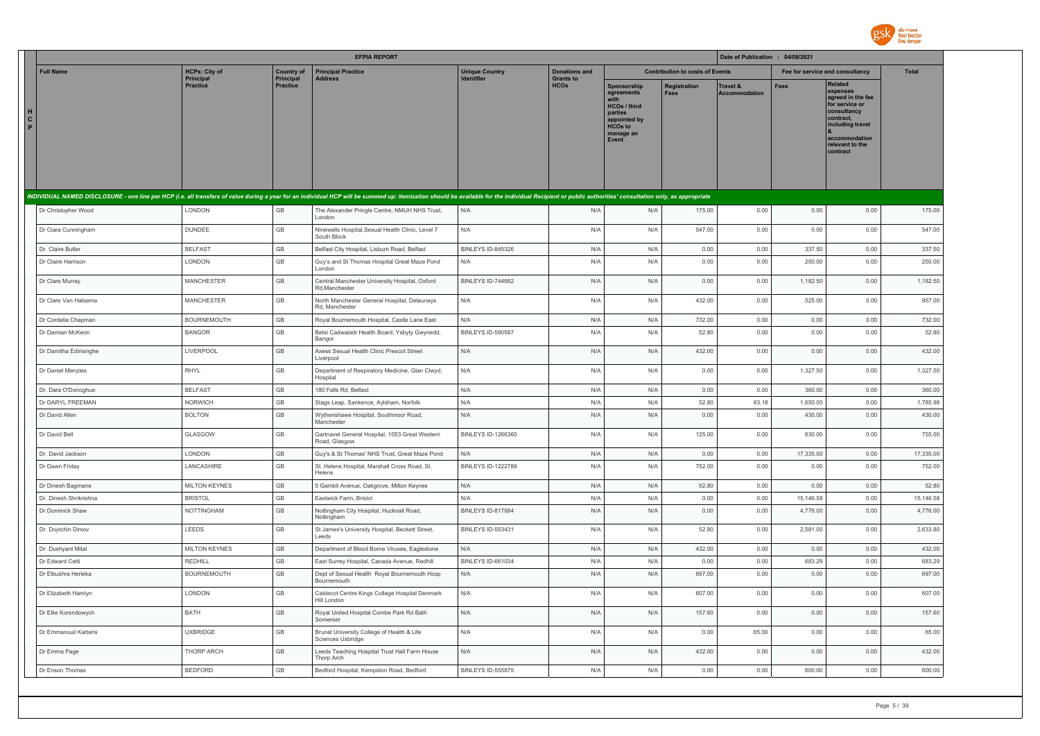| HCP | EFPIA REPORT | | | | | | | | | | | |
|---|---|---|---|---|---|---|---|---|---|---|---|---|
| | Full Name | HCPs: City of Principal Practice | Country of Principal Practice | Principal Practice Address | Unique Country Identifier | Donations and Grants to HCOs | Contribution to costs of Events | | | Fee for service and consultancy | | Total |
| | | | | | | | Sponsorship agreements with HCOs / third parties appointed by HCOs to manage an Event | Registration Fees | Travel & Accommodation | Fees | Related expenses agreed in the fee for service or consultancy contract, including travel & accommodation relevant to the contract | |
| | *INDIVIDUAL NAMED DISCLOSURE - one line per HCP (i.e. all transfers of value during a year for an individual HCP will be summed up: itemization should be available for the individual Recipient or public authorities' consultation only, as appropriate* | | | | | | | | | | | |
| | Dr Christopher Wood | LONDON | GB | The Alexander Pringle Centre, NMUH NHS Trust, London | N/A | N/A | N/A | 175.00 | 0.00 | 0.00 | 0.00 | 175.00 |
| | Dr Ciara Cunningham | DUNDEE | GB | Ninewells Hospital,Sexual Health Clinic, Level 7 South Block | N/A | N/A | N/A | 547.00 | 0.00 | 0.00 | 0.00 | 547.00 |
| | Dr. Claire Butler | BELFAST | GB | Belfast City Hospital, Lisburn Road, Belfast | BINLEYS ID-845326 | N/A | N/A | 0.00 | 0.00 | 337.50 | 0.00 | 337.50 |
| | Dr Claire Harrison | LONDON | GB | Guy's and St Thomas Hospital Great Maze Pond London | N/A | N/A | N/A | 0.00 | 0.00 | 250.00 | 0.00 | 250.00 |
| | Dr Clare Murray | MANCHESTER | GB | Central Manchester University Hospital, Oxford Rd,Manchester | BINLEYS ID-744682 | N/A | N/A | 0.00 | 0.00 | 1,182.50 | 0.00 | 1,182.50 |
| | Dr Clare Van Halsema | MANCHESTER | GB | North Manchester General Hospital, Delaunays Rd, Manchester | N/A | N/A | N/A | 432.00 | 0.00 | 525.00 | 0.00 | 957.00 |
| | Dr Cordelia Chapman | BOURNEMOUTH | GB | Royal Bournemouth Hospital, Castle Lane East | N/A | N/A | N/A | 732.00 | 0.00 | 0.00 | 0.00 | 732.00 |
| | Dr Damian McKeon | BANGOR | GB | Betsi Cadwaladr Health Board, Ysbyty Gwynedd, Bangor | BINLEYS ID-590587 | N/A | N/A | 52.80 | 0.00 | 0.00 | 0.00 | 52.80 |
| | Dr Damitha Edirisinghe | LIVERPOOL | GB | Axess Sexual Health Clinic Prescot Street Liverpool | N/A | N/A | N/A | 432.00 | 0.00 | 0.00 | 0.00 | 432.00 |
| | Dr Daniel Menzies | RHYL | GB | Department of Respiratory Medicine, Glan Clwyd, Hospital | N/A | N/A | N/A | 0.00 | 0.00 | 1,327.50 | 0.00 | 1,327.50 |
| | Dr. Dara O'Donoghue | BELFAST | GB | 180 Falls Rd, Belfast | N/A | N/A | N/A | 0.00 | 0.00 | 360.00 | 0.00 | 360.00 |
| | Dr DARYL FREEMAN | NORWICH | GB | Stags Leap, Sankence, Aylsham, Norfolk | N/A | N/A | N/A | 52.80 | 83.18 | 1,650.00 | 0.00 | 1,785.98 |
| | Dr David Allen | BOLTON | GB | Wythenshawe Hospital, Southmoor Road, Manchester | N/A | N/A | N/A | 0.00 | 0.00 | 430.00 | 0.00 | 430.00 |
| | Dr David Bell | GLASGOW | GB | Gartnavel General Hospital, 1053 Great Western Road, Glasgow | BINLEYS ID-1266360 | N/A | N/A | 125.00 | 0.00 | 630.00 | 0.00 | 755.00 |
| | Dr. David Jackson | LONDON | GB | Guy's & St Thomas' NHS Trust, Great Maze Pond | N/A | N/A | N/A | 0.00 | 0.00 | 17,335.00 | 0.00 | 17,335.00 |
| | Dr Dawn Friday | LANCASHIRE | GB | St. Helens Hospital, Marshall Cross Road, St. Helens | BINLEYS ID-1222789 | N/A | N/A | 752.00 | 0.00 | 0.00 | 0.00 | 752.00 |
| | Dr Dinesh Bagmane | MILTON KEYNES | GB | 5 Gambit Avenue, Oakgrove, Milton Keynes | N/A | N/A | N/A | 52.80 | 0.00 | 0.00 | 0.00 | 52.80 |
| | Dr. Dinesh Shrikrishna | BRISTOL | GB | Eastwick Farm, Bristol | N/A | N/A | N/A | 0.00 | 0.00 | 15,146.58 | 0.00 | 15,146.58 |
| | Dr Dominick Shaw | NOTTINGHAM | GB | Nottingham City Hospital, Hucknall Road, Nottingham | BINLEYS ID-817884 | N/A | N/A | 0.00 | 0.00 | 4,776.00 | 0.00 | 4,776.00 |
| | Dr. Doytchin Dimov | LEEDS | GB | St James's University Hospital, Beckett Street, Leeds | BINLEYS ID-553431 | N/A | N/A | 52.80 | 0.00 | 2,581.00 | 0.00 | 2,633.80 |
| | Dr. Dushyant Mital | MILTON KEYNES | GB | Department of Blood Borne Viruses, Eaglestone | N/A | N/A | N/A | 432.00 | 0.00 | 0.00 | 0.00 | 432.00 |
| | Dr Edward Cetti | REDHILL | GB | East Surrey Hospital, Canada Avenue, Redhill | BINLEYS ID-661034 | N/A | N/A | 0.00 | 0.00 | 683.29 | 0.00 | 683.29 |
| | Dr Elbushra Herieka | BOURNEMOUTH | GB | Dept of Sexual Health Royal Bournemouth Hosp Bournemouth | N/A | N/A | N/A | 697.00 | 0.00 | 0.00 | 0.00 | 697.00 |
| | Dr Elizabeth Hamlyn | LONDON | GB | Caldecot Centre Kings College Hospital Denmark Hill London | N/A | N/A | N/A | 607.00 | 0.00 | 0.00 | 0.00 | 607.00 |
| | Dr Ellie Korendowych | BATH | GB | Royal United Hospital Combe Park Rd Bath Somerset | N/A | N/A | N/A | 157.60 | 0.00 | 0.00 | 0.00 | 157.60 |
| | Dr Emmanouil Karteris | UXBRIDGE | GB | Brunel University College of Health & Life Sciences Uxbridge | N/A | N/A | N/A | 0.00 | 65.00 | 0.00 | 0.00 | 65.00 |
| | Dr Emma Page | THORP ARCH | GB | Leeds Teaching Hospital Trust Hall Farm House Thorp Arch | N/A | N/A | N/A | 432.00 | 0.00 | 0.00 | 0.00 | 432.00 |
| | Dr Enson Thomas | BEDFORD | GB | Bedford Hospital, Kempston Road, Bedford | BINLEYS ID-555875 | N/A | N/A | 0.00 | 0.00 | 600.00 | 0.00 | 600.00 |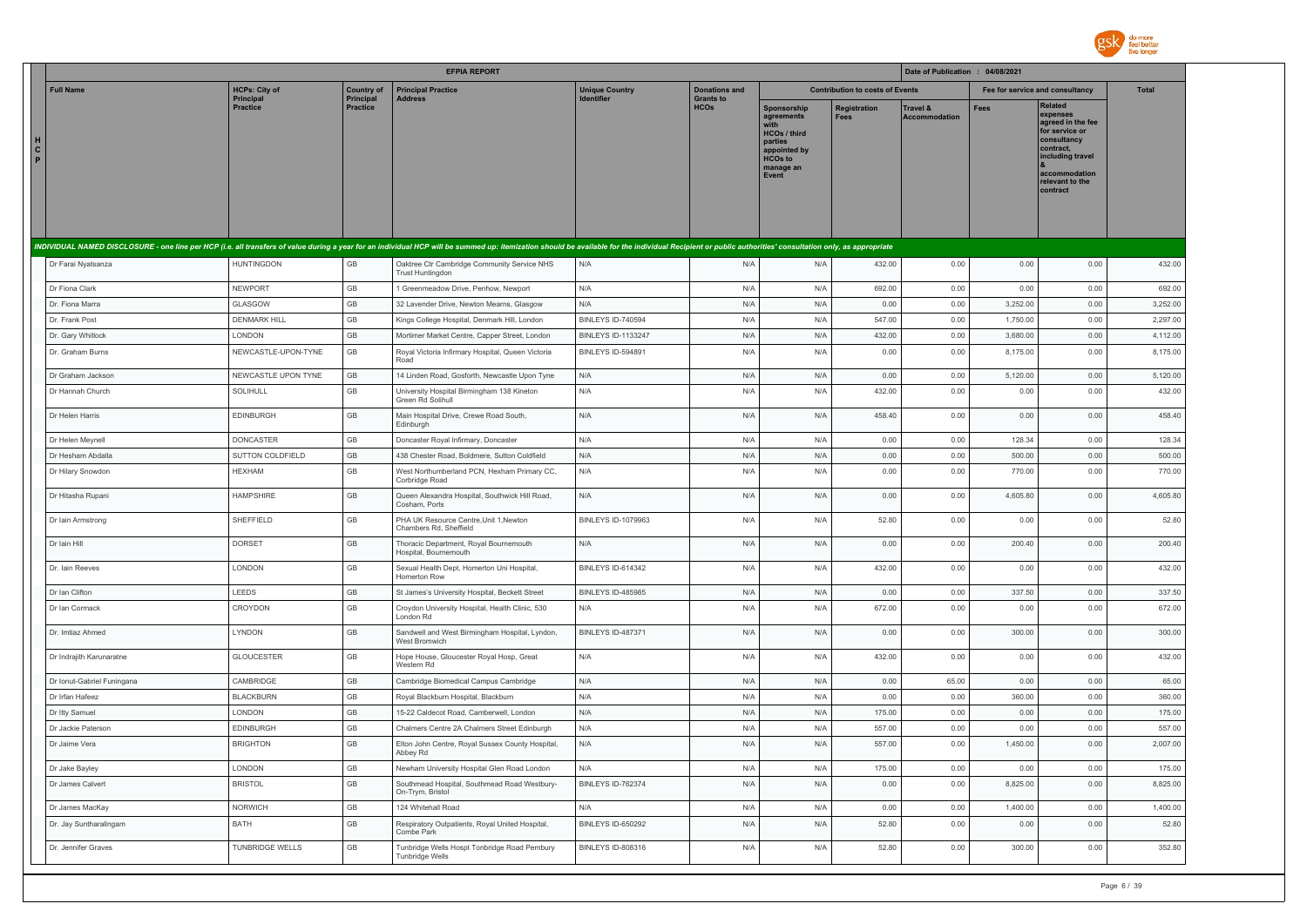| | EFPIA REPORT | | | | | | | | | Date of Publication : 04/08/2021 | | |
|---|---|---|---|---|---|---|---|---|---|---|---|---|
| | Full Name | HCPs: City of Principal Practice | Country of Principal Practice | Principal Practice Address | Unique Country Identifier | Donations and Grants to HCOs | Contribution to costs of Events | | | Fee for service and consultancy | | Total |
| HCP | | | | | | | Sponsorship agreements with HCOs / third parties appointed by HCOs to manage an Event | Registration Fees | Travel & Accommodation | Fees | Related expenses agreed in the fee for service or consultancy contract, including travel & accommodation relevant to the contract | |
| | *INDIVIDUAL NAMED DISCLOSURE - one line per HCP (i.e. all transfers of value during a year for an individual HCP will be summed up: itemization should be available for the individual Recipient or public authorities' consultation only, as appropriate* | | | | | | | | | | | |
| | Dr Farai Nyatsanza | HUNTINGDON | GB | Oaktree Ctr Cambridge Community Service NHS Trust Huntingdon | N/A | N/A | N/A | 432.00 | 0.00 | 0.00 | 0.00 | 432.00 |
| | Dr Fiona Clark | NEWPORT | GB | 1 Greenmeadow Drive, Penhow, Newport | N/A | N/A | N/A | 692.00 | 0.00 | 0.00 | 0.00 | 692.00 |
| | Dr. Fiona Marra | GLASGOW | GB | 32 Lavender Drive, Newton Mearns, Glasgow | N/A | N/A | N/A | 0.00 | 0.00 | 3,252.00 | 0.00 | 3,252.00 |
| | Dr. Frank Post | DENMARK HILL | GB | Kings College Hospital, Denmark Hill, London | BINLEYS ID-740594 | N/A | N/A | 547.00 | 0.00 | 1,750.00 | 0.00 | 2,297.00 |
| | Dr. Gary Whitlock | LONDON | GB | Mortimer Market Centre, Capper Street, London | BINLEYS ID-1133247 | N/A | N/A | 432.00 | 0.00 | 3,680.00 | 0.00 | 4,112.00 |
| | Dr. Graham Burns | NEWCASTLE-UPON-TYNE | GB | Royal Victoria Infirmary Hospital, Queen Victoria Road | BINLEYS ID-594891 | N/A | N/A | 0.00 | 0.00 | 8,175.00 | 0.00 | 8,175.00 |
| | Dr Graham Jackson | NEWCASTLE UPON TYNE | GB | 14 Linden Road, Gosforth, Newcastle Upon Tyne | N/A | N/A | N/A | 0.00 | 0.00 | 5,120.00 | 0.00 | 5,120.00 |
| | Dr Hannah Church | SOLIHULL | GB | University Hospital Birmingham 138 Kineton Green Rd Solihull | N/A | N/A | N/A | 432.00 | 0.00 | 0.00 | 0.00 | 432.00 |
| | Dr Helen Harris | EDINBURGH | GB | Main Hospital Drive, Crewe Road South, Edinburgh | N/A | N/A | N/A | 458.40 | 0.00 | 0.00 | 0.00 | 458.40 |
| | Dr Helen Meynell | DONCASTER | GB | Doncaster Royal Infirmary, Doncaster | N/A | N/A | N/A | 0.00 | 0.00 | 128.34 | 0.00 | 128.34 |
| | Dr Hesham Abdalla | SUTTON COLDFIELD | GB | 438 Chester Road, Boldmere, Sutton Coldfield | N/A | N/A | N/A | 0.00 | 0.00 | 500.00 | 0.00 | 500.00 |
| | Dr Hilary Snowdon | HEXHAM | GB | West Northumberland PCN, Hexham Primary CC, Corbridge Road | N/A | N/A | N/A | 0.00 | 0.00 | 770.00 | 0.00 | 770.00 |
| | Dr Hitasha Rupani | HAMPSHIRE | GB | Queen Alexandra Hospital, Southwick Hill Road, Cosham, Ports | N/A | N/A | N/A | 0.00 | 0.00 | 4,605.80 | 0.00 | 4,605.80 |
| | Dr Iain Armstrong | SHEFFIELD | GB | PHA UK Resource Centre,Unit 1,Newton Chambers Rd, Sheffield | BINLEYS ID-1079963 | N/A | N/A | 52.80 | 0.00 | 0.00 | 0.00 | 52.80 |
| | Dr Iain Hill | DORSET | GB | Thoracic Department, Royal Bournemouth Hospital, Bournemouth | N/A | N/A | N/A | 0.00 | 0.00 | 200.40 | 0.00 | 200.40 |
| | Dr. Iain Reeves | LONDON | GB | Sexual Health Dept, Homerton Uni Hospital, Homerton Row | BINLEYS ID-614342 | N/A | N/A | 432.00 | 0.00 | 0.00 | 0.00 | 432.00 |
| | Dr Ian Clifton | LEEDS | GB | St James's University Hospital, Beckett Street | BINLEYS ID-485985 | N/A | N/A | 0.00 | 0.00 | 337.50 | 0.00 | 337.50 |
| | Dr Ian Cormack | CROYDON | GB | Croydon University Hospital, Health Clinic, 530 London Rd | N/A | N/A | N/A | 672.00 | 0.00 | 0.00 | 0.00 | 672.00 |
| | Dr. Imtiaz Ahmed | LYNDON | GB | Sandwell and West Birmingham Hospital, Lyndon, West Bromwich | BINLEYS ID-487371 | N/A | N/A | 0.00 | 0.00 | 300.00 | 0.00 | 300.00 |
| | Dr Indrajith Karunaratne | GLOUCESTER | GB | Hope House, Gloucester Royal Hosp, Great Western Rd | N/A | N/A | N/A | 432.00 | 0.00 | 0.00 | 0.00 | 432.00 |
| | Dr Ionut-Gabriel Funingana | CAMBRIDGE | GB | Cambridge Biomedical Campus Cambridge | N/A | N/A | N/A | 0.00 | 65.00 | 0.00 | 0.00 | 65.00 |
| | Dr Irfan Hafeez | BLACKBURN | GB | Royal Blackburn Hospital, Blackburn | N/A | N/A | N/A | 0.00 | 0.00 | 360.00 | 0.00 | 360.00 |
| | Dr Itty Samuel | LONDON | GB | 15-22 Caldecot Road, Camberwell, London | N/A | N/A | N/A | 175.00 | 0.00 | 0.00 | 0.00 | 175.00 |
| | Dr Jackie Paterson | EDINBURGH | GB | Chalmers Centre 2A Chalmers Street Edinburgh | N/A | N/A | N/A | 557.00 | 0.00 | 0.00 | 0.00 | 557.00 |
| | Dr Jaime Vera | BRIGHTON | GB | Elton John Centre, Royal Sussex County Hospital, Abbey Rd | N/A | N/A | N/A | 557.00 | 0.00 | 1,450.00 | 0.00 | 2,007.00 |
| | Dr Jake Bayley | LONDON | GB | Newham University Hospital Glen Road London | N/A | N/A | N/A | 175.00 | 0.00 | 0.00 | 0.00 | 175.00 |
| | Dr James Calvert | BRISTOL | GB | Southmead Hospital, Southmead Road Westbury-On-Trym, Bristol | BINLEYS ID-762374 | N/A | N/A | 0.00 | 0.00 | 8,825.00 | 0.00 | 8,825.00 |
| | Dr James MacKay | NORWICH | GB | 124 Whitehall Road | N/A | N/A | N/A | 0.00 | 0.00 | 1,400.00 | 0.00 | 1,400.00 |
| | Dr. Jay Suntharalingam | BATH | GB | Respiratory Outpatients, Royal United Hospital, Combe Park | BINLEYS ID-650292 | N/A | N/A | 52.80 | 0.00 | 0.00 | 0.00 | 52.80 |
| | Dr. Jennifer Graves | TUNBRIDGE WELLS | GB | Tunbridge Wells Hospt Tonbridge Road Pembury Tunbridge Wells | BINLEYS ID-808316 | N/A | N/A | 52.80 | 0.00 | 300.00 | 0.00 | 352.80 |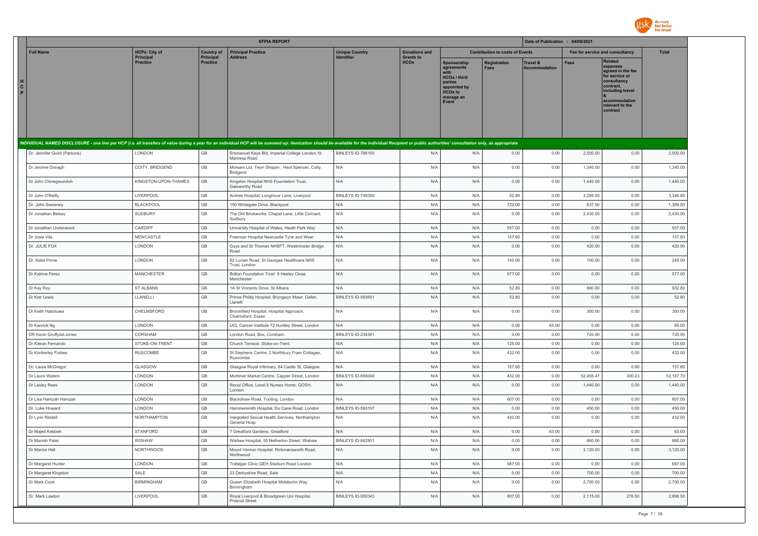# EFPIA REPORT

Date of Publication : 04/08/2021

| Full Name | HCPs: City of Principal Practice | Country of Principal Practice | Principal Practice Address | Unique Country Identifier | Donations and Grants to HCOs | Contribution to costs of Events | | | Fee for service and consultancy | | Total |
|---|---|---|---|---|---|---|---|---|---|---|---|
| | | | | | | Sponsorship agreements with HCOs / third parties appointed by HCOs to manage an Event | Registration Fees | Travel & Accommodation | Fees | Related expenses agreed in the fee for service or consultancy contract, including travel & accommodation relevant to the contract | |
| *INDIVIDUAL NAMED DISCLOSURE - one line per HCP (i.e. all transfers of value during a year for an individual HCP will be summed up: itemization should be available for the individual Recipient or public authorities' consultation only, as appropriate* | | | | | | | | | | | |
| Dr. Jennifer Quint (Parsons) | LONDON | GB | Emmanuel Kaye Bld, Imperial College London,1b Manresa Road | BINLEYS ID-786155 | N/A | N/A | 0.00 | 0.00 | 2,500.00 | 0.00 | 2,500.00 |
| Dr Jerome Donagh | COITY, BRIDGEND | GB | Morsam Ltd, Twyn Shippin , Heol Spencer, Coity, Bridgend | N/A | N/A | N/A | 0.00 | 0.00 | 1,340.00 | 0.00 | 1,340.00 |
| Dr John Chinegwundoh | KINGSTON-UPON-THAMES | GB | Kingston Hospital NHS Foundation Trust, Galsworthy Road | N/A | N/A | N/A | 0.00 | 0.00 | 1,440.00 | 0.00 | 1,440.00 |
| Dr John O'Reilly | LIVERPOOL | GB | Aintree Hospital, Longmoor Lane, Liverpool | BINLEYS ID-749350 | N/A | N/A | 52.80 | 0.00 | 3,294.00 | 0.00 | 3,346.80 |
| Dr. John Sweeney | BLACKPOOL | GB | 150 Whitegate Drive, Blackpool | N/A | N/A | N/A | 722.00 | 0.00 | 637.50 | 0.00 | 1,359.50 |
| Dr Jonathan Belsey | SUDBURY | GB | The Old Brickworks, Chapel Lane, Little Cornard, Sudbury | N/A | N/A | N/A | 0.00 | 0.00 | 2,430.00 | 0.00 | 2,430.00 |
| Dr Jonathan Underwood | CARDIFF | GB | University Hospital of Wales, Heath Park Way | N/A | N/A | N/A | 557.00 | 0.00 | 0.00 | 0.00 | 557.00 |
| Dr Josie Vila | NEWCASTLE | GB | Freeman Hospital Newcastle Tyne and Wear | N/A | N/A | N/A | 157.60 | 0.00 | 0.00 | 0.00 | 157.60 |
| Dr. JULIE FOX | LONDON | GB | Guys and St Thomas NHSFT, Westminster Bridge Road | N/A | N/A | N/A | 0.00 | 0.00 | 420.00 | 0.00 | 420.00 |
| Dr. Katia Prime | LONDON | GB | 82 Lucien Road, St Georges Healthcare NHS Trust, London | N/A | N/A | N/A | 145.00 | 0.00 | 100.00 | 0.00 | 245.00 |
| Dr Katrina Perez | MANCHESTER | GB | Bolton Foundation Trust 9 Healey Close Manchester | N/A | N/A | N/A | 577.00 | 0.00 | 0.00 | 0.00 | 577.00 |
| Dr Kay Roy | ST ALBANS | GB | 1A St Vincents Drive, St Albans | N/A | N/A | N/A | 52.80 | 0.00 | 880.00 | 0.00 | 932.80 |
| Dr Keir Lewis | LLANELLI | GB | Prince Phillip Hospital, Bryngwyn Mawr, Dafen, Llanelli | BINLEYS ID-563651 | N/A | N/A | 52.80 | 0.00 | 0.00 | 0.00 | 52.80 |
| Dr Keith Hattotuwa | CHELMSFORD | GB | Broomfield Hospital, Hospital Approach, Chelmsford, Essex | N/A | N/A | N/A | 0.00 | 0.00 | 300.00 | 0.00 | 300.00 |
| Dr Kenrick Ng | LONDON | GB | UCL Cancer Institute 72 Huntley Street, London | N/A | N/A | N/A | 0.00 | 65.00 | 0.00 | 0.00 | 65.00 |
| DR Kevin Gruffydd-Jones | CORSHAM | GB | London Road, Box, Corsham | BINLEYS ID-234361 | N/A | N/A | 0.00 | 0.00 | 720.00 | 0.00 | 720.00 |
| Dr Kieran Fernando | STOKE-ON-TRENT | GB | Church Terrace, Stoke-on-Trent | N/A | N/A | N/A | 125.00 | 0.00 | 0.00 | 0.00 | 125.00 |
| Dr Kimberley Forbes | RUSCOMBE | GB | St Stephens Centre, 2 Northbury Fram Cottages, Ruscombe | N/A | N/A | N/A | 432.00 | 0.00 | 0.00 | 0.00 | 432.00 |
| Dr. Laura McGregor | GLASGOW | GB | Glasgow Royal Infirmary, 84 Castle St, Glasgow | N/A | N/A | N/A | 157.60 | 0.00 | 0.00 | 0.00 | 157.60 |
| Dr Laura Waters | LONDON | GB | Mortimer Market Centre, Capper Street, London | BINLEYS ID-656048 | N/A | N/A | 432.00 | 0.00 | 52,455.47 | 300.23 | 53,187.70 |
| Dr Lesley Rees | LONDON | GB | Renal Office, Level 8 Nurses Home, GOSH, London | N/A | N/A | N/A | 0.00 | 0.00 | 1,440.00 | 0.00 | 1,440.00 |
| Dr Lisa Hamzah Hamzah | LONDON | GB | Blackshaw Road, Tooting, London | N/A | N/A | N/A | 607.00 | 0.00 | 0.00 | 0.00 | 607.00 |
| Dr. Luke Howard | LONDON | GB | Hammersmith Hospital, Du Cane Road, London | BINLEYS ID-593107 | N/A | N/A | 0.00 | 0.00 | 450.00 | 0.00 | 450.00 |
| Dr Lynn Riddell | NORTHAMPTON | GB | Integrated Sexual Health Services, Northampton General Hosp | N/A | N/A | N/A | 432.00 | 0.00 | 0.00 | 0.00 | 432.00 |
| Dr Majed Kebbeh | STANFORD | GB | 7 Greatford Gardens, Greatford | N/A | N/A | N/A | 0.00 | 63.00 | 0.00 | 0.00 | 63.00 |
| Dr Manish Patel | WISHAW | GB | Wishaw Hospital, 50 Netherton Street, Wishaw | BINLEYS ID-842851 | N/A | N/A | 0.00 | 0.00 | 860.00 | 0.00 | 860.00 |
| Dr Marcia Hall | NORTHWOOD | GB | Mount Vernon Hospital, Rickmansworth Road, Northwood | N/A | N/A | N/A | 0.00 | 0.00 | 3,120.00 | 0.00 | 3,120.00 |
| Dr Margaret Hunter | LONDON | GB | Trafalgar Clinic QEH Stadium Road London | N/A | N/A | N/A | 687.00 | 0.00 | 0.00 | 0.00 | 687.00 |
| Dr Margaret Kingston | SALE | GB | 23 Derbyshire Road, Sale | N/A | N/A | N/A | 0.00 | 0.00 | 700.00 | 0.00 | 700.00 |
| Dr Mark Cook | BIRMINGHAM | GB | Queen Elizabeth Hospital Midelsohn Way Birmingham | N/A | N/A | N/A | 0.00 | 0.00 | 2,700.00 | 0.00 | 2,700.00 |
| Dr. Mark Lawton | LIVERPOOL | GB | Royal Liverpool & Broadgreen Uni Hospital, Prescot Street | BINLEYS ID-950343 | N/A | N/A | 607.00 | 0.00 | 2,115.00 | 276.50 | 2,998.50 |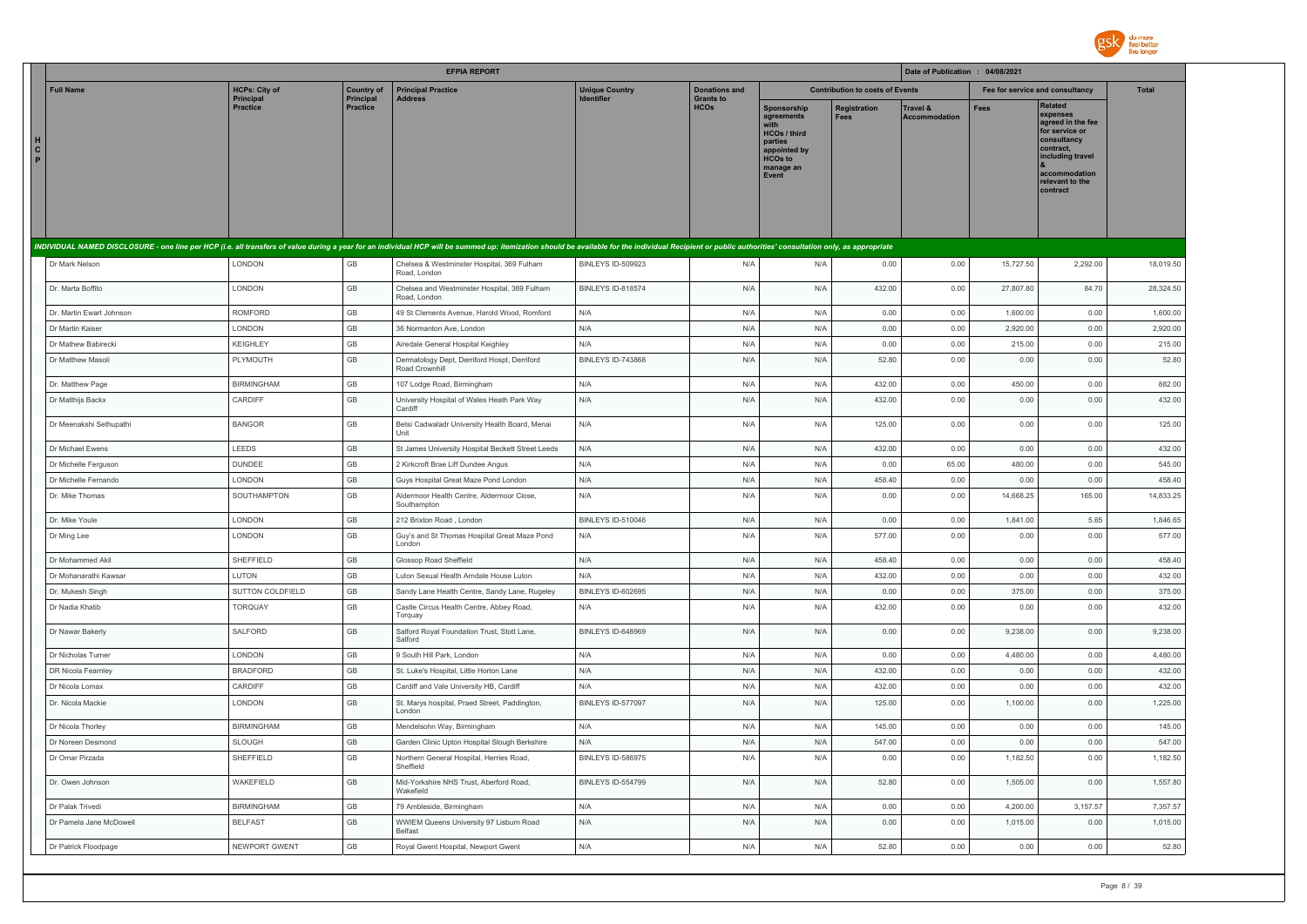| | EFPIA REPORT | | | | | | | | | Date of Publication : 04/08/2021 | | |
|---|---|---|---|---|---|---|---|---|---|---|---|---|
| | Full Name | HCPs: City of Principal Practice | Country of Principal Practice | Principal Practice Address | Unique Country Identifier | Donations and Grants to HCOs | Contribution to costs of Events | | | Fee for service and consultancy | | Total |
| H C P | | | | | | | Sponsorship agreements with HCOs / third parties appointed by HCOs to manage an Event | Registration Fees | Travel & Accommodation | Fees | Related expenses agreed in the fee for service or consultancy contract, including travel & accommodation relevant to the contract | |
| INDIVIDUAL NAMED DISCLOSURE - one line per HCP (i.e. all transfers of value during a year for an individual HCP will be summed up: itemization should be available for the individual Recipient or public authorities' consultation only, as appropriate | | | | | | | | | | | | |
| | Dr Mark Nelson | LONDON | GB | Chelsea & Westminster Hospital, 369 Fulham Road, London | BINLEYS ID-509923 | N/A | N/A | 0.00 | 0.00 | 15,727.50 | 2,292.00 | 18,019.50 |
| | Dr. Marta Boffito | LONDON | GB | Chelsea and Westminster Hospital, 369 Fulham Road, London | BINLEYS ID-818574 | N/A | N/A | 432.00 | 0.00 | 27,807.80 | 84.70 | 28,324.50 |
| | Dr. Martin Ewart Johnson | ROMFORD | GB | 49 St Clements Avenue, Harold Wood, Romford | N/A | N/A | N/A | 0.00 | 0.00 | 1,600.00 | 0.00 | 1,600.00 |
| | Dr Martin Kaiser | LONDON | GB | 36 Normanton Ave, London | N/A | N/A | N/A | 0.00 | 0.00 | 2,920.00 | 0.00 | 2,920.00 |
| | Dr Mathew Babirecki | KEIGHLEY | GB | Airedale General Hospital Keighley | N/A | N/A | N/A | 0.00 | 0.00 | 215.00 | 0.00 | 215.00 |
| | Dr Matthew Masoli | PLYMOUTH | GB | Dermatology Dept, Derriford Hospt, Derriford Road Crownhill | BINLEYS ID-743868 | N/A | N/A | 52.80 | 0.00 | 0.00 | 0.00 | 52.80 |
| | Dr. Matthew Page | BIRMINGHAM | GB | 107 Lodge Road, Birmingham | N/A | N/A | N/A | 432.00 | 0.00 | 450.00 | 0.00 | 882.00 |
| | Dr Matthijs Backx | CARDIFF | GB | University Hospital of Wales Heath Park Way Cardiff | N/A | N/A | N/A | 432.00 | 0.00 | 0.00 | 0.00 | 432.00 |
| | Dr Meenakshi Sethupathi | BANGOR | GB | Betsi Cadwaladr University Health Board, Menai Unit | N/A | N/A | N/A | 125.00 | 0.00 | 0.00 | 0.00 | 125.00 |
| | Dr Michael Ewens | LEEDS | GB | St James University Hospital Beckett Street Leeds | N/A | N/A | N/A | 432.00 | 0.00 | 0.00 | 0.00 | 432.00 |
| | Dr Michelle Ferguson | DUNDEE | GB | 2 Kirkcroft Brae Liff Dundee Angus | N/A | N/A | N/A | 0.00 | 65.00 | 480.00 | 0.00 | 545.00 |
| | Dr Michelle Fernando | LONDON | GB | Guys Hospital Great Maze Pond London | N/A | N/A | N/A | 458.40 | 0.00 | 0.00 | 0.00 | 458.40 |
| | Dr. Mike Thomas | SOUTHAMPTON | GB | Aldermoor Health Centre, Aldermoor Close, Southampton | N/A | N/A | N/A | 0.00 | 0.00 | 14,668.25 | 165.00 | 14,833.25 |
| | Dr. Mike Youle | LONDON | GB | 212 Brixton Road , London | BINLEYS ID-510046 | N/A | N/A | 0.00 | 0.00 | 1,841.00 | 5.65 | 1,846.65 |
| | Dr Ming Lee | LONDON | GB | Guy's and St Thomas Hospital Great Maze Pond London | N/A | N/A | N/A | 577.00 | 0.00 | 0.00 | 0.00 | 577.00 |
| | Dr Mohammed Akil | SHEFFIELD | GB | Glossop Road Sheffield | N/A | N/A | N/A | 458.40 | 0.00 | 0.00 | 0.00 | 458.40 |
| | Dr Mohanarathi Kawsar | LUTON | GB | Luton Sexual Health Arndale House Luton | N/A | N/A | N/A | 432.00 | 0.00 | 0.00 | 0.00 | 432.00 |
| | Dr. Mukesh Singh | SUTTON COLDFIELD | GB | Sandy Lane Health Centre, Sandy Lane, Rugeley | BINLEYS ID-602695 | N/A | N/A | 0.00 | 0.00 | 375.00 | 0.00 | 375.00 |
| | Dr Nadia Khatib | TORQUAY | GB | Castle Circus Health Centre, Abbey Road, Torquay | N/A | N/A | N/A | 432.00 | 0.00 | 0.00 | 0.00 | 432.00 |
| | Dr Nawar Bakerly | SALFORD | GB | Salford Royal Foundation Trust, Stott Lane, Salford | BINLEYS ID-648969 | N/A | N/A | 0.00 | 0.00 | 9,238.00 | 0.00 | 9,238.00 |
| | Dr Nicholas Turner | LONDON | GB | 9 South Hill Park, London | N/A | N/A | N/A | 0.00 | 0.00 | 4,480.00 | 0.00 | 4,480.00 |
| | DR Nicola Fearnley | BRADFORD | GB | St. Luke's Hospital, Little Horton Lane | N/A | N/A | N/A | 432.00 | 0.00 | 0.00 | 0.00 | 432.00 |
| | Dr Nicola Lomax | CARDIFF | GB | Cardiff and Vale University HB, Cardiff | N/A | N/A | N/A | 432.00 | 0.00 | 0.00 | 0.00 | 432.00 |
| | Dr. Nicola Mackie | LONDON | GB | St. Marys hospital, Praed Street, Paddington, London | BINLEYS ID-577097 | N/A | N/A | 125.00 | 0.00 | 1,100.00 | 0.00 | 1,225.00 |
| | Dr Nicola Thorley | BIRMINGHAM | GB | Mendelsohn Way, Birmingham | N/A | N/A | N/A | 145.00 | 0.00 | 0.00 | 0.00 | 145.00 |
| | Dr Noreen Desmond | SLOUGH | GB | Garden Clinic Upton Hospital Slough Berkshire | N/A | N/A | N/A | 547.00 | 0.00 | 0.00 | 0.00 | 547.00 |
| | Dr Omar Pirzada | SHEFFIELD | GB | Northern General Hospital, Herries Road, Sheffield | BINLEYS ID-586975 | N/A | N/A | 0.00 | 0.00 | 1,182.50 | 0.00 | 1,182.50 |
| | Dr. Owen Johnson | WAKEFIELD | GB | Mid-Yorkshire NHS Trust, Aberford Road, Wakefield | BINLEYS ID-554799 | N/A | N/A | 52.80 | 0.00 | 1,505.00 | 0.00 | 1,557.80 |
| | Dr Palak Trivedi | BIRMINGHAM | GB | 79 Ambleside, Birmingham | N/A | N/A | N/A | 0.00 | 0.00 | 4,200.00 | 3,157.57 | 7,357.57 |
| | Dr Pamela Jane McDowell | BELFAST | GB | WWIEM Queens University 97 Lisburn Road Belfast | N/A | N/A | N/A | 0.00 | 0.00 | 1,015.00 | 0.00 | 1,015.00 |
| | Dr Patrick Floodpage | NEWPORT GWENT | GB | Royal Gwent Hospital, Newport Gwent | N/A | N/A | N/A | 52.80 | 0.00 | 0.00 | 0.00 | 52.80 |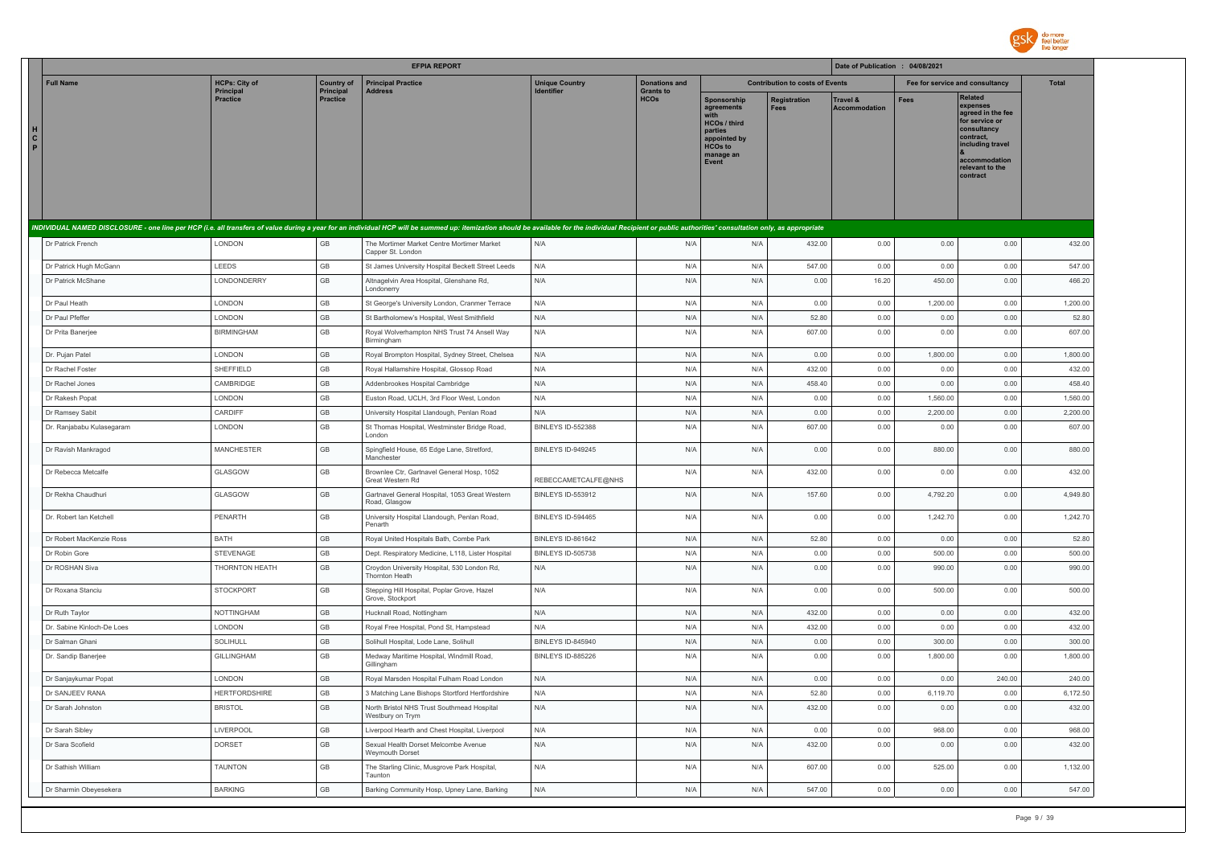# EFPIA REPORT

Date of Publication : 04/08/2021

| HCP | Full Name | HCPs: City of Principal Practice | Country of Principal Practice | Principal Practice Address | Unique Country Identifier | Donations and Grants to HCOs | Contribution to costs of Events | | | Fee for service and consultancy | | Total |
|---|---|---|---|---|---|---|---|---|---|---|---|---|
| | | | | | | | Sponsorship agreements with HCOs / third parties appointed by HCOs to manage an Event | Registration Fees | Travel & Accommodation | Fees | Related expenses agreed in the fee for service or consultancy contract, including travel & accommodation relevant to the contract | |
| *INDIVIDUAL NAMED DISCLOSURE - one line per HCP (i.e. all transfers of value during a year for an individual HCP will be summed up: itemization should be available for the individual Recipient or public authorities' consultation only, as appropriate* | | | | | | | | | | | | |
| | Dr Patrick French | LONDON | GB | The Mortimer Market Centre Mortimer Market Capper St. London | N/A | N/A | N/A | 432.00 | 0.00 | 0.00 | 0.00 | 432.00 |
| | Dr Patrick Hugh McGann | LEEDS | GB | St James University Hospital Beckett Street Leeds | N/A | N/A | N/A | 547.00 | 0.00 | 0.00 | 0.00 | 547.00 |
| | Dr Patrick McShane | LONDONDERRY | GB | Altnagelvin Area Hospital, Glenshane Rd, Londonerry | N/A | N/A | N/A | 0.00 | 16.20 | 450.00 | 0.00 | 466.20 |
| | Dr Paul Heath | LONDON | GB | St George's University London, Cranmer Terrace | N/A | N/A | N/A | 0.00 | 0.00 | 1,200.00 | 0.00 | 1,200.00 |
| | Dr Paul Pfeffer | LONDON | GB | St Bartholomew's Hospital, West Smithfield | N/A | N/A | N/A | 52.80 | 0.00 | 0.00 | 0.00 | 52.80 |
| | Dr Prita Banerjee | BIRMINGHAM | GB | Royal Wolverhampton NHS Trust 74 Ansell Way Birmingham | N/A | N/A | N/A | 607.00 | 0.00 | 0.00 | 0.00 | 607.00 |
| | Dr. Pujan Patel | LONDON | GB | Royal Brompton Hospital, Sydney Street, Chelsea | N/A | N/A | N/A | 0.00 | 0.00 | 1,800.00 | 0.00 | 1,800.00 |
| | Dr Rachel Foster | SHEFFIELD | GB | Royal Hallamshire Hospital, Glossop Road | N/A | N/A | N/A | 432.00 | 0.00 | 0.00 | 0.00 | 432.00 |
| | Dr Rachel Jones | CAMBRIDGE | GB | Addenbrookes Hospital Cambridge | N/A | N/A | N/A | 458.40 | 0.00 | 0.00 | 0.00 | 458.40 |
| | Dr Rakesh Popat | LONDON | GB | Euston Road, UCLH, 3rd Floor West, London | N/A | N/A | N/A | 0.00 | 0.00 | 1,560.00 | 0.00 | 1,560.00 |
| | Dr Ramsey Sabit | CARDIFF | GB | University Hospital Llandough, Penlan Road | N/A | N/A | N/A | 0.00 | 0.00 | 2,200.00 | 0.00 | 2,200.00 |
| | Dr. Ranjababu Kulasegaram | LONDON | GB | St Thomas Hospital, Westminster Bridge Road, London | BINLEYS ID-552388 | N/A | N/A | 607.00 | 0.00 | 0.00 | 0.00 | 607.00 |
| | Dr Ravish Mankragod | MANCHESTER | GB | Spingfield House, 65 Edge Lane, Stretford, Manchester | BINLEYS ID-949245 | N/A | N/A | 0.00 | 0.00 | 880.00 | 0.00 | 880.00 |
| | Dr Rebecca Metcalfe | GLASGOW | GB | Brownlee Ctr, Gartnavel General Hosp, 1052 Great Western Rd | REBECCAMETCALFE@NHS | N/A | N/A | 432.00 | 0.00 | 0.00 | 0.00 | 432.00 |
| | Dr Rekha Chaudhuri | GLASGOW | GB | Gartnavel General Hospital, 1053 Great Western Road, Glasgow | BINLEYS ID-553912 | N/A | N/A | 157.60 | 0.00 | 4,792.20 | 0.00 | 4,949.80 |
| | Dr. Robert Ian Ketchell | PENARTH | GB | University Hospital Llandough, Penlan Road, Penarth | BINLEYS ID-594465 | N/A | N/A | 0.00 | 0.00 | 1,242.70 | 0.00 | 1,242.70 |
| | Dr Robert MacKenzie Ross | BATH | GB | Royal United Hospitals Bath, Combe Park | BINLEYS ID-861642 | N/A | N/A | 52.80 | 0.00 | 0.00 | 0.00 | 52.80 |
| | Dr Robin Gore | STEVENAGE | GB | Dept. Respiratory Medicine, L118, Lister Hospital | BINLEYS ID-505738 | N/A | N/A | 0.00 | 0.00 | 500.00 | 0.00 | 500.00 |
| | Dr ROSHAN Siva | THORNTON HEATH | GB | Croydon University Hospital, 530 London Rd, Thornton Heath | N/A | N/A | N/A | 0.00 | 0.00 | 990.00 | 0.00 | 990.00 |
| | Dr Roxana Stanciu | STOCKPORT | GB | Stepping Hill Hospital, Poplar Grove, Hazel Grove, Stockport | N/A | N/A | N/A | 0.00 | 0.00 | 500.00 | 0.00 | 500.00 |
| | Dr Ruth Taylor | NOTTINGHAM | GB | Hucknall Road, Nottingham | N/A | N/A | N/A | 432.00 | 0.00 | 0.00 | 0.00 | 432.00 |
| | Dr. Sabine Kinloch-De Loes | LONDON | GB | Royal Free Hospital, Pond St, Hampstead | N/A | N/A | N/A | 432.00 | 0.00 | 0.00 | 0.00 | 432.00 |
| | Dr Salman Ghani | SOLIHULL | GB | Solihull Hospital, Lode Lane, Solihull | BINLEYS ID-845940 | N/A | N/A | 0.00 | 0.00 | 300.00 | 0.00 | 300.00 |
| | Dr. Sandip Banerjee | GILLINGHAM | GB | Medway Maritime Hospital, Windmill Road, Gillingham | BINLEYS ID-885226 | N/A | N/A | 0.00 | 0.00 | 1,800.00 | 0.00 | 1,800.00 |
| | Dr Sanjaykumar Popat | LONDON | GB | Royal Marsden Hospital Fulham Road London | N/A | N/A | N/A | 0.00 | 0.00 | 0.00 | 240.00 | 240.00 |
| | Dr SANJEEV RANA | HERTFORDSHIRE | GB | 3 Matching Lane Bishops Stortford Hertfordshire | N/A | N/A | N/A | 52.80 | 0.00 | 6,119.70 | 0.00 | 6,172.50 |
| | Dr Sarah Johnston | BRISTOL | GB | North Bristol NHS Trust Southmead Hospital Westbury on Trym | N/A | N/A | N/A | 432.00 | 0.00 | 0.00 | 0.00 | 432.00 |
| | Dr Sarah Sibley | LIVERPOOL | GB | Liverpool Hearth and Chest Hospital, Liverpool | N/A | N/A | N/A | 0.00 | 0.00 | 968.00 | 0.00 | 968.00 |
| | Dr Sara Scofield | DORSET | GB | Sexual Health Dorset Melcombe Avenue Weymouth Dorset | N/A | N/A | N/A | 432.00 | 0.00 | 0.00 | 0.00 | 432.00 |
| | Dr Sathish William | TAUNTON | GB | The Starling Clinic, Musgrove Park Hospital, Taunton | N/A | N/A | N/A | 607.00 | 0.00 | 525.00 | 0.00 | 1,132.00 |
| | Dr Sharmin Obeyesekera | BARKING | GB | Barking Community Hosp, Upney Lane, Barking | N/A | N/A | N/A | 547.00 | 0.00 | 0.00 | 0.00 | 547.00 |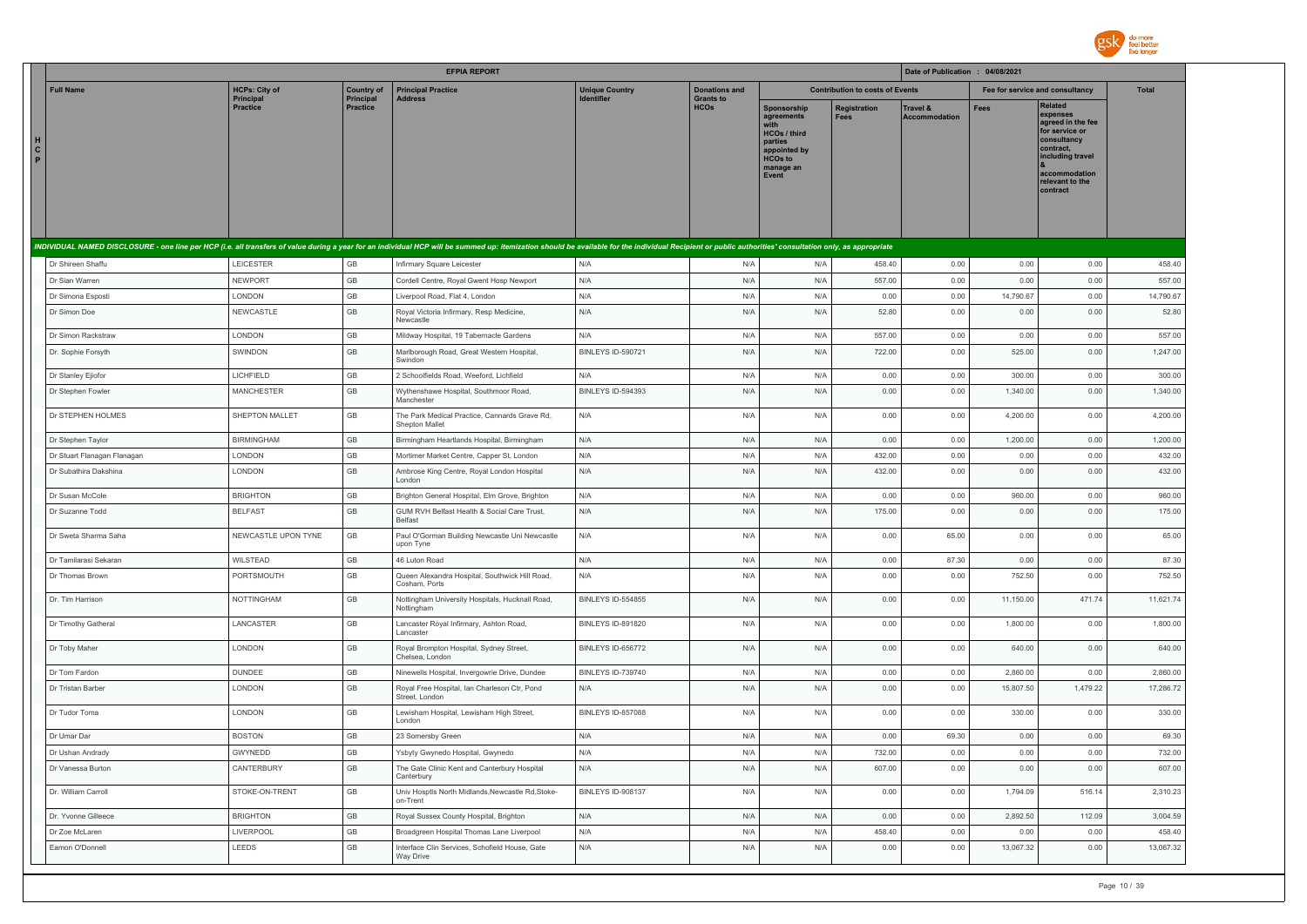| HCP | Full Name | HCPs: City of Principal Practice | Country of Principal Practice | Principal Practice Address | Unique Country Identifier | Donations and Grants to HCOs | Contribution to costs of Events | | | Fee for service and consultancy | | Total |
|---|---|---|---|---|---|---|---|---|---|---|---|---|
| | | | | | | | Sponsorship agreements with HCOs / third parties appointed by HCOs to manage an Event | Registration Fees | Travel & Accommodation | Fees | Related expenses agreed in the fee for service or consultancy contract, including travel & accommodation relevant to the contract | |
| INDIVIDUAL NAMED DISCLOSURE - one line per HCP (i.e. all transfers of value during a year for an individual HCP will be summed up: itemization should be available for the individual Recipient or public authorities' consultation only, as appropriate | | | | | | | | | | | | |
| | Dr Shireen Shaffu | LEICESTER | GB | Infirmary Square Leicester | N/A | N/A | N/A | 458.40 | 0.00 | 0.00 | 0.00 | 458.40 |
| | Dr Sian Warren | NEWPORT | GB | Cordell Centre, Royal Gwent Hosp Newport | N/A | N/A | N/A | 557.00 | 0.00 | 0.00 | 0.00 | 557.00 |
| | Dr Simona Esposti | LONDON | GB | Liverpool Road, Flat 4, London | N/A | N/A | N/A | 0.00 | 0.00 | 14,790.67 | 0.00 | 14,790.67 |
| | Dr Simon Doe | NEWCASTLE | GB | Royal Victoria Infirmary, Resp Medicine, Newcastle | N/A | N/A | N/A | 52.80 | 0.00 | 0.00 | 0.00 | 52.80 |
| | Dr Simon Rackstraw | LONDON | GB | Mildway Hospital, 19 Tabernacle Gardens | N/A | N/A | N/A | 557.00 | 0.00 | 0.00 | 0.00 | 557.00 |
| | Dr. Sophie Forsyth | SWINDON | GB | Marlborough Road, Great Western Hospital, Swindon | BINLEYS ID-590721 | N/A | N/A | 722.00 | 0.00 | 525.00 | 0.00 | 1,247.00 |
| | Dr Stanley Ejiofor | LICHFIELD | GB | 2 Schoolfields Road, Weeford, Lichfield | N/A | N/A | N/A | 0.00 | 0.00 | 300.00 | 0.00 | 300.00 |
| | Dr Stephen Fowler | MANCHESTER | GB | Wythenshawe Hospital, Southmoor Road, Manchester | BINLEYS ID-594393 | N/A | N/A | 0.00 | 0.00 | 1,340.00 | 0.00 | 1,340.00 |
| | Dr STEPHEN HOLMES | SHEPTON MALLET | GB | The Park Medical Practice, Cannards Grave Rd, Shepton Mallet | N/A | N/A | N/A | 0.00 | 0.00 | 4,200.00 | 0.00 | 4,200.00 |
| | Dr Stephen Taylor | BIRMINGHAM | GB | Birmingham Heartlands Hospital, Birmingham | N/A | N/A | N/A | 0.00 | 0.00 | 1,200.00 | 0.00 | 1,200.00 |
| | Dr Stuart Flanagan Flanagan | LONDON | GB | Mortimer Market Centre, Capper St, London | N/A | N/A | N/A | 432.00 | 0.00 | 0.00 | 0.00 | 432.00 |
| | Dr Subathira Dakshina | LONDON | GB | Ambrose King Centre, Royal London Hospital London | N/A | N/A | N/A | 432.00 | 0.00 | 0.00 | 0.00 | 432.00 |
| | Dr Susan McCole | BRIGHTON | GB | Brighton General Hospital, Elm Grove, Brighton | N/A | N/A | N/A | 0.00 | 0.00 | 960.00 | 0.00 | 960.00 |
| | Dr Suzanne Todd | BELFAST | GB | GUM RVH Belfast Health & Social Care Trust, Belfast | N/A | N/A | N/A | 175.00 | 0.00 | 0.00 | 0.00 | 175.00 |
| | Dr Sweta Sharma Saha | NEWCASTLE UPON TYNE | GB | Paul O'Gorman Building Newcastle Uni Newcastle upon Tyne | N/A | N/A | N/A | 0.00 | 65.00 | 0.00 | 0.00 | 65.00 |
| | Dr Tamilarasi Sekaran | WILSTEAD | GB | 46 Luton Road | N/A | N/A | N/A | 0.00 | 87.30 | 0.00 | 0.00 | 87.30 |
| | Dr Thomas Brown | PORTSMOUTH | GB | Queen Alexandra Hospital, Southwick Hill Road, Cosham, Ports | N/A | N/A | N/A | 0.00 | 0.00 | 752.50 | 0.00 | 752.50 |
| | Dr. Tim Harrison | NOTTINGHAM | GB | Nottingham University Hospitals, Hucknall Road, Nottingham | BINLEYS ID-554855 | N/A | N/A | 0.00 | 0.00 | 11,150.00 | 471.74 | 11,621.74 |
| | Dr Timothy Gatheral | LANCASTER | GB | Lancaster Royal Infirmary, Ashton Road, Lancaster | BINLEYS ID-891820 | N/A | N/A | 0.00 | 0.00 | 1,800.00 | 0.00 | 1,800.00 |
| | Dr Toby Maher | LONDON | GB | Royal Brompton Hospital, Sydney Street, Chelsea, London | BINLEYS ID-656772 | N/A | N/A | 0.00 | 0.00 | 640.00 | 0.00 | 640.00 |
| | Dr Tom Fardon | DUNDEE | GB | Ninewells Hospital, Invergowrie Drive, Dundee | BINLEYS ID-739740 | N/A | N/A | 0.00 | 0.00 | 2,860.00 | 0.00 | 2,860.00 |
| | Dr Tristan Barber | LONDON | GB | Royal Free Hospital, Ian Charleson Ctr, Pond Street, London | N/A | N/A | N/A | 0.00 | 0.00 | 15,807.50 | 1,479.22 | 17,286.72 |
| | Dr Tudor Toma | LONDON | GB | Lewisham Hospital, Lewisham High Street, London | BINLEYS ID-857088 | N/A | N/A | 0.00 | 0.00 | 330.00 | 0.00 | 330.00 |
| | Dr Umar Dar | BOSTON | GB | 23 Somersby Green | N/A | N/A | N/A | 0.00 | 69.30 | 0.00 | 0.00 | 69.30 |
| | Dr Ushan Andrady | GWYNEDD | GB | Ysbyty Gwynedo Hospital, Gwynedo | N/A | N/A | N/A | 732.00 | 0.00 | 0.00 | 0.00 | 732.00 |
| | Dr Vanessa Burton | CANTERBURY | GB | The Gate Clinic Kent and Canterbury Hospital Canterbury | N/A | N/A | N/A | 607.00 | 0.00 | 0.00 | 0.00 | 607.00 |
| | Dr. William Carroll | STOKE-ON-TRENT | GB | Univ Hosptls North Midlands,Newcastle Rd,Stoke-on-Trent | BINLEYS ID-908137 | N/A | N/A | 0.00 | 0.00 | 1,794.09 | 516.14 | 2,310.23 |
| | Dr. Yvonne Gilleece | BRIGHTON | GB | Royal Sussex County Hospital, Brighton | N/A | N/A | N/A | 0.00 | 0.00 | 2,892.50 | 112.09 | 3,004.59 |
| | Dr Zoe McLaren | LIVERPOOL | GB | Broadgreen Hospital Thomas Lane Liverpool | N/A | N/A | N/A | 458.40 | 0.00 | 0.00 | 0.00 | 458.40 |
| | Eamon O'Donnell | LEEDS | GB | Interface Clin Services, Schofield House, Gate Way Drive | N/A | N/A | N/A | 0.00 | 0.00 | 13,067.32 | 0.00 | 13,067.32 |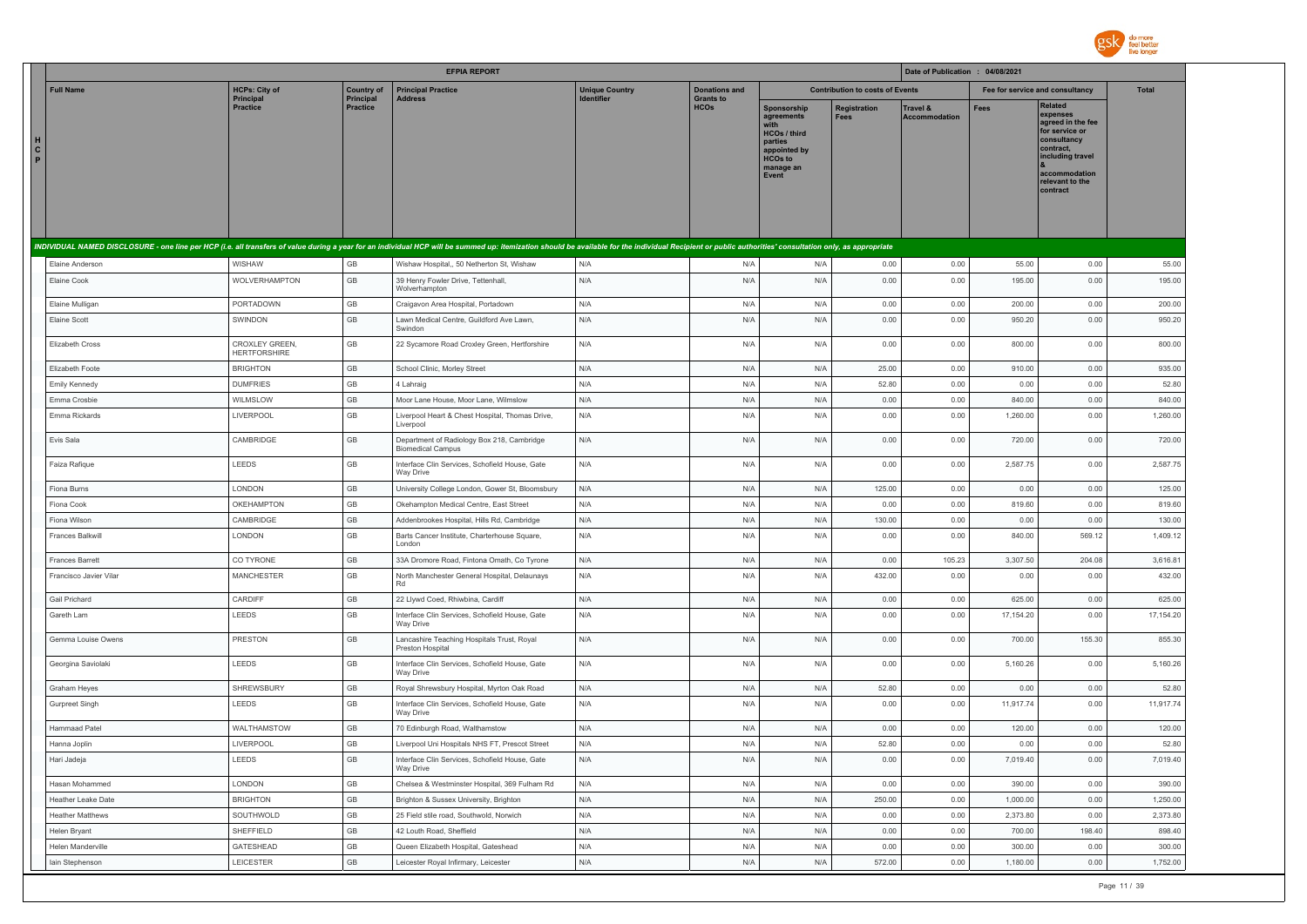# EFPIA REPORT

Date of Publication : 04/08/2021

| Full Name | HCPs: City of Principal Practice | Country of Principal Practice | Principal Practice Address | Unique Country Identifier | Donations and Grants to HCOs | Contribution to costs of Events | | | Fee for service and consultancy | | Total |
|---|---|---|---|---|---|---|---|---|---|---|---|
| | | | | | | Sponsorship agreements with HCOs / third parties appointed by HCOs to manage an Event | Registration Fees | Travel & Accommodation | Fees | Related expenses agreed in the fee for service or consultancy contract, including travel & accommodation relevant to the contract | |
| *INDIVIDUAL NAMED DISCLOSURE - one line per HCP (i.e. all transfers of value during a year for an individual HCP will be summed up: itemization should be available for the individual Recipient or public authorities' consultation only, as appropriate* | | | | | | | | | | | |
| Elaine Anderson | WISHAW | GB | Wishaw Hospital,, 50 Netherton St, Wishaw | N/A | N/A | N/A | 0.00 | 0.00 | 55.00 | 0.00 | 55.00 |
| Elaine Cook | WOLVERHAMPTON | GB | 39 Henry Fowler Drive, Tettenhall, Wolverhampton | N/A | N/A | N/A | 0.00 | 0.00 | 195.00 | 0.00 | 195.00 |
| Elaine Mulligan | PORTADOWN | GB | Craigavon Area Hospital, Portadown | N/A | N/A | N/A | 0.00 | 0.00 | 200.00 | 0.00 | 200.00 |
| Elaine Scott | SWINDON | GB | Lawn Medical Centre, Guildford Ave Lawn, Swindon | N/A | N/A | N/A | 0.00 | 0.00 | 950.20 | 0.00 | 950.20 |
| Elizabeth Cross | CROXLEY GREEN, HERTFORSHIRE | GB | 22 Sycamore Road Croxley Green, Hertforshire | N/A | N/A | N/A | 0.00 | 0.00 | 800.00 | 0.00 | 800.00 |
| Elizabeth Foote | BRIGHTON | GB | School Clinic, Morley Street | N/A | N/A | N/A | 25.00 | 0.00 | 910.00 | 0.00 | 935.00 |
| Emily Kennedy | DUMFRIES | GB | 4 Lahraig | N/A | N/A | N/A | 52.80 | 0.00 | 0.00 | 0.00 | 52.80 |
| Emma Crosbie | WILMSLOW | GB | Moor Lane House, Moor Lane, Wilmslow | N/A | N/A | N/A | 0.00 | 0.00 | 840.00 | 0.00 | 840.00 |
| Emma Rickards | LIVERPOOL | GB | Liverpool Heart & Chest Hospital, Thomas Drive, Liverpool | N/A | N/A | N/A | 0.00 | 0.00 | 1,260.00 | 0.00 | 1,260.00 |
| Evis Sala | CAMBRIDGE | GB | Department of Radiology Box 218, Cambridge Biomedical Campus | N/A | N/A | N/A | 0.00 | 0.00 | 720.00 | 0.00 | 720.00 |
| Faiza Rafique | LEEDS | GB | Interface Clin Services, Schofield House, Gate Way Drive | N/A | N/A | N/A | 0.00 | 0.00 | 2,587.75 | 0.00 | 2,587.75 |
| Fiona Burns | LONDON | GB | University College London, Gower St, Bloomsbury | N/A | N/A | N/A | 125.00 | 0.00 | 0.00 | 0.00 | 125.00 |
| Fiona Cook | OKEHAMPTON | GB | Okehampton Medical Centre, East Street | N/A | N/A | N/A | 0.00 | 0.00 | 819.60 | 0.00 | 819.60 |
| Fiona Wilson | CAMBRIDGE | GB | Addenbrookes Hospital, Hills Rd, Cambridge | N/A | N/A | N/A | 130.00 | 0.00 | 0.00 | 0.00 | 130.00 |
| Frances Balkwill | LONDON | GB | Barts Cancer Institute, Charterhouse Square, London | N/A | N/A | N/A | 0.00 | 0.00 | 840.00 | 569.12 | 1,409.12 |
| Frances Barrett | CO TYRONE | GB | 33A Dromore Road, Fintona Omath, Co Tyrone | N/A | N/A | N/A | 0.00 | 105.23 | 3,307.50 | 204.08 | 3,616.81 |
| Francisco Javier Vilar | MANCHESTER | GB | North Manchester General Hospital, Delaunays Rd | N/A | N/A | N/A | 432.00 | 0.00 | 0.00 | 0.00 | 432.00 |
| Gail Prichard | CARDIFF | GB | 22 Llywd Coed, Rhiwbina, Cardiff | N/A | N/A | N/A | 0.00 | 0.00 | 625.00 | 0.00 | 625.00 |
| Gareth Lam | LEEDS | GB | Interface Clin Services, Schofield House, Gate Way Drive | N/A | N/A | N/A | 0.00 | 0.00 | 17,154.20 | 0.00 | 17,154.20 |
| Gemma Louise Owens | PRESTON | GB | Lancashire Teaching Hospitals Trust, Royal Preston Hospital | N/A | N/A | N/A | 0.00 | 0.00 | 700.00 | 155.30 | 855.30 |
| Georgina Saviolaki | LEEDS | GB | Interface Clin Services, Schofield House, Gate Way Drive | N/A | N/A | N/A | 0.00 | 0.00 | 5,160.26 | 0.00 | 5,160.26 |
| Graham Heyes | SHREWSBURY | GB | Royal Shrewsbury Hospital, Myrton Oak Road | N/A | N/A | N/A | 52.80 | 0.00 | 0.00 | 0.00 | 52.80 |
| Gurpreet Singh | LEEDS | GB | Interface Clin Services, Schofield House, Gate Way Drive | N/A | N/A | N/A | 0.00 | 0.00 | 11,917.74 | 0.00 | 11,917.74 |
| Hammaad Patel | WALTHAMSTOW | GB | 70 Edinburgh Road, Walthamstow | N/A | N/A | N/A | 0.00 | 0.00 | 120.00 | 0.00 | 120.00 |
| Hanna Joplin | LIVERPOOL | GB | Liverpool Uni Hospitals NHS FT, Prescot Street | N/A | N/A | N/A | 52.80 | 0.00 | 0.00 | 0.00 | 52.80 |
| Hari Jadeja | LEEDS | GB | Interface Clin Services, Schofield House, Gate Way Drive | N/A | N/A | N/A | 0.00 | 0.00 | 7,019.40 | 0.00 | 7,019.40 |
| Hasan Mohammed | LONDON | GB | Chelsea & Westminster Hospital, 369 Fulham Rd | N/A | N/A | N/A | 0.00 | 0.00 | 390.00 | 0.00 | 390.00 |
| Heather Leake Date | BRIGHTON | GB | Brighton & Sussex University, Brighton | N/A | N/A | N/A | 250.00 | 0.00 | 1,000.00 | 0.00 | 1,250.00 |
| Heather Matthews | SOUTHWOLD | GB | 25 Field stile road, Southwold, Norwich | N/A | N/A | N/A | 0.00 | 0.00 | 2,373.80 | 0.00 | 2,373.80 |
| Helen Bryant | SHEFFIELD | GB | 42 Louth Road, Sheffield | N/A | N/A | N/A | 0.00 | 0.00 | 700.00 | 198.40 | 898.40 |
| Helen Manderville | GATESHEAD | GB | Queen Elizabeth Hospital, Gateshead | N/A | N/A | N/A | 0.00 | 0.00 | 300.00 | 0.00 | 300.00 |
| Iain Stephenson | LEICESTER | GB | Leicester Royal Infirmary, Leicester | N/A | N/A | N/A | 572.00 | 0.00 | 1,180.00 | 0.00 | 1,752.00 |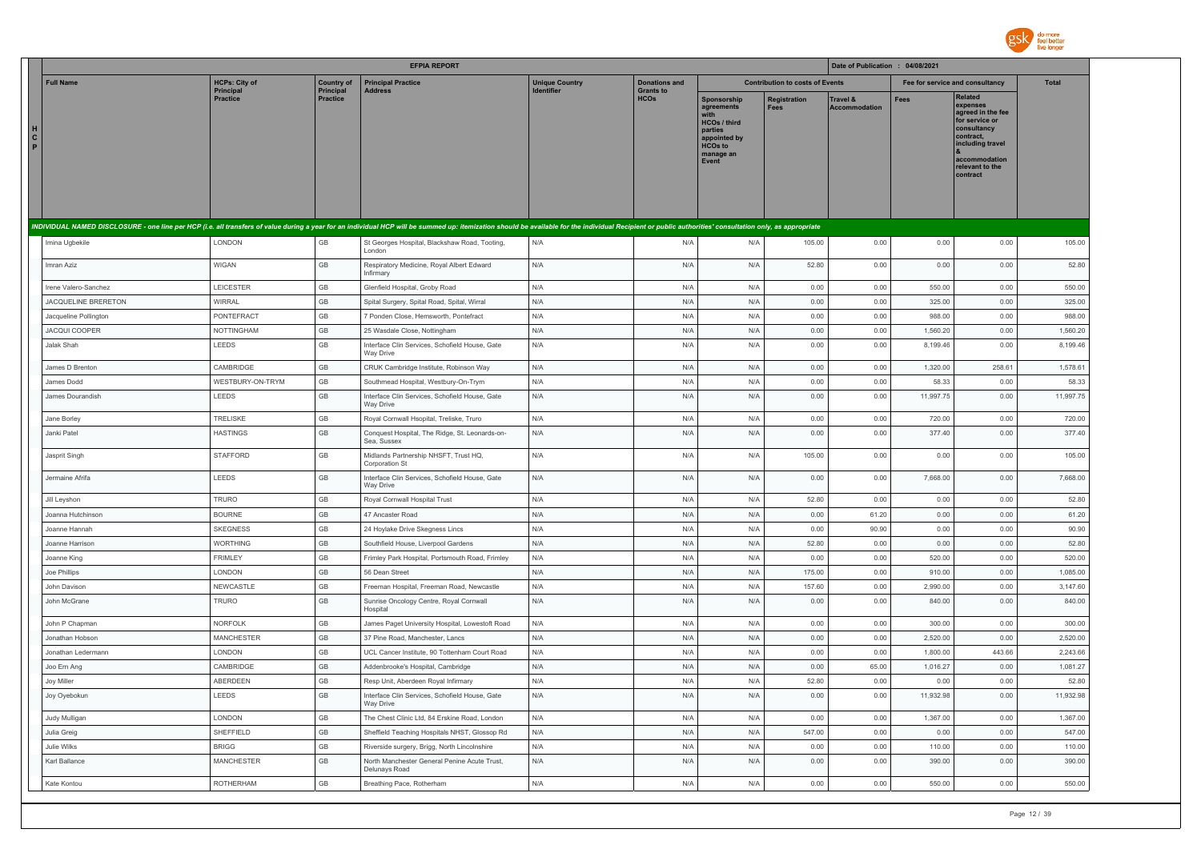| HCP | Full Name | HCPs: City of Principal Practice | Country of Principal Practice | Principal Practice Address | Unique Country Identifier | Donations and Grants to HCOs | Contribution to costs of Events | | | Fee for service and consultancy | | Total |
|---|---|---|---|---|---|---|---|---|---|---|---|---|
| | | | | | | | Sponsorship agreements with HCOs / third parties appointed by HCOs to manage an Event | Registration Fees | Travel & Accommodation | Fees | Related expenses agreed in the fee for service or consultancy contract, including travel & accommodation relevant to the contract | |
| *INDIVIDUAL NAMED DISCLOSURE - one line per HCP (i.e. all transfers of value during a year for an individual HCP will be summed up: itemization should be available for the individual Recipient or public authorities' consultation only, as appropriate* | | | | | | | | | | | | |
| | Imina Ugbekile | LONDON | GB | St Georges Hospital, Blackshaw Road, Tooting, London | N/A | N/A | N/A | 105.00 | 0.00 | 0.00 | 0.00 | 105.00 |
| | Imran Aziz | WIGAN | GB | Respiratory Medicine, Royal Albert Edward Infirmary | N/A | N/A | N/A | 52.80 | 0.00 | 0.00 | 0.00 | 52.80 |
| | Irene Valero-Sanchez | LEICESTER | GB | Glenfield Hospital, Groby Road | N/A | N/A | N/A | 0.00 | 0.00 | 550.00 | 0.00 | 550.00 |
| | JACQUELINE BRERETON | WIRRAL | GB | Spital Surgery, Spital Road, Spital, Wirral | N/A | N/A | N/A | 0.00 | 0.00 | 325.00 | 0.00 | 325.00 |
| | Jacqueline Pollington | PONTEFRACT | GB | 7 Ponden Close, Hemsworth, Pontefract | N/A | N/A | N/A | 0.00 | 0.00 | 988.00 | 0.00 | 988.00 |
| | JACQUI COOPER | NOTTINGHAM | GB | 25 Wasdale Close, Nottingham | N/A | N/A | N/A | 0.00 | 0.00 | 1,560.20 | 0.00 | 1,560.20 |
| | Jalak Shah | LEEDS | GB | Interface Clin Services, Schofield House, Gate Way Drive | N/A | N/A | N/A | 0.00 | 0.00 | 8,199.46 | 0.00 | 8,199.46 |
| | James D Brenton | CAMBRIDGE | GB | CRUK Cambridge Institute, Robinson Way | N/A | N/A | N/A | 0.00 | 0.00 | 1,320.00 | 258.61 | 1,578.61 |
| | James Dodd | WESTBURY-ON-TRYM | GB | Southmead Hospital, Westbury-On-Trym | N/A | N/A | N/A | 0.00 | 0.00 | 58.33 | 0.00 | 58.33 |
| | James Dourandish | LEEDS | GB | Interface Clin Services, Schofield House, Gate Way Drive | N/A | N/A | N/A | 0.00 | 0.00 | 11,997.75 | 0.00 | 11,997.75 |
| | Jane Borley | TRELISKE | GB | Royal Cornwall Hsopital, Treliske, Truro | N/A | N/A | N/A | 0.00 | 0.00 | 720.00 | 0.00 | 720.00 |
| | Janki Patel | HASTINGS | GB | Conquest Hospital, The Ridge, St. Leonards-on-Sea, Sussex | N/A | N/A | N/A | 0.00 | 0.00 | 377.40 | 0.00 | 377.40 |
| | Jasprit Singh | STAFFORD | GB | Midlands Partnership NHSFT, Trust HQ, Corporation St | N/A | N/A | N/A | 105.00 | 0.00 | 0.00 | 0.00 | 105.00 |
| | Jermaine Afrifa | LEEDS | GB | Interface Clin Services, Schofield House, Gate Way Drive | N/A | N/A | N/A | 0.00 | 0.00 | 7,668.00 | 0.00 | 7,668.00 |
| | Jill Leyshon | TRURO | GB | Royal Cornwall Hospital Trust | N/A | N/A | N/A | 52.80 | 0.00 | 0.00 | 0.00 | 52.80 |
| | Joanna Hutchinson | BOURNE | GB | 47 Ancaster Road | N/A | N/A | N/A | 0.00 | 61.20 | 0.00 | 0.00 | 61.20 |
| | Joanne Hannah | SKEGNESS | GB | 24 Hoylake Drive Skegness Lincs | N/A | N/A | N/A | 0.00 | 90.90 | 0.00 | 0.00 | 90.90 |
| | Joanne Harrison | WORTHING | GB | Southfield House, Liverpool Gardens | N/A | N/A | N/A | 52.80 | 0.00 | 0.00 | 0.00 | 52.80 |
| | Joanne King | FRIMLEY | GB | Frimley Park Hospital, Portsmouth Road, Frimley | N/A | N/A | N/A | 0.00 | 0.00 | 520.00 | 0.00 | 520.00 |
| | Joe Phillips | LONDON | GB | 56 Dean Street | N/A | N/A | N/A | 175.00 | 0.00 | 910.00 | 0.00 | 1,085.00 |
| | John Davison | NEWCASTLE | GB | Freeman Hospital, Freeman Road, Newcastle | N/A | N/A | N/A | 157.60 | 0.00 | 2,990.00 | 0.00 | 3,147.60 |
| | John McGrane | TRURO | GB | Sunrise Oncology Centre, Royal Cornwall Hospital | N/A | N/A | N/A | 0.00 | 0.00 | 840.00 | 0.00 | 840.00 |
| | John P Chapman | NORFOLK | GB | James Paget University Hospital, Lowestoft Road | N/A | N/A | N/A | 0.00 | 0.00 | 300.00 | 0.00 | 300.00 |
| | Jonathan Hobson | MANCHESTER | GB | 37 Pine Road, Manchester, Lancs | N/A | N/A | N/A | 0.00 | 0.00 | 2,520.00 | 0.00 | 2,520.00 |
| | Jonathan Ledermann | LONDON | GB | UCL Cancer Institute, 90 Tottenham Court Road | N/A | N/A | N/A | 0.00 | 0.00 | 1,800.00 | 443.66 | 2,243.66 |
| | Joo Ern Ang | CAMBRIDGE | GB | Addenbrooke's Hospital, Cambridge | N/A | N/A | N/A | 0.00 | 65.00 | 1,016.27 | 0.00 | 1,081.27 |
| | Joy Miller | ABERDEEN | GB | Resp Unit, Aberdeen Royal Infirmary | N/A | N/A | N/A | 52.80 | 0.00 | 0.00 | 0.00 | 52.80 |
| | Joy Oyebokun | LEEDS | GB | Interface Clin Services, Schofield House, Gate Way Drive | N/A | N/A | N/A | 0.00 | 0.00 | 11,932.98 | 0.00 | 11,932.98 |
| | Judy Mulligan | LONDON | GB | The Chest Clinic Ltd, 84 Erskine Road, London | N/A | N/A | N/A | 0.00 | 0.00 | 1,367.00 | 0.00 | 1,367.00 |
| | Julia Greig | SHEFFIELD | GB | Sheffield Teaching Hospitals NHST, Glossop Rd | N/A | N/A | N/A | 547.00 | 0.00 | 0.00 | 0.00 | 547.00 |
| | Julie Wilks | BRIGG | GB | Riverside surgery, Brigg, North Lincolnshire | N/A | N/A | N/A | 0.00 | 0.00 | 110.00 | 0.00 | 110.00 |
| | Karl Ballance | MANCHESTER | GB | North Manchester General Penine Acute Trust, Delunays Road | N/A | N/A | N/A | 0.00 | 0.00 | 390.00 | 0.00 | 390.00 |
| | Kate Kontou | ROTHERHAM | GB | Breathing Pace, Rotherham | N/A | N/A | N/A | 0.00 | 0.00 | 550.00 | 0.00 | 550.00 |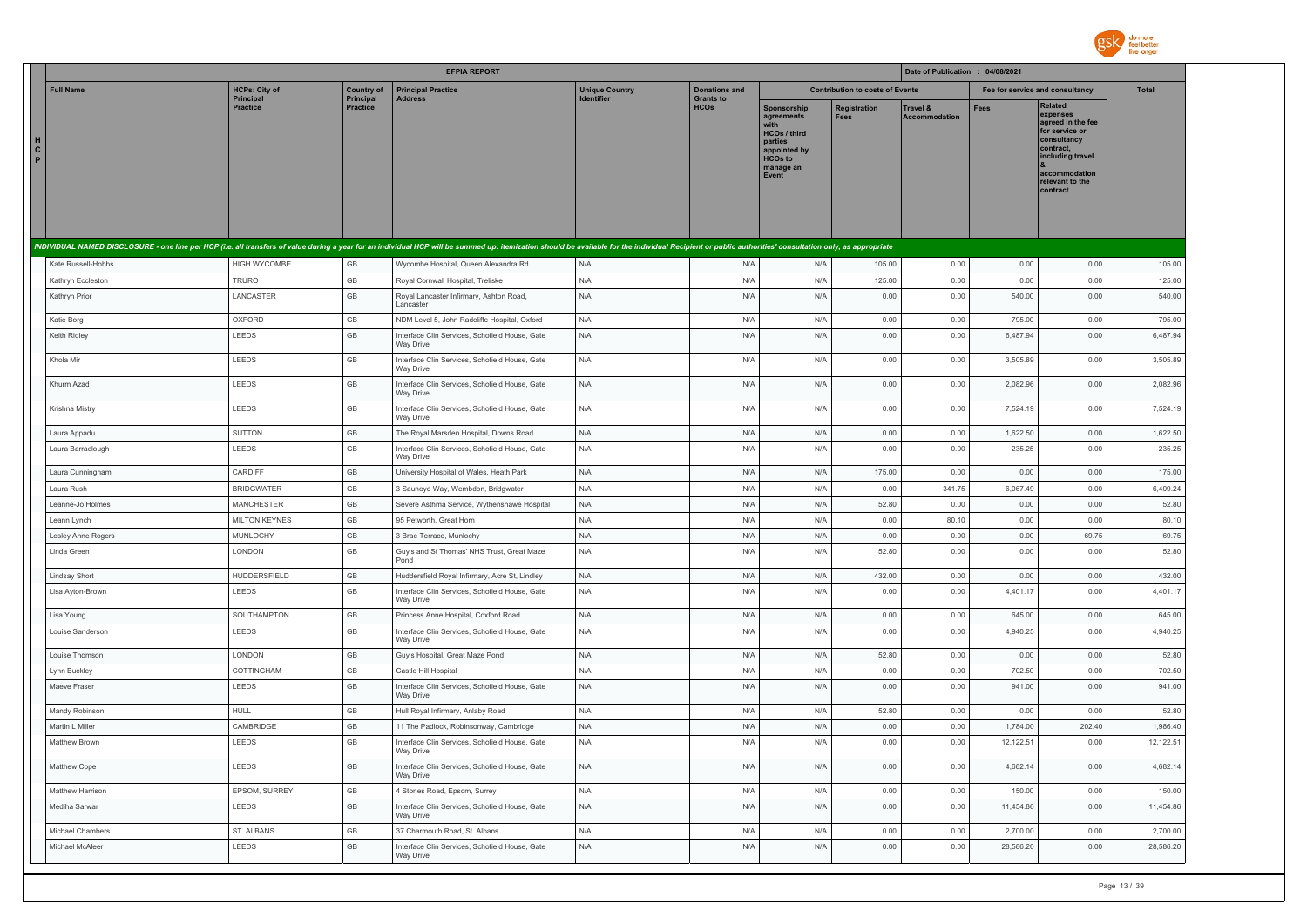| | | | EFPIA REPORT | | | | | | | | Total |
|---|---|---|---|---|---|---|---|---|---|---|---|
| | | | | | | | | | Date of Publication : 04/08/2021 | | |
| Full Name | HCPs: City of Principal Practice | Country of Principal Practice | Principal Practice Address | Unique Country Identifier | Donations and Grants to HCOs | Contribution to costs of Events | | | Fee for service and consultancy | | Total |
| | | | | | | Sponsorship agreements with HCOs / third parties appointed by HCOs to manage an Event | Registration Fees | Travel & Accommodation | Fees | Related expenses agreed in the fee for service or consultancy contract, including travel & accommodation relevant to the contract | |
| *INDIVIDUAL NAMED DISCLOSURE - one line per HCP (i.e. all transfers of value during a year for an individual HCP will be summed up: itemization should be available for the individual Recipient or public authorities' consultation only, as appropriate* | | | | | | | | | | | |
| Kate Russell-Hobbs | HIGH WYCOMBE | GB | Wycombe Hospital, Queen Alexandra Rd | N/A | N/A | N/A | 105.00 | 0.00 | 0.00 | 0.00 | 105.00 |
| Kathryn Eccleston | TRURO | GB | Royal Cornwall Hospital, Treliske | N/A | N/A | N/A | 125.00 | 0.00 | 0.00 | 0.00 | 125.00 |
| Kathryn Prior | LANCASTER | GB | Royal Lancaster Infirmary, Ashton Road, Lancaster | N/A | N/A | N/A | 0.00 | 0.00 | 540.00 | 0.00 | 540.00 |
| Katie Borg | OXFORD | GB | NDM Level 5, John Radcliffe Hospital, Oxford | N/A | N/A | N/A | 0.00 | 0.00 | 795.00 | 0.00 | 795.00 |
| Keith Ridley | LEEDS | GB | Interface Clin Services, Schofield House, Gate Way Drive | N/A | N/A | N/A | 0.00 | 0.00 | 6,487.94 | 0.00 | 6,487.94 |
| Khola Mir | LEEDS | GB | Interface Clin Services, Schofield House, Gate Way Drive | N/A | N/A | N/A | 0.00 | 0.00 | 3,505.89 | 0.00 | 3,505.89 |
| Khurm Azad | LEEDS | GB | Interface Clin Services, Schofield House, Gate Way Drive | N/A | N/A | N/A | 0.00 | 0.00 | 2,082.96 | 0.00 | 2,082.96 |
| Krishna Mistry | LEEDS | GB | Interface Clin Services, Schofield House, Gate Way Drive | N/A | N/A | N/A | 0.00 | 0.00 | 7,524.19 | 0.00 | 7,524.19 |
| Laura Appadu | SUTTON | GB | The Royal Marsden Hospital, Downs Road | N/A | N/A | N/A | 0.00 | 0.00 | 1,622.50 | 0.00 | 1,622.50 |
| Laura Barraclough | LEEDS | GB | Interface Clin Services, Schofield House, Gate Way Drive | N/A | N/A | N/A | 0.00 | 0.00 | 235.25 | 0.00 | 235.25 |
| Laura Cunningham | CARDIFF | GB | University Hospital of Wales, Heath Park | N/A | N/A | N/A | 175.00 | 0.00 | 0.00 | 0.00 | 175.00 |
| Laura Rush | BRIDGWATER | GB | 3 Sauneye Way, Wembdon, Bridgwater | N/A | N/A | N/A | 0.00 | 341.75 | 6,067.49 | 0.00 | 6,409.24 |
| Leanne-Jo Holmes | MANCHESTER | GB | Severe Asthma Service, Wythenshawe Hospital | N/A | N/A | N/A | 52.80 | 0.00 | 0.00 | 0.00 | 52.80 |
| Leann Lynch | MILTON KEYNES | GB | 95 Petworth, Great Horn | N/A | N/A | N/A | 0.00 | 80.10 | 0.00 | 0.00 | 80.10 |
| Lesley Anne Rogers | MUNLOCHY | GB | 3 Brae Terrace, Munlochy | N/A | N/A | N/A | 0.00 | 0.00 | 0.00 | 69.75 | 69.75 |
| Linda Green | LONDON | GB | Guy's and St Thomas' NHS Trust, Great Maze Pond | N/A | N/A | N/A | 52.80 | 0.00 | 0.00 | 0.00 | 52.80 |
| Lindsay Short | HUDDERSFIELD | GB | Huddersfield Royal Infirmary, Acre St, Lindley | N/A | N/A | N/A | 432.00 | 0.00 | 0.00 | 0.00 | 432.00 |
| Lisa Ayton-Brown | LEEDS | GB | Interface Clin Services, Schofield House, Gate Way Drive | N/A | N/A | N/A | 0.00 | 0.00 | 4,401.17 | 0.00 | 4,401.17 |
| Lisa Young | SOUTHAMPTON | GB | Princess Anne Hospital, Coxford Road | N/A | N/A | N/A | 0.00 | 0.00 | 645.00 | 0.00 | 645.00 |
| Louise Sanderson | LEEDS | GB | Interface Clin Services, Schofield House, Gate Way Drive | N/A | N/A | N/A | 0.00 | 0.00 | 4,940.25 | 0.00 | 4,940.25 |
| Louise Thomson | LONDON | GB | Guy's Hospital, Great Maze Pond | N/A | N/A | N/A | 52.80 | 0.00 | 0.00 | 0.00 | 52.80 |
| Lynn Buckley | COTTINGHAM | GB | Castle Hill Hospital | N/A | N/A | N/A | 0.00 | 0.00 | 702.50 | 0.00 | 702.50 |
| Maeve Fraser | LEEDS | GB | Interface Clin Services, Schofield House, Gate Way Drive | N/A | N/A | N/A | 0.00 | 0.00 | 941.00 | 0.00 | 941.00 |
| Mandy Robinson | HULL | GB | Hull Royal Infirmary, Anlaby Road | N/A | N/A | N/A | 52.80 | 0.00 | 0.00 | 0.00 | 52.80 |
| Martin L Miller | CAMBRIDGE | GB | 11 The Padlock, Robinsonway, Cambridge | N/A | N/A | N/A | 0.00 | 0.00 | 1,784.00 | 202.40 | 1,986.40 |
| Matthew Brown | LEEDS | GB | Interface Clin Services, Schofield House, Gate Way Drive | N/A | N/A | N/A | 0.00 | 0.00 | 12,122.51 | 0.00 | 12,122.51 |
| Matthew Cope | LEEDS | GB | Interface Clin Services, Schofield House, Gate Way Drive | N/A | N/A | N/A | 0.00 | 0.00 | 4,682.14 | 0.00 | 4,682.14 |
| Matthew Harrison | EPSOM, SURREY | GB | 4 Stones Road, Epsom, Surrey | N/A | N/A | N/A | 0.00 | 0.00 | 150.00 | 0.00 | 150.00 |
| Mediha Sarwar | LEEDS | GB | Interface Clin Services, Schofield House, Gate Way Drive | N/A | N/A | N/A | 0.00 | 0.00 | 11,454.86 | 0.00 | 11,454.86 |
| Michael Chambers | ST. ALBANS | GB | 37 Charmouth Road, St. Albans | N/A | N/A | N/A | 0.00 | 0.00 | 2,700.00 | 0.00 | 2,700.00 |
| Michael McAleer | LEEDS | GB | Interface Clin Services, Schofield House, Gate Way Drive | N/A | N/A | N/A | 0.00 | 0.00 | 28,586.20 | 0.00 | 28,586.20 |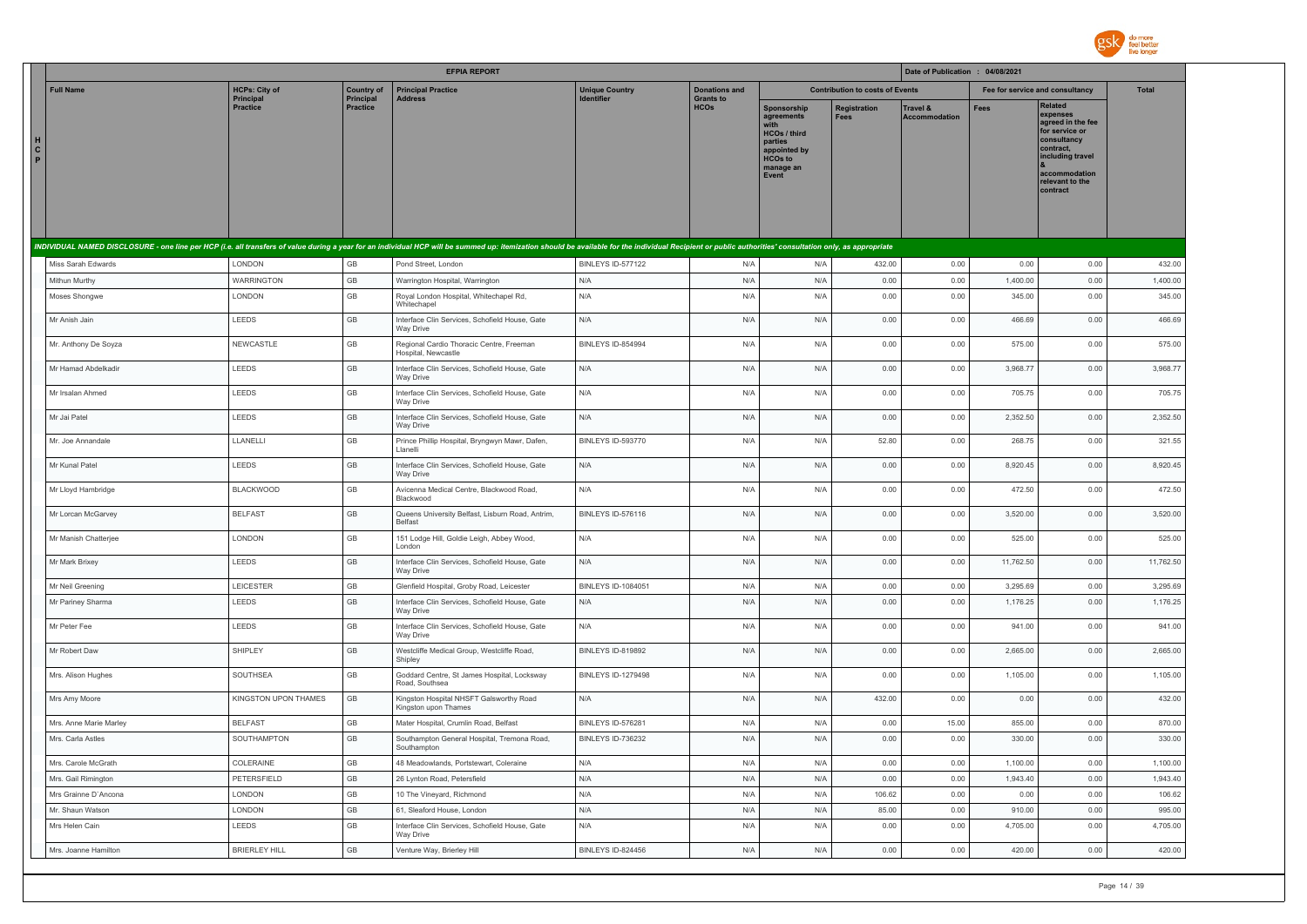| | EFPIA REPORT | | | | | | | | | Date of Publication : 04/08/2021 | | |
|---|---|---|---|---|---|---|---|---|---|---|---|---|
| | Full Name | HCPs: City of Principal Practice | Country of Principal Practice | Principal Practice Address | Unique Country Identifier | Donations and Grants to HCOs | Contribution to costs of Events | | | Fee for service and consultancy | | Total |
| | | | | | | | Sponsorship agreements with HCOs / third parties appointed by HCOs to manage an Event | Registration Fees | Travel & Accommodation | Fees | Related expenses agreed in the fee for service or consultancy contract, including travel & accommodation relevant to the contract | |
| HCP | *INDIVIDUAL NAMED DISCLOSURE - one line per HCP (i.e. all transfers of value during a year for an individual HCP will be summed up: itemization should be available for the individual Recipient or public authorities' consultation only, as appropriate* | | | | | | | | | | | |
| | Miss Sarah Edwards | LONDON | GB | Pond Street, London | BINLEYS ID-577122 | N/A | N/A | 432.00 | 0.00 | 0.00 | 0.00 | 432.00 |
| | Mithun Murthy | WARRINGTON | GB | Warrington Hospital, Warrington | N/A | N/A | N/A | 0.00 | 0.00 | 1,400.00 | 0.00 | 1,400.00 |
| | Moses Shongwe | LONDON | GB | Royal London Hospital, Whitechapel Rd, Whitechapel | N/A | N/A | N/A | 0.00 | 0.00 | 345.00 | 0.00 | 345.00 |
| | Mr Anish Jain | LEEDS | GB | Interface Clin Services, Schofield House, Gate Way Drive | N/A | N/A | N/A | 0.00 | 0.00 | 466.69 | 0.00 | 466.69 |
| | Mr. Anthony De Soyza | NEWCASTLE | GB | Regional Cardio Thoracic Centre, Freeman Hospital, Newcastle | BINLEYS ID-854994 | N/A | N/A | 0.00 | 0.00 | 575.00 | 0.00 | 575.00 |
| | Mr Hamad Abdelkadir | LEEDS | GB | Interface Clin Services, Schofield House, Gate Way Drive | N/A | N/A | N/A | 0.00 | 0.00 | 3,968.77 | 0.00 | 3,968.77 |
| | Mr Irsalan Ahmed | LEEDS | GB | Interface Clin Services, Schofield House, Gate Way Drive | N/A | N/A | N/A | 0.00 | 0.00 | 705.75 | 0.00 | 705.75 |
| | Mr Jai Patel | LEEDS | GB | Interface Clin Services, Schofield House, Gate Way Drive | N/A | N/A | N/A | 0.00 | 0.00 | 2,352.50 | 0.00 | 2,352.50 |
| | Mr. Joe Annandale | LLANELLI | GB | Prince Phillip Hospital, Bryngwyn Mawr, Dafen, Llanelli | BINLEYS ID-593770 | N/A | N/A | 52.80 | 0.00 | 268.75 | 0.00 | 321.55 |
| | Mr Kunal Patel | LEEDS | GB | Interface Clin Services, Schofield House, Gate Way Drive | N/A | N/A | N/A | 0.00 | 0.00 | 8,920.45 | 0.00 | 8,920.45 |
| | Mr Lloyd Hambridge | BLACKWOOD | GB | Avicenna Medical Centre, Blackwood Road, Blackwood | N/A | N/A | N/A | 0.00 | 0.00 | 472.50 | 0.00 | 472.50 |
| | Mr Lorcan McGarvey | BELFAST | GB | Queens University Belfast, Lisburn Road, Antrim, Belfast | BINLEYS ID-576116 | N/A | N/A | 0.00 | 0.00 | 3,520.00 | 0.00 | 3,520.00 |
| | Mr Manish Chatterjee | LONDON | GB | 151 Lodge Hill, Goldie Leigh, Abbey Wood, London | N/A | N/A | N/A | 0.00 | 0.00 | 525.00 | 0.00 | 525.00 |
| | Mr Mark Brixey | LEEDS | GB | Interface Clin Services, Schofield House, Gate Way Drive | N/A | N/A | N/A | 0.00 | 0.00 | 11,762.50 | 0.00 | 11,762.50 |
| | Mr Neil Greening | LEICESTER | GB | Glenfield Hospital, Groby Road, Leicester | BINLEYS ID-1084051 | N/A | N/A | 0.00 | 0.00 | 3,295.69 | 0.00 | 3,295.69 |
| | Mr Pariney Sharma | LEEDS | GB | Interface Clin Services, Schofield House, Gate Way Drive | N/A | N/A | N/A | 0.00 | 0.00 | 1,176.25 | 0.00 | 1,176.25 |
| | Mr Peter Fee | LEEDS | GB | Interface Clin Services, Schofield House, Gate Way Drive | N/A | N/A | N/A | 0.00 | 0.00 | 941.00 | 0.00 | 941.00 |
| | Mr Robert Daw | SHIPLEY | GB | Westcliffe Medical Group, Westcliffe Road, Shipley | BINLEYS ID-819892 | N/A | N/A | 0.00 | 0.00 | 2,665.00 | 0.00 | 2,665.00 |
| | Mrs. Alison Hughes | SOUTHSEA | GB | Goddard Centre, St James Hospital, Locksway Road, Southsea | BINLEYS ID-1279498 | N/A | N/A | 0.00 | 0.00 | 1,105.00 | 0.00 | 1,105.00 |
| | Mrs Amy Moore | KINGSTON UPON THAMES | GB | Kingston Hospital NHSFT Galsworthy Road Kingston upon Thames | N/A | N/A | N/A | 432.00 | 0.00 | 0.00 | 0.00 | 432.00 |
| | Mrs. Anne Marie Marley | BELFAST | GB | Mater Hospital, Crumlin Road, Belfast | BINLEYS ID-576281 | N/A | N/A | 0.00 | 15.00 | 855.00 | 0.00 | 870.00 |
| | Mrs. Carla Astles | SOUTHAMPTON | GB | Southampton General Hospital, Tremona Road, Southampton | BINLEYS ID-736232 | N/A | N/A | 0.00 | 0.00 | 330.00 | 0.00 | 330.00 |
| | Mrs. Carole McGrath | COLERAINE | GB | 48 Meadowlands, Portstewart, Coleraine | N/A | N/A | N/A | 0.00 | 0.00 | 1,100.00 | 0.00 | 1,100.00 |
| | Mrs. Gail Rimington | PETERSFIELD | GB | 26 Lynton Road, Petersfield | N/A | N/A | N/A | 0.00 | 0.00 | 1,943.40 | 0.00 | 1,943.40 |
| | Mrs Grainne D'Ancona | LONDON | GB | 10 The Vineyard, Richmond | N/A | N/A | N/A | 106.62 | 0.00 | 0.00 | 0.00 | 106.62 |
| | Mr. Shaun Watson | LONDON | GB | 61, Sleaford House, London | N/A | N/A | N/A | 85.00 | 0.00 | 910.00 | 0.00 | 995.00 |
| | Mrs Helen Cain | LEEDS | GB | Interface Clin Services, Schofield House, Gate Way Drive | N/A | N/A | N/A | 0.00 | 0.00 | 4,705.00 | 0.00 | 4,705.00 |
| | Mrs. Joanne Hamilton | BRIERLEY HILL | GB | Venture Way, Brierley Hill | BINLEYS ID-824456 | N/A | N/A | 0.00 | 0.00 | 420.00 | 0.00 | 420.00 |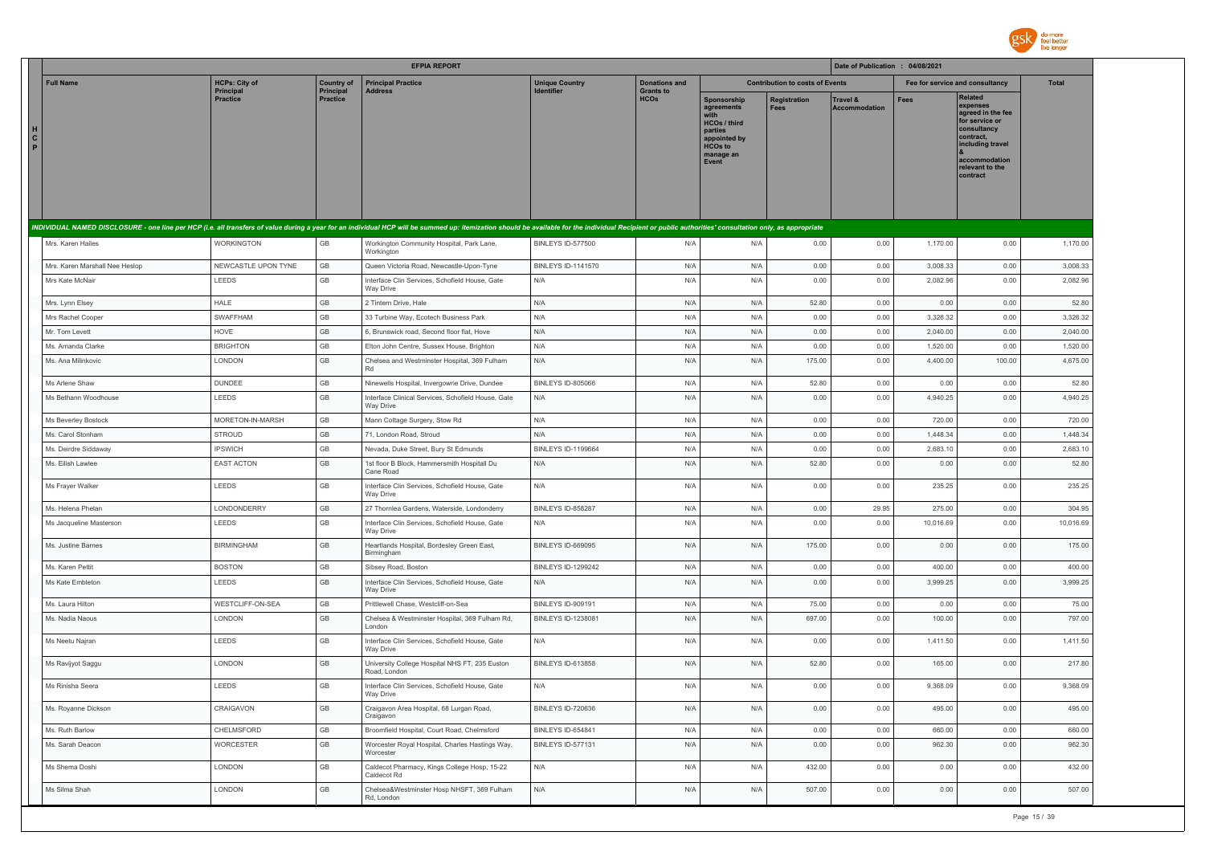**EFPIA REPORT** — Date of Publication : 04/08/2021

| HCP | Full Name | HCPs: City of Principal Practice | Country of Principal Practice | Principal Practice Address | Unique Country Identifier | Donations and Grants to HCOs | Contribution to costs of Events: Sponsorship agreements with HCOs / third parties appointed by HCOs to manage an Event | Contribution to costs of Events: Registration Fees | Contribution to costs of Events: Travel & Accommodation | Fee for service and consultancy: Fees | Fee for service and consultancy: Related expenses agreed in the fee for service or consultancy contract, including travel & accommodation relevant to the contract | Total |
|---|---|---|---|---|---|---|---|---|---|---|---|---|
| INDIVIDUAL NAMED DISCLOSURE - one line per HCP (i.e. all transfers of value during a year for an individual HCP will be summed up: itemization should be available for the individual Recipient or public authorities' consultation only, as appropriate | | | | | | | | | | | | |
| | Mrs. Karen Hailes | WORKINGTON | GB | Workington Community Hospital, Park Lane, Workington | BINLEYS ID-577500 | N/A | N/A | 0.00 | 0.00 | 1,170.00 | 0.00 | 1,170.00 |
| | Mrs. Karen Marshall Nee Heslop | NEWCASTLE UPON TYNE | GB | Queen Victoria Road, Newcastle-Upon-Tyne | BINLEYS ID-1141570 | N/A | N/A | 0.00 | 0.00 | 3,008.33 | 0.00 | 3,008.33 |
| | Mrs Kate McNair | LEEDS | GB | Interface Clin Services, Schofield House, Gate Way Drive | N/A | N/A | N/A | 0.00 | 0.00 | 2,082.96 | 0.00 | 2,082.96 |
| | Mrs. Lynn Elsey | HALE | GB | 2 Tintern Drive, Hale | N/A | N/A | N/A | 52.80 | 0.00 | 0.00 | 0.00 | 52.80 |
| | Mrs Rachel Cooper | SWAFFHAM | GB | 33 Turbine Way, Ecotech Business Park | N/A | N/A | N/A | 0.00 | 0.00 | 3,326.32 | 0.00 | 3,326.32 |
| | Mr. Tom Levett | HOVE | GB | 6, Brunswick road, Second floor flat, Hove | N/A | N/A | N/A | 0.00 | 0.00 | 2,040.00 | 0.00 | 2,040.00 |
| | Ms. Amanda Clarke | BRIGHTON | GB | Elton John Centre, Sussex House, Brighton | N/A | N/A | N/A | 0.00 | 0.00 | 1,520.00 | 0.00 | 1,520.00 |
| | Ms. Ana Milinkovic | LONDON | GB | Chelsea and Westminster Hospital, 369 Fulham Rd | N/A | N/A | N/A | 175.00 | 0.00 | 4,400.00 | 100.00 | 4,675.00 |
| | Ms Arlene Shaw | DUNDEE | GB | Ninewells Hospital, Invergowrie Drive, Dundee | BINLEYS ID-805066 | N/A | N/A | 52.80 | 0.00 | 0.00 | 0.00 | 52.80 |
| | Ms Bethann Woodhouse | LEEDS | GB | Interface Clinical Services, Schofield House, Gate Way Drive | N/A | N/A | N/A | 0.00 | 0.00 | 4,940.25 | 0.00 | 4,940.25 |
| | Ms Beverley Bostock | MORETON-IN-MARSH | GB | Mann Cottage Surgery, Stow Rd | N/A | N/A | N/A | 0.00 | 0.00 | 720.00 | 0.00 | 720.00 |
| | Ms. Carol Stonham | STROUD | GB | 71, London Road, Stroud | N/A | N/A | N/A | 0.00 | 0.00 | 1,448.34 | 0.00 | 1,448.34 |
| | Ms. Deirdre Siddaway | IPSWICH | GB | Nevada, Duke Street, Bury St Edmunds | BINLEYS ID-1199664 | N/A | N/A | 0.00 | 0.00 | 2,683.10 | 0.00 | 2,683.10 |
| | Ms. Eilish Lawlee | EAST ACTON | GB | 1st floor B Block, Hammersmith Hospitall Du Cane Road | N/A | N/A | N/A | 52.80 | 0.00 | 0.00 | 0.00 | 52.80 |
| | Ms Frayer Walker | LEEDS | GB | Interface Clin Services, Schofield House, Gate Way Drive | N/A | N/A | N/A | 0.00 | 0.00 | 235.25 | 0.00 | 235.25 |
| | Ms. Helena Phelan | LONDONDERRY | GB | 27 Thornlea Gardens, Waterside, Londonderry | BINLEYS ID-858287 | N/A | N/A | 0.00 | 29.95 | 275.00 | 0.00 | 304.95 |
| | Ms Jacqueline Masterson | LEEDS | GB | Interface Clin Services, Schofield House, Gate Way Drive | N/A | N/A | N/A | 0.00 | 0.00 | 10,016.69 | 0.00 | 10,016.69 |
| | Ms. Justine Barnes | BIRMINGHAM | GB | Heartlands Hospital, Bordesley Green East, Birmingham | BINLEYS ID-669095 | N/A | N/A | 175.00 | 0.00 | 0.00 | 0.00 | 175.00 |
| | Ms. Karen Pettit | BOSTON | GB | Sibsey Road, Boston | BINLEYS ID-1299242 | N/A | N/A | 0.00 | 0.00 | 400.00 | 0.00 | 400.00 |
| | Ms Kate Embleton | LEEDS | GB | Interface Clin Services, Schofield House, Gate Way Drive | N/A | N/A | N/A | 0.00 | 0.00 | 3,999.25 | 0.00 | 3,999.25 |
| | Ms. Laura Hilton | WESTCLIFF-ON-SEA | GB | Prittlewell Chase, Westcliff-on-Sea | BINLEYS ID-909191 | N/A | N/A | 75.00 | 0.00 | 0.00 | 0.00 | 75.00 |
| | Ms. Nadia Naous | LONDON | GB | Chelsea & Westminster Hospital, 369 Fulham Rd, London | BINLEYS ID-1238081 | N/A | N/A | 697.00 | 0.00 | 100.00 | 0.00 | 797.00 |
| | Ms Neetu Najran | LEEDS | GB | Interface Clin Services, Schofield House, Gate Way Drive | N/A | N/A | N/A | 0.00 | 0.00 | 1,411.50 | 0.00 | 1,411.50 |
| | Ms Ravijyot Saggu | LONDON | GB | University College Hospital NHS FT, 235 Euston Road, London | BINLEYS ID-613858 | N/A | N/A | 52.80 | 0.00 | 165.00 | 0.00 | 217.80 |
| | Ms Rinisha Seera | LEEDS | GB | Interface Clin Services, Schofield House, Gate Way Drive | N/A | N/A | N/A | 0.00 | 0.00 | 9,368.09 | 0.00 | 9,368.09 |
| | Ms. Royanne Dickson | CRAIGAVON | GB | Craigavon Area Hospital, 68 Lurgan Road, Craigavon | BINLEYS ID-720636 | N/A | N/A | 0.00 | 0.00 | 495.00 | 0.00 | 495.00 |
| | Ms. Ruth Barlow | CHELMSFORD | GB | Broomfield Hospital, Court Road, Chelmsford | BINLEYS ID-654841 | N/A | N/A | 0.00 | 0.00 | 660.00 | 0.00 | 660.00 |
| | Ms. Sarah Deacon | WORCESTER | GB | Worcester Royal Hospital, Charles Hastings Way, Worcester | BINLEYS ID-577131 | N/A | N/A | 0.00 | 0.00 | 962.30 | 0.00 | 962.30 |
| | Ms Shema Doshi | LONDON | GB | Caldecot Pharmacy, Kings College Hosp, 15-22 Caldecot Rd | N/A | N/A | N/A | 432.00 | 0.00 | 0.00 | 0.00 | 432.00 |
| | Ms Silma Shah | LONDON | GB | Chelsea&Westminster Hosp NHSFT, 369 Fulham Rd, London | N/A | N/A | N/A | 507.00 | 0.00 | 0.00 | 0.00 | 507.00 |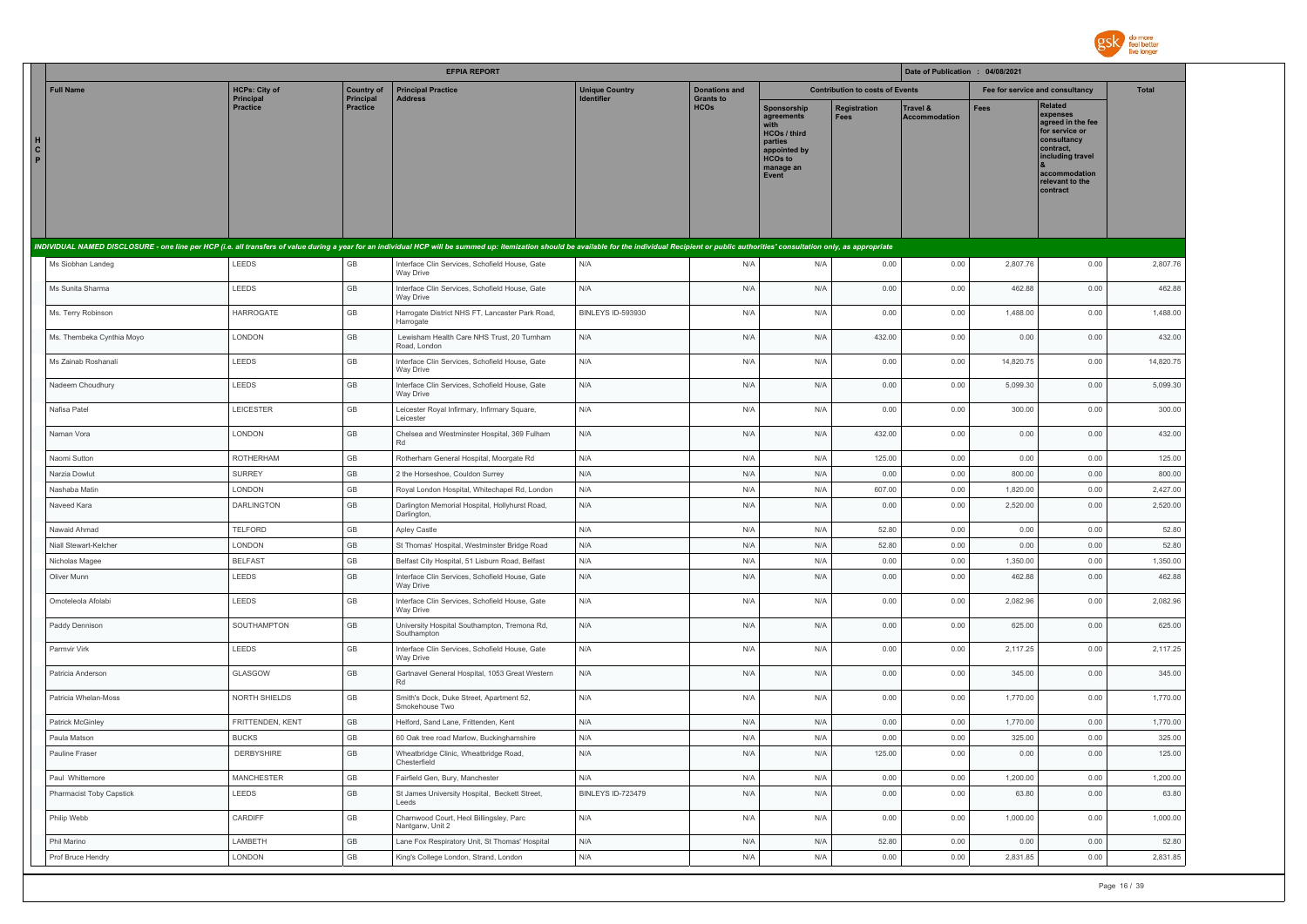| | EFPIA REPORT | | | | | | | | Date of Publication : 04/08/2021 | | | |
|---|---|---|---|---|---|---|---|---|---|---|---|---|
| | Full Name | HCPs: City of Principal Practice | Country of Principal Practice | Principal Practice Address | Unique Country Identifier | Donations and Grants to HCOs | Contribution to costs of Events | | | Fee for service and consultancy | | Total |
| | | | | | | | Sponsorship agreements with HCOs / third parties appointed by HCOs to manage an Event | Registration Fees | Travel & Accommodation | Fees | Related expenses agreed in the fee for service or consultancy contract, including travel & accommodation relevant to the contract | |
| HCP | INDIVIDUAL NAMED DISCLOSURE - one line per HCP (i.e. all transfers of value during a year for an individual HCP will be summed up: itemization should be available for the individual Recipient or public authorities' consultation only, as appropriate | | | | | | | | | | | |
| | Ms Siobhan Landeg | LEEDS | GB | Interface Clin Services, Schofield House, Gate Way Drive | N/A | N/A | N/A | 0.00 | 0.00 | 2,807.76 | 0.00 | 2,807.76 |
| | Ms Sunita Sharma | LEEDS | GB | Interface Clin Services, Schofield House, Gate Way Drive | N/A | N/A | N/A | 0.00 | 0.00 | 462.88 | 0.00 | 462.88 |
| | Ms. Terry Robinson | HARROGATE | GB | Harrogate District NHS FT, Lancaster Park Road, Harrogate | BINLEYS ID-593930 | N/A | N/A | 0.00 | 0.00 | 1,488.00 | 0.00 | 1,488.00 |
| | Ms. Thembeka Cynthia Moyo | LONDON | GB | Lewisham Health Care NHS Trust, 20 Turnham Road, London | N/A | N/A | N/A | 432.00 | 0.00 | 0.00 | 0.00 | 432.00 |
| | Ms Zainab Roshanali | LEEDS | GB | Interface Clin Services, Schofield House, Gate Way Drive | N/A | N/A | N/A | 0.00 | 0.00 | 14,820.75 | 0.00 | 14,820.75 |
| | Nadeem Choudhury | LEEDS | GB | Interface Clin Services, Schofield House, Gate Way Drive | N/A | N/A | N/A | 0.00 | 0.00 | 5,099.30 | 0.00 | 5,099.30 |
| | Nafisa Patel | LEICESTER | GB | Leicester Royal Infirmary, Infirmary Square, Leicester | N/A | N/A | N/A | 0.00 | 0.00 | 300.00 | 0.00 | 300.00 |
| | Naman Vora | LONDON | GB | Chelsea and Westminster Hospital, 369 Fulham Rd | N/A | N/A | N/A | 432.00 | 0.00 | 0.00 | 0.00 | 432.00 |
| | Naomi Sutton | ROTHERHAM | GB | Rotherham General Hospital, Moorgate Rd | N/A | N/A | N/A | 125.00 | 0.00 | 0.00 | 0.00 | 125.00 |
| | Narzia Dowlut | SURREY | GB | 2 the Horseshoe, Couldon Surrey | N/A | N/A | N/A | 0.00 | 0.00 | 800.00 | 0.00 | 800.00 |
| | Nashaba Matin | LONDON | GB | Royal London Hospital, Whitechapel Rd, London | N/A | N/A | N/A | 607.00 | 0.00 | 1,820.00 | 0.00 | 2,427.00 |
| | Naveed Kara | DARLINGTON | GB | Darlington Memorial Hospital, Hollyhurst Road, Darlington, | N/A | N/A | N/A | 0.00 | 0.00 | 2,520.00 | 0.00 | 2,520.00 |
| | Nawaid Ahmad | TELFORD | GB | Apley Castle | N/A | N/A | N/A | 52.80 | 0.00 | 0.00 | 0.00 | 52.80 |
| | Niall Stewart-Kelcher | LONDON | GB | St Thomas' Hospital, Westminster Bridge Road | N/A | N/A | N/A | 52.80 | 0.00 | 0.00 | 0.00 | 52.80 |
| | Nicholas Magee | BELFAST | GB | Belfast City Hospital, 51 Lisburn Road, Belfast | N/A | N/A | N/A | 0.00 | 0.00 | 1,350.00 | 0.00 | 1,350.00 |
| | Oliver Munn | LEEDS | GB | Interface Clin Services, Schofield House, Gate Way Drive | N/A | N/A | N/A | 0.00 | 0.00 | 462.88 | 0.00 | 462.88 |
| | Omoteleola Afolabi | LEEDS | GB | Interface Clin Services, Schofield House, Gate Way Drive | N/A | N/A | N/A | 0.00 | 0.00 | 2,082.96 | 0.00 | 2,082.96 |
| | Paddy Dennison | SOUTHAMPTON | GB | University Hospital Southampton, Tremona Rd, Southampton | N/A | N/A | N/A | 0.00 | 0.00 | 625.00 | 0.00 | 625.00 |
| | Parmvir Virk | LEEDS | GB | Interface Clin Services, Schofield House, Gate Way Drive | N/A | N/A | N/A | 0.00 | 0.00 | 2,117.25 | 0.00 | 2,117.25 |
| | Patricia Anderson | GLASGOW | GB | Gartnavel General Hospital, 1053 Great Western Rd | N/A | N/A | N/A | 0.00 | 0.00 | 345.00 | 0.00 | 345.00 |
| | Patricia Whelan-Moss | NORTH SHIELDS | GB | Smith's Dock, Duke Street, Apartment 52, Smokehouse Two | N/A | N/A | N/A | 0.00 | 0.00 | 1,770.00 | 0.00 | 1,770.00 |
| | Patrick McGinley | FRITTENDEN, KENT | GB | Helford, Sand Lane, Frittenden, Kent | N/A | N/A | N/A | 0.00 | 0.00 | 1,770.00 | 0.00 | 1,770.00 |
| | Paula Matson | BUCKS | GB | 60 Oak tree road Marlow, Buckinghamshire | N/A | N/A | N/A | 0.00 | 0.00 | 325.00 | 0.00 | 325.00 |
| | Pauline Fraser | DERBYSHIRE | GB | Wheatbridge Clinic, Wheatbridge Road, Chesterfield | N/A | N/A | N/A | 125.00 | 0.00 | 0.00 | 0.00 | 125.00 |
| | Paul Whittemore | MANCHESTER | GB | Fairfield Gen, Bury, Manchester | N/A | N/A | N/A | 0.00 | 0.00 | 1,200.00 | 0.00 | 1,200.00 |
| | Pharmacist Toby Capstick | LEEDS | GB | St James University Hospital, Beckett Street, Leeds | BINLEYS ID-723479 | N/A | N/A | 0.00 | 0.00 | 63.80 | 0.00 | 63.80 |
| | Philip Webb | CARDIFF | GB | Charnwood Court, Heol Billingsley, Parc Nantgarw, Unit 2 | N/A | N/A | N/A | 0.00 | 0.00 | 1,000.00 | 0.00 | 1,000.00 |
| | Phil Marino | LAMBETH | GB | Lane Fox Respiratory Unit, St Thomas' Hospital | N/A | N/A | N/A | 52.80 | 0.00 | 0.00 | 0.00 | 52.80 |
| | Prof Bruce Hendry | LONDON | GB | King's College London, Strand, London | N/A | N/A | N/A | 0.00 | 0.00 | 2,831.85 | 0.00 | 2,831.85 |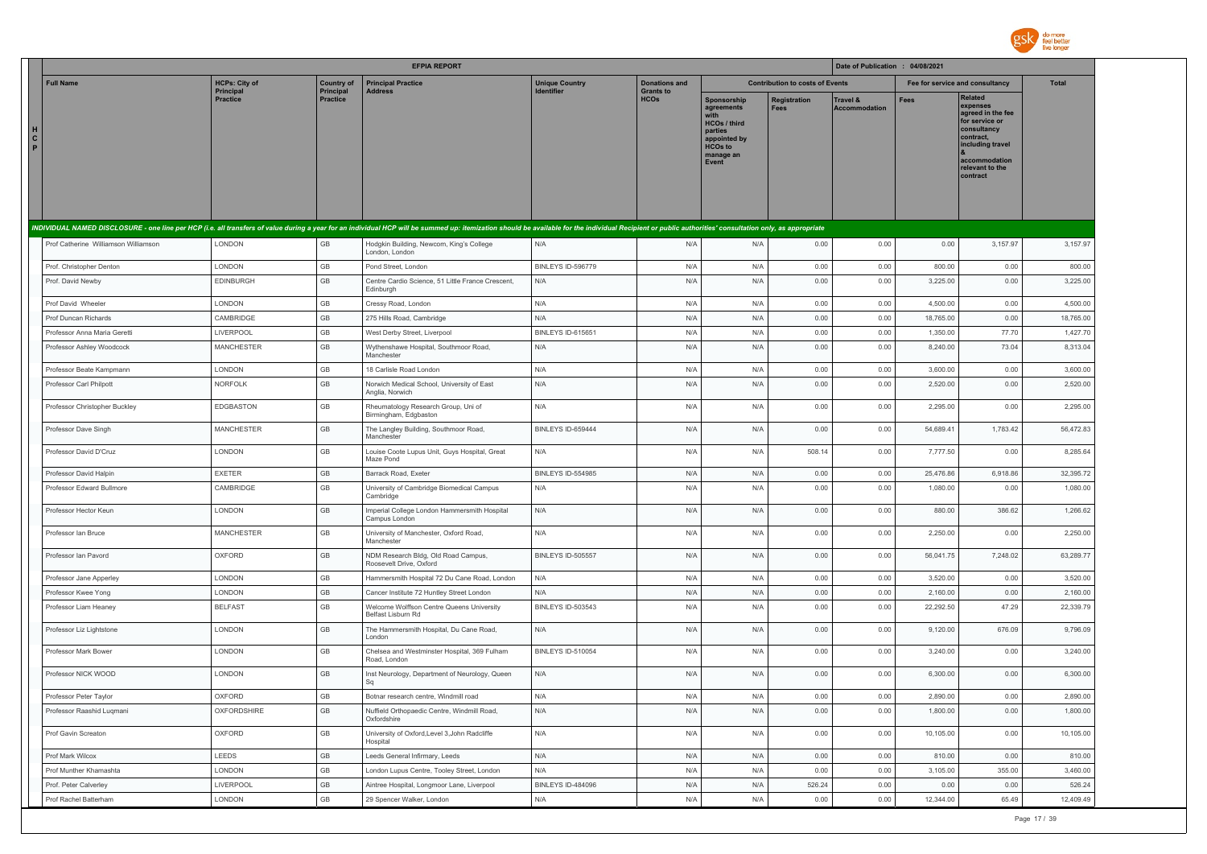| | EFPIA REPORT | | | | | | | | Date of Publication : 04/08/2021 | | | |
|---|---|---|---|---|---|---|---|---|---|---|---|---|
| H C P | Full Name | HCPs: City of Principal Practice | Country of Principal Practice | Principal Practice Address | Unique Country Identifier | Donations and Grants to HCOs | Contribution to costs of Events | | | Fee for service and consultancy | | Total |
| | | | | | | | Sponsorship agreements with HCOs / third parties appointed by HCOs to manage an Event | Registration Fees | Travel & Accommodation | Fees | Related expenses agreed in the fee for service or consultancy contract, including travel & accommodation relevant to the contract | |

*INDIVIDUAL NAMED DISCLOSURE - one line per HCP (i.e. all transfers of value during a year for an individual HCP will be summed up: itemization should be available for the individual Recipient or public authorities' consultation only, as appropriate*

| Full Name | HCPs: City of Principal Practice | Country of Principal Practice | Principal Practice Address | Unique Country Identifier | Donations and Grants to HCOs | Sponsorship agreements with HCOs / third parties appointed by HCOs to manage an Event | Registration Fees | Travel & Accommodation | Fees | Related expenses | Total |
|---|---|---|---|---|---|---|---|---|---|---|---|
| Prof Catherine Williamson Williamson | LONDON | GB | Hodgkin Building, Newcom, King's College London, London | N/A | N/A | N/A | 0.00 | 0.00 | 0.00 | 3,157.97 | 3,157.97 |
| Prof. Christopher Denton | LONDON | GB | Pond Street, London | BINLEYS ID-596779 | N/A | N/A | 0.00 | 0.00 | 800.00 | 0.00 | 800.00 |
| Prof. David Newby | EDINBURGH | GB | Centre Cardio Science, 51 Little France Crescent, Edinburgh | N/A | N/A | N/A | 0.00 | 0.00 | 3,225.00 | 0.00 | 3,225.00 |
| Prof David Wheeler | LONDON | GB | Cressy Road, London | N/A | N/A | N/A | 0.00 | 0.00 | 4,500.00 | 0.00 | 4,500.00 |
| Prof Duncan Richards | CAMBRIDGE | GB | 275 Hills Road, Cambridge | N/A | N/A | N/A | 0.00 | 0.00 | 18,765.00 | 0.00 | 18,765.00 |
| Professor Anna Maria Geretti | LIVERPOOL | GB | West Derby Street, Liverpool | BINLEYS ID-615651 | N/A | N/A | 0.00 | 0.00 | 1,350.00 | 77.70 | 1,427.70 |
| Professor Ashley Woodcock | MANCHESTER | GB | Wythenshawe Hospital, Southmoor Road, Manchester | N/A | N/A | N/A | 0.00 | 0.00 | 8,240.00 | 73.04 | 8,313.04 |
| Professor Beate Kampmann | LONDON | GB | 18 Carlisle Road London | N/A | N/A | N/A | 0.00 | 0.00 | 3,600.00 | 0.00 | 3,600.00 |
| Professor Carl Philpott | NORFOLK | GB | Norwich Medical School, University of East Anglia, Norwich | N/A | N/A | N/A | 0.00 | 0.00 | 2,520.00 | 0.00 | 2,520.00 |
| Professor Christopher Buckley | EDGBASTON | GB | Rheumatology Research Group, Uni of Birmingham, Edgbaston | N/A | N/A | N/A | 0.00 | 0.00 | 2,295.00 | 0.00 | 2,295.00 |
| Professor Dave Singh | MANCHESTER | GB | The Langley Building, Southmoor Road, Manchester | BINLEYS ID-659444 | N/A | N/A | 0.00 | 0.00 | 54,689.41 | 1,783.42 | 56,472.83 |
| Professor David D'Cruz | LONDON | GB | Louise Coote Lupus Unit, Guys Hospital, Great Maze Pond | N/A | N/A | N/A | 508.14 | 0.00 | 7,777.50 | 0.00 | 8,285.64 |
| Professor David Halpin | EXETER | GB | Barrack Road, Exeter | BINLEYS ID-554985 | N/A | N/A | 0.00 | 0.00 | 25,476.86 | 6,918.86 | 32,395.72 |
| Professor Edward Bullmore | CAMBRIDGE | GB | University of Cambridge Biomedical Campus Cambridge | N/A | N/A | N/A | 0.00 | 0.00 | 1,080.00 | 0.00 | 1,080.00 |
| Professor Hector Keun | LONDON | GB | Imperial College London Hammersmith Hospital Campus London | N/A | N/A | N/A | 0.00 | 0.00 | 880.00 | 386.62 | 1,266.62 |
| Professor Ian Bruce | MANCHESTER | GB | University of Manchester, Oxford Road, Manchester | N/A | N/A | N/A | 0.00 | 0.00 | 2,250.00 | 0.00 | 2,250.00 |
| Professor Ian Pavord | OXFORD | GB | NDM Research Bldg, Old Road Campus, Roosevelt Drive, Oxford | BINLEYS ID-505557 | N/A | N/A | 0.00 | 0.00 | 56,041.75 | 7,248.02 | 63,289.77 |
| Professor Jane Apperley | LONDON | GB | Hammersmith Hospital 72 Du Cane Road, London | N/A | N/A | N/A | 0.00 | 0.00 | 3,520.00 | 0.00 | 3,520.00 |
| Professor Kwee Yong | LONDON | GB | Cancer Institute 72 Huntley Street London | N/A | N/A | N/A | 0.00 | 0.00 | 2,160.00 | 0.00 | 2,160.00 |
| Professor Liam Heaney | BELFAST | GB | Welcome Wolffson Centre Queens University Belfast Lisburn Rd | BINLEYS ID-503543 | N/A | N/A | 0.00 | 0.00 | 22,292.50 | 47.29 | 22,339.79 |
| Professor Liz Lightstone | LONDON | GB | The Hammersmith Hospital, Du Cane Road, London | N/A | N/A | N/A | 0.00 | 0.00 | 9,120.00 | 676.09 | 9,796.09 |
| Professor Mark Bower | LONDON | GB | Chelsea and Westminster Hospital, 369 Fulham Road, London | BINLEYS ID-510054 | N/A | N/A | 0.00 | 0.00 | 3,240.00 | 0.00 | 3,240.00 |
| Professor NICK WOOD | LONDON | GB | Inst Neurology, Department of Neurology, Queen Sq | N/A | N/A | N/A | 0.00 | 0.00 | 6,300.00 | 0.00 | 6,300.00 |
| Professor Peter Taylor | OXFORD | GB | Botnar research centre, Windmill road | N/A | N/A | N/A | 0.00 | 0.00 | 2,890.00 | 0.00 | 2,890.00 |
| Professor Raashid Luqmani | OXFORDSHIRE | GB | Nuffield Orthopaedic Centre, Windmill Road, Oxfordshire | N/A | N/A | N/A | 0.00 | 0.00 | 1,800.00 | 0.00 | 1,800.00 |
| Prof Gavin Screaton | OXFORD | GB | University of Oxford,Level 3,John Radcliffe Hospital | N/A | N/A | N/A | 0.00 | 0.00 | 10,105.00 | 0.00 | 10,105.00 |
| Prof Mark Wilcox | LEEDS | GB | Leeds General Infirmary, Leeds | N/A | N/A | N/A | 0.00 | 0.00 | 810.00 | 0.00 | 810.00 |
| Prof Munther Khamashta | LONDON | GB | London Lupus Centre, Tooley Street, London | N/A | N/A | N/A | 0.00 | 0.00 | 3,105.00 | 355.00 | 3,460.00 |
| Prof. Peter Calverley | LIVERPOOL | GB | Aintree Hospital, Longmoor Lane, Liverpool | BINLEYS ID-484096 | N/A | N/A | 526.24 | 0.00 | 0.00 | 0.00 | 526.24 |
| Prof Rachel Batterham | LONDON | GB | 29 Spencer Walker, London | N/A | N/A | N/A | 0.00 | 0.00 | 12,344.00 | 65.49 | 12,409.49 |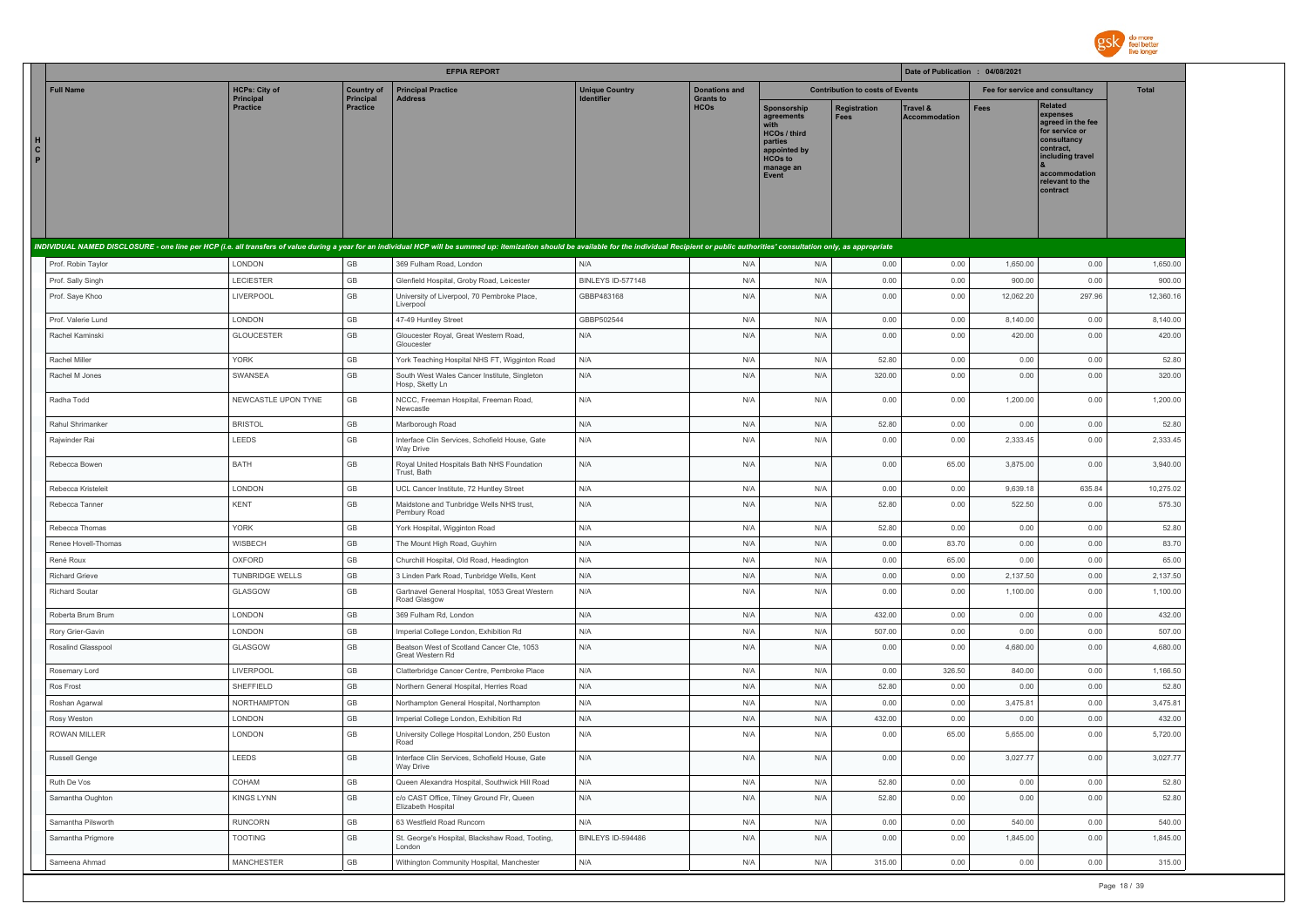| | Full Name | HCPs: City of Principal Practice | Country of Principal Practice | Principal Practice Address | Unique Country Identifier | Donations and Grants to HCOs | Contribution to costs of Events | | | Fee for service and consultancy | | Total |
|---|---|---|---|---|---|---|---|---|---|---|---|---|
| | | | | | | | Sponsorship agreements with HCOs / third parties appointed by HCOs to manage an Event | Registration Fees | Travel & Accommodation | Fees | Related expenses agreed in the fee for service or consultancy contract, including travel & accommodation relevant to the contract | |

**EFPIA REPORT** — Date of Publication : 04/08/2021

*INDIVIDUAL NAMED DISCLOSURE - one line per HCP (i.e. all transfers of value during a year for an individual HCP will be summed up: itemization should be available for the individual Recipient or public authorities' consultation only, as appropriate*

| Full Name | HCPs: City of Principal Practice | Country of Principal Practice | Principal Practice Address | Unique Country Identifier | Donations and Grants to HCOs | Sponsorship agreements with HCOs / third parties appointed by HCOs to manage an Event | Registration Fees | Travel & Accommodation | Fees | Related expenses agreed in the fee for service or consultancy contract, including travel & accommodation relevant to the contract | Total |
|---|---|---|---|---|---|---|---|---|---|---|---|
| Prof. Robin Taylor | LONDON | GB | 369 Fulham Road, London | N/A | N/A | N/A | 0.00 | 0.00 | 1,650.00 | 0.00 | 1,650.00 |
| Prof. Sally Singh | LECIESTER | GB | Glenfield Hospital, Groby Road, Leicester | BINLEYS ID-577148 | N/A | N/A | 0.00 | 0.00 | 900.00 | 0.00 | 900.00 |
| Prof. Saye Khoo | LIVERPOOL | GB | University of Liverpool, 70 Pembroke Place, Liverpool | GBBP483168 | N/A | N/A | 0.00 | 0.00 | 12,062.20 | 297.96 | 12,360.16 |
| Prof. Valerie Lund | LONDON | GB | 47-49 Huntley Street | GBBP502544 | N/A | N/A | 0.00 | 0.00 | 8,140.00 | 0.00 | 8,140.00 |
| Rachel Kaminski | GLOUCESTER | GB | Gloucester Royal, Great Western Road, Gloucester | N/A | N/A | N/A | 0.00 | 0.00 | 420.00 | 0.00 | 420.00 |
| Rachel Miller | YORK | GB | York Teaching Hospital NHS FT, Wigginton Road | N/A | N/A | N/A | 52.80 | 0.00 | 0.00 | 0.00 | 52.80 |
| Rachel M Jones | SWANSEA | GB | South West Wales Cancer Institute, Singleton Hosp, Sketty Ln | N/A | N/A | N/A | 320.00 | 0.00 | 0.00 | 0.00 | 320.00 |
| Radha Todd | NEWCASTLE UPON TYNE | GB | NCCC, Freeman Hospital, Freeman Road, Newcastle | N/A | N/A | N/A | 0.00 | 0.00 | 1,200.00 | 0.00 | 1,200.00 |
| Rahul Shrimanker | BRISTOL | GB | Marlborough Road | N/A | N/A | N/A | 52.80 | 0.00 | 0.00 | 0.00 | 52.80 |
| Rajwinder Rai | LEEDS | GB | Interface Clin Services, Schofield House, Gate Way Drive | N/A | N/A | N/A | 0.00 | 0.00 | 2,333.45 | 0.00 | 2,333.45 |
| Rebecca Bowen | BATH | GB | Royal United Hospitals Bath NHS Foundation Trust, Bath | N/A | N/A | N/A | 0.00 | 65.00 | 3,875.00 | 0.00 | 3,940.00 |
| Rebecca Kristeleit | LONDON | GB | UCL Cancer Institute, 72 Huntley Street | N/A | N/A | N/A | 0.00 | 0.00 | 9,639.18 | 635.84 | 10,275.02 |
| Rebecca Tanner | KENT | GB | Maidstone and Tunbridge Wells NHS trust, Pembury Road | N/A | N/A | N/A | 52.80 | 0.00 | 522.50 | 0.00 | 575.30 |
| Rebecca Thomas | YORK | GB | York Hospital, Wigginton Road | N/A | N/A | N/A | 52.80 | 0.00 | 0.00 | 0.00 | 52.80 |
| Renee Hovell-Thomas | WISBECH | GB | The Mount High Road, Guyhirn | N/A | N/A | N/A | 0.00 | 83.70 | 0.00 | 0.00 | 83.70 |
| René Roux | OXFORD | GB | Churchill Hospital, Old Road, Headington | N/A | N/A | N/A | 0.00 | 65.00 | 0.00 | 0.00 | 65.00 |
| Richard Grieve | TUNBRIDGE WELLS | GB | 3 Linden Park Road, Tunbridge Wells, Kent | N/A | N/A | N/A | 0.00 | 0.00 | 2,137.50 | 0.00 | 2,137.50 |
| Richard Soutar | GLASGOW | GB | Gartnavel General Hospital, 1053 Great Western Road Glasgow | N/A | N/A | N/A | 0.00 | 0.00 | 1,100.00 | 0.00 | 1,100.00 |
| Roberta Brum Brum | LONDON | GB | 369 Fulham Rd, London | N/A | N/A | N/A | 432.00 | 0.00 | 0.00 | 0.00 | 432.00 |
| Rory Grier-Gavin | LONDON | GB | Imperial College London, Exhibition Rd | N/A | N/A | N/A | 507.00 | 0.00 | 0.00 | 0.00 | 507.00 |
| Rosalind Glasspool | GLASGOW | GB | Beatson West of Scotland Cancer Cte, 1053 Great Western Rd | N/A | N/A | N/A | 0.00 | 0.00 | 4,680.00 | 0.00 | 4,680.00 |
| Rosemary Lord | LIVERPOOL | GB | Clatterbridge Cancer Centre, Pembroke Place | N/A | N/A | N/A | 0.00 | 326.50 | 840.00 | 0.00 | 1,166.50 |
| Ros Frost | SHEFFIELD | GB | Northern General Hospital, Herries Road | N/A | N/A | N/A | 52.80 | 0.00 | 0.00 | 0.00 | 52.80 |
| Roshan Agarwal | NORTHAMPTON | GB | Northampton General Hospital, Northampton | N/A | N/A | N/A | 0.00 | 0.00 | 3,475.81 | 0.00 | 3,475.81 |
| Rosy Weston | LONDON | GB | Imperial College London, Exhibition Rd | N/A | N/A | N/A | 432.00 | 0.00 | 0.00 | 0.00 | 432.00 |
| ROWAN MILLER | LONDON | GB | University College Hospital London, 250 Euston Road | N/A | N/A | N/A | 0.00 | 65.00 | 5,655.00 | 0.00 | 5,720.00 |
| Russell Genge | LEEDS | GB | Interface Clin Services, Schofield House, Gate Way Drive | N/A | N/A | N/A | 0.00 | 0.00 | 3,027.77 | 0.00 | 3,027.77 |
| Ruth De Vos | COHAM | GB | Queen Alexandra Hospital, Southwick Hill Road | N/A | N/A | N/A | 52.80 | 0.00 | 0.00 | 0.00 | 52.80 |
| Samantha Oughton | KINGS LYNN | GB | c/o CAST Office, Tilney Ground Flr, Queen Elizabeth Hospital | N/A | N/A | N/A | 52.80 | 0.00 | 0.00 | 0.00 | 52.80 |
| Samantha Pilsworth | RUNCORN | GB | 63 Westfield Road Runcorn | N/A | N/A | N/A | 0.00 | 0.00 | 540.00 | 0.00 | 540.00 |
| Samantha Prigmore | TOOTING | GB | St. George's Hospital, Blackshaw Road, Tooting, London | BINLEYS ID-594486 | N/A | N/A | 0.00 | 0.00 | 1,845.00 | 0.00 | 1,845.00 |
| Sameena Ahmad | MANCHESTER | GB | Withington Community Hospital, Manchester | N/A | N/A | N/A | 315.00 | 0.00 | 0.00 | 0.00 | 315.00 |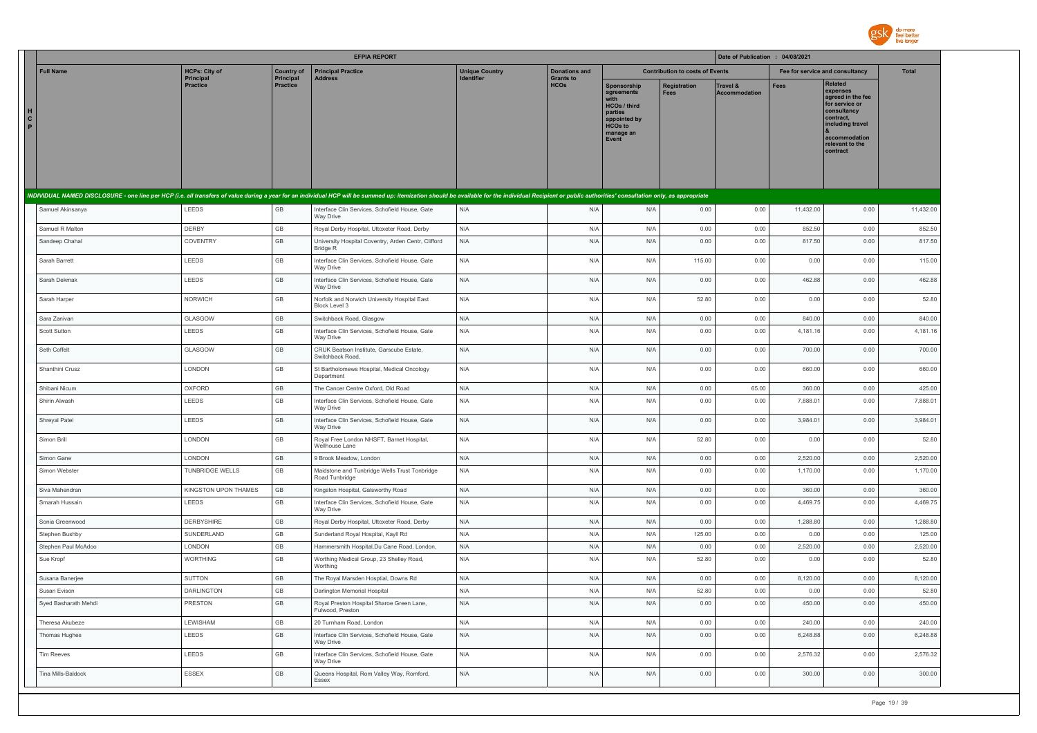# EFPIA REPORT

Date of Publication : 04/08/2021

| Full Name | HCPs: City of Principal Practice | Country of Principal Practice | Principal Practice Address | Unique Country Identifier | Donations and Grants to HCOs | Contribution to costs of Events | | | Fee for service and consultancy | | Total |
|---|---|---|---|---|---|---|---|---|---|---|---|
| | | | | | | Sponsorship agreements with HCOs / third parties appointed by HCOs to manage an Event | Registration Fees | Travel & Accommodation | Fees | Related expenses agreed in the fee for service or consultancy contract, including travel & accommodation relevant to the contract | |
| *INDIVIDUAL NAMED DISCLOSURE - one line per HCP (i.e. all transfers of value during a year for an individual HCP will be summed up: itemization should be available for the individual Recipient or public authorities' consultation only, as appropriate* | | | | | | | | | | | |
| Samuel Akinsanya | LEEDS | GB | Interface Clin Services, Schofield House, Gate Way Drive | N/A | N/A | N/A | 0.00 | 0.00 | 11,432.00 | 0.00 | 11,432.00 |
| Samuel R Malton | DERBY | GB | Royal Derby Hospital, Uttoxeter Road, Derby | N/A | N/A | N/A | 0.00 | 0.00 | 852.50 | 0.00 | 852.50 |
| Sandeep Chahal | COVENTRY | GB | University Hospital Coventry, Arden Centr, Clifford Bridge R | N/A | N/A | N/A | 0.00 | 0.00 | 817.50 | 0.00 | 817.50 |
| Sarah Barrett | LEEDS | GB | Interface Clin Services, Schofield House, Gate Way Drive | N/A | N/A | N/A | 115.00 | 0.00 | 0.00 | 0.00 | 115.00 |
| Sarah Dekmak | LEEDS | GB | Interface Clin Services, Schofield House, Gate Way Drive | N/A | N/A | N/A | 0.00 | 0.00 | 462.88 | 0.00 | 462.88 |
| Sarah Harper | NORWICH | GB | Norfolk and Norwich University Hospital East Block Level 3 | N/A | N/A | N/A | 52.80 | 0.00 | 0.00 | 0.00 | 52.80 |
| Sara Zanivan | GLASGOW | GB | Switchback Road, Glasgow | N/A | N/A | N/A | 0.00 | 0.00 | 840.00 | 0.00 | 840.00 |
| Scott Sutton | LEEDS | GB | Interface Clin Services, Schofield House, Gate Way Drive | N/A | N/A | N/A | 0.00 | 0.00 | 4,181.16 | 0.00 | 4,181.16 |
| Seth Coffelt | GLASGOW | GB | CRUK Beatson Institute, Garscube Estate, Switchback Road, | N/A | N/A | N/A | 0.00 | 0.00 | 700.00 | 0.00 | 700.00 |
| Shanthini Crusz | LONDON | GB | St Bartholomews Hospital, Medical Oncology Department | N/A | N/A | N/A | 0.00 | 0.00 | 660.00 | 0.00 | 660.00 |
| Shibani Nicum | OXFORD | GB | The Cancer Centre Oxford, Old Road | N/A | N/A | N/A | 0.00 | 65.00 | 360.00 | 0.00 | 425.00 |
| Shirin Alwash | LEEDS | GB | Interface Clin Services, Schofield House, Gate Way Drive | N/A | N/A | N/A | 0.00 | 0.00 | 7,888.01 | 0.00 | 7,888.01 |
| Shreyal Patel | LEEDS | GB | Interface Clin Services, Schofield House, Gate Way Drive | N/A | N/A | N/A | 0.00 | 0.00 | 3,984.01 | 0.00 | 3,984.01 |
| Simon Brill | LONDON | GB | Royal Free London NHSFT, Barnet Hospital, Wellhouse Lane | N/A | N/A | N/A | 52.80 | 0.00 | 0.00 | 0.00 | 52.80 |
| Simon Gane | LONDON | GB | 9 Brook Meadow, London | N/A | N/A | N/A | 0.00 | 0.00 | 2,520.00 | 0.00 | 2,520.00 |
| Simon Webster | TUNBRIDGE WELLS | GB | Maidstone and Tunbridge Wells Trust Tonbridge Road Tunbridge | N/A | N/A | N/A | 0.00 | 0.00 | 1,170.00 | 0.00 | 1,170.00 |
| Siva Mahendran | KINGSTON UPON THAMES | GB | Kingston Hospital, Galsworthy Road | N/A | N/A | N/A | 0.00 | 0.00 | 360.00 | 0.00 | 360.00 |
| Smarah Hussain | LEEDS | GB | Interface Clin Services, Schofield House, Gate Way Drive | N/A | N/A | N/A | 0.00 | 0.00 | 4,469.75 | 0.00 | 4,469.75 |
| Sonia Greenwood | DERBYSHIRE | GB | Royal Derby Hospital, Uttoxeter Road, Derby | N/A | N/A | N/A | 0.00 | 0.00 | 1,288.80 | 0.00 | 1,288.80 |
| Stephen Bushby | SUNDERLAND | GB | Sunderland Royal Hospital, Kayll Rd | N/A | N/A | N/A | 125.00 | 0.00 | 0.00 | 0.00 | 125.00 |
| Stephen Paul McAdoo | LONDON | GB | Hammersmith Hospital,Du Cane Road, London, | N/A | N/A | N/A | 0.00 | 0.00 | 2,520.00 | 0.00 | 2,520.00 |
| Sue Kropf | WORTHING | GB | Worthing Medical Group, 23 Shelley Road, Worthing | N/A | N/A | N/A | 52.80 | 0.00 | 0.00 | 0.00 | 52.80 |
| Susana Banerjee | SUTTON | GB | The Royal Marsden Hosptial, Downs Rd | N/A | N/A | N/A | 0.00 | 0.00 | 8,120.00 | 0.00 | 8,120.00 |
| Susan Evison | DARLINGTON | GB | Darlington Memorial Hospital | N/A | N/A | N/A | 52.80 | 0.00 | 0.00 | 0.00 | 52.80 |
| Syed Basharath Mehdi | PRESTON | GB | Royal Preston Hospital Sharoe Green Lane, Fulwood, Preston | N/A | N/A | N/A | 0.00 | 0.00 | 450.00 | 0.00 | 450.00 |
| Theresa Akubeze | LEWISHAM | GB | 20 Turnham Road, London | N/A | N/A | N/A | 0.00 | 0.00 | 240.00 | 0.00 | 240.00 |
| Thomas Hughes | LEEDS | GB | Interface Clin Services, Schofield House, Gate Way Drive | N/A | N/A | N/A | 0.00 | 0.00 | 6,248.88 | 0.00 | 6,248.88 |
| Tim Reeves | LEEDS | GB | Interface Clin Services, Schofield House, Gate Way Drive | N/A | N/A | N/A | 0.00 | 0.00 | 2,576.32 | 0.00 | 2,576.32 |
| Tina Mills-Baldock | ESSEX | GB | Queens Hospital, Rom Valley Way, Romford, Essex | N/A | N/A | N/A | 0.00 | 0.00 | 300.00 | 0.00 | 300.00 |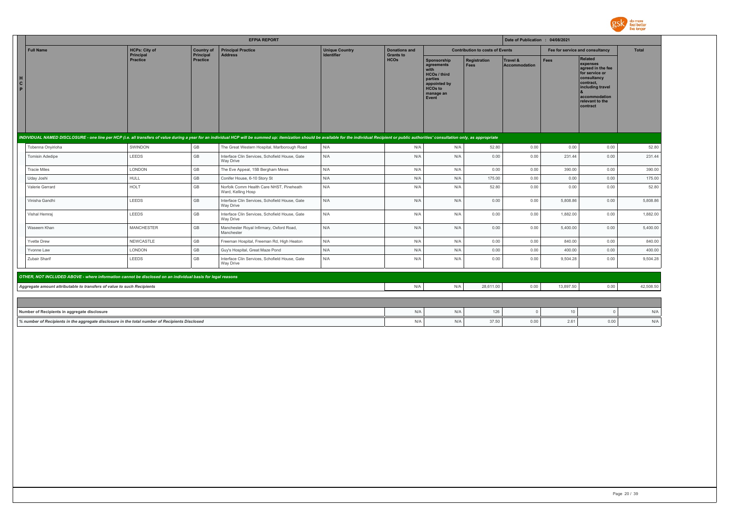| HCP | Full Name | HCPs: City of Principal Practice | Country of Principal Practice | Principal Practice Address | Unique Country Identifier | Donations and Grants to HCOs | Contribution to costs of Events | | | Fee for service and consultancy | | Total |
|---|---|---|---|---|---|---|---|---|---|---|---|---|
| | | | | | | | Sponsorship agreements with HCOs / third parties appointed by HCOs to manage an Event | Registration Fees | Travel & Accommodation | Fees | Related expenses agreed in the fee for service or consultancy contract, including travel & accommodation relevant to the contract | |
| *INDIVIDUAL NAMED DISCLOSURE - one line per HCP (i.e. all transfers of value during a year for an individual HCP will be summed up: itemization should be available for the individual Recipient or public authorities' consultation only, as appropriate* | | | | | | | | | | | | |
| | Tobenna Onyirioha | SWINDON | GB | The Great Western Hospital, Marlborough Road | N/A | N/A | N/A | 52.80 | 0.00 | 0.00 | 0.00 | 52.80 |
| | Tomisin Adedipe | LEEDS | GB | Interface Clin Services, Schofield House, Gate Way Drive | N/A | N/A | N/A | 0.00 | 0.00 | 231.44 | 0.00 | 231.44 |
| | Tracie Miles | LONDON | GB | The Eve Appeal, 15B Bergham Mews | N/A | N/A | N/A | 0.00 | 0.00 | 390.00 | 0.00 | 390.00 |
| | Uday Joshi | HULL | GB | Conifer House, 6-10 Story St | N/A | N/A | N/A | 175.00 | 0.00 | 0.00 | 0.00 | 175.00 |
| | Valerie Gerrard | HOLT | GB | Norfolk Comm Health Care NHST, Pineheath Ward, Kelling Hosp | N/A | N/A | N/A | 52.80 | 0.00 | 0.00 | 0.00 | 52.80 |
| | Vinisha Gandhi | LEEDS | GB | Interface Clin Services, Schofield House, Gate Way Drive | N/A | N/A | N/A | 0.00 | 0.00 | 5,808.86 | 0.00 | 5,808.86 |
| | Vishal Hemraj | LEEDS | GB | Interface Clin Services, Schofield House, Gate Way Drive | N/A | N/A | N/A | 0.00 | 0.00 | 1,882.00 | 0.00 | 1,882.00 |
| | Waseem Khan | MANCHESTER | GB | Manchester Royal Infirmary, Oxford Road, Manchester | N/A | N/A | N/A | 0.00 | 0.00 | 5,400.00 | 0.00 | 5,400.00 |
| | Yvette Drew | NEWCASTLE | GB | Freeman Hospital, Freeman Rd, High Heaton | N/A | N/A | N/A | 0.00 | 0.00 | 840.00 | 0.00 | 840.00 |
| | Yvonne Law | LONDON | GB | Guy's Hospital, Great Maze Pond | N/A | N/A | N/A | 0.00 | 0.00 | 400.00 | 0.00 | 400.00 |
| | Zubair Sharif | LEEDS | GB | Interface Clin Services, Schofield House, Gate Way Drive | N/A | N/A | N/A | 0.00 | 0.00 | 9,504.28 | 0.00 | 9,504.28 |
| *OTHER, NOT INCLUDED ABOVE - where information cannot be disclosed on an individual basis for legal reasons* | | | | | | | | | | | | |
| *Aggregate amount attributable to transfers of value to such Recipients* | | | | | | N/A | N/A | 28,611.00 | 0.00 | 13,897.50 | 0.00 | 42,508.50 |
| Number of Recipients in aggregate disclosure | | | | | | N/A | N/A | 126 | 0 | 10 | 0 | N/A |
| *% number of Recipients in the aggregate disclosure in the total number of Recipients Disclosed* | | | | | | N/A | N/A | 37.50 | 0.00 | 2.61 | 0.00 | N/A |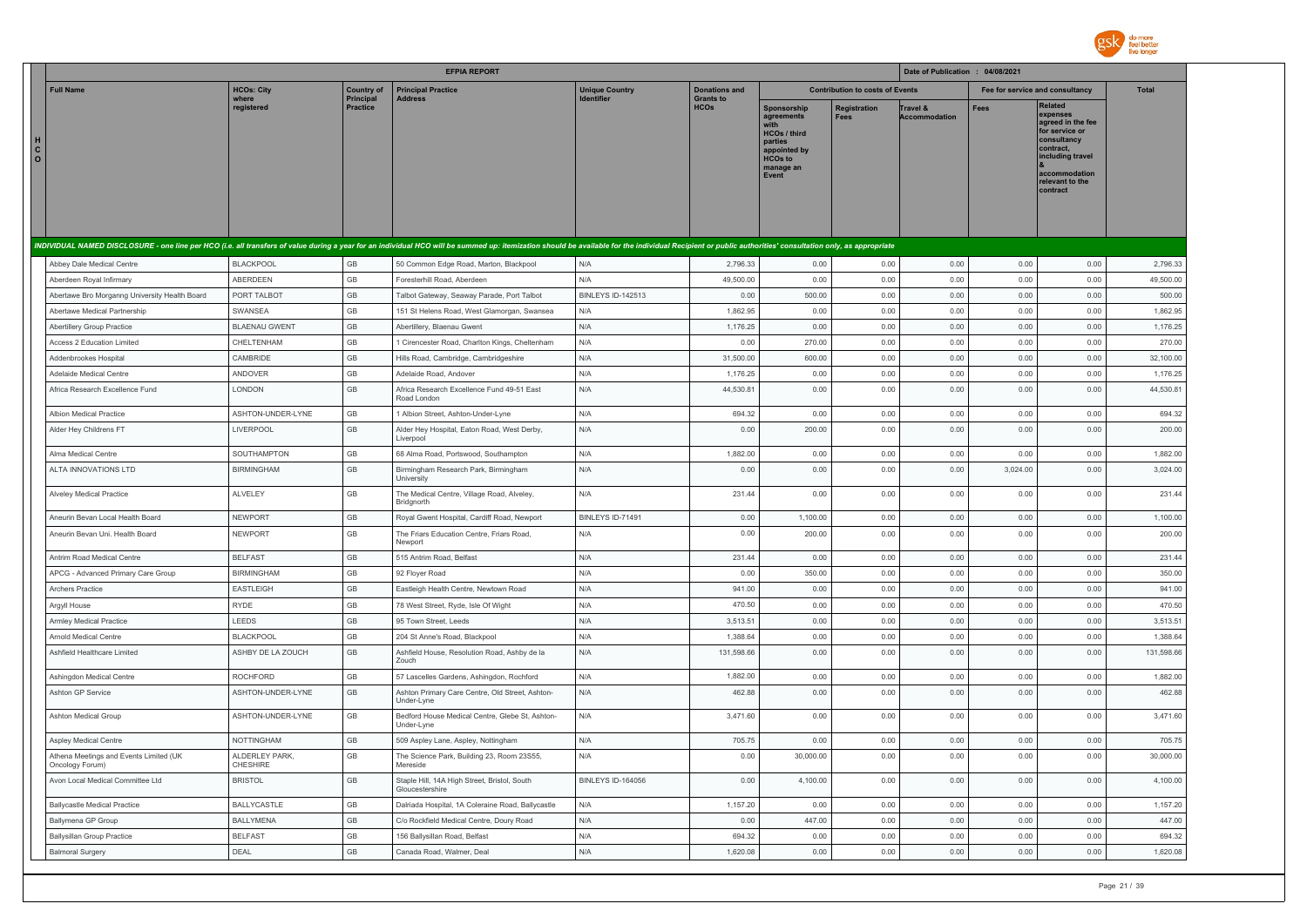| | EFPIA REPORT | | | | | | | | | Date of Publication : 04/08/2021 | | |
|---|---|---|---|---|---|---|---|---|---|---|---|---|
| | Full Name | HCOs: City where registered | Country of Principal Practice | Principal Practice Address | Unique Country Identifier | Donations and Grants to HCOs | Contribution to costs of Events | | | Fee for service and consultancy | | Total |
| H C O | | | | | | | Sponsorship agreements with HCOs / third parties appointed by HCOs to manage an Event | Registration Fees | Travel & Accommodation | Fees | Related expenses agreed in the fee for service or consultancy contract, including travel & accommodation relevant to the contract | |
| | *INDIVIDUAL NAMED DISCLOSURE - one line per HCO (i.e. all transfers of value during a year for an individual HCO will be summed up: itemization should be available for the individual Recipient or public authorities' consultation only, as appropriate* | | | | | | | | | | | |
| | Abbey Dale Medical Centre | BLACKPOOL | GB | 50 Common Edge Road, Marton, Blackpool | N/A | 2,796.33 | 0.00 | 0.00 | 0.00 | 0.00 | 0.00 | 2,796.33 |
| | Aberdeen Royal Infirmary | ABERDEEN | GB | Foresterhill Road, Aberdeen | N/A | 49,500.00 | 0.00 | 0.00 | 0.00 | 0.00 | 0.00 | 49,500.00 |
| | Abertawe Bro Morganng University Health Board | PORT TALBOT | GB | Talbot Gateway, Seaway Parade, Port Talbot | BINLEYS ID-142513 | 0.00 | 500.00 | 0.00 | 0.00 | 0.00 | 0.00 | 500.00 |
| | Abertawe Medical Partnership | SWANSEA | GB | 151 St Helens Road, West Glamorgan, Swansea | N/A | 1,862.95 | 0.00 | 0.00 | 0.00 | 0.00 | 0.00 | 1,862.95 |
| | Abertillery Group Practice | BLAENAU GWENT | GB | Abertillery, Blaenau Gwent | N/A | 1,176.25 | 0.00 | 0.00 | 0.00 | 0.00 | 0.00 | 1,176.25 |
| | Access 2 Education Limited | CHELTENHAM | GB | 1 Cirencester Road, Charlton Kings, Cheltenham | N/A | 0.00 | 270.00 | 0.00 | 0.00 | 0.00 | 0.00 | 270.00 |
| | Addenbrookes Hospital | CAMBRIDE | GB | Hills Road, Cambridge, Cambridgeshire | N/A | 31,500.00 | 600.00 | 0.00 | 0.00 | 0.00 | 0.00 | 32,100.00 |
| | Adelaide Medical Centre | ANDOVER | GB | Adelaide Road, Andover | N/A | 1,176.25 | 0.00 | 0.00 | 0.00 | 0.00 | 0.00 | 1,176.25 |
| | Africa Research Excellence Fund | LONDON | GB | Africa Research Excellence Fund 49-51 East Road London | N/A | 44,530.81 | 0.00 | 0.00 | 0.00 | 0.00 | 0.00 | 44,530.81 |
| | Albion Medical Practice | ASHTON-UNDER-LYNE | GB | 1 Albion Street, Ashton-Under-Lyne | N/A | 694.32 | 0.00 | 0.00 | 0.00 | 0.00 | 0.00 | 694.32 |
| | Alder Hey Childrens FT | LIVERPOOL | GB | Alder Hey Hospital, Eaton Road, West Derby, Liverpool | N/A | 0.00 | 200.00 | 0.00 | 0.00 | 0.00 | 0.00 | 200.00 |
| | Alma Medical Centre | SOUTHAMPTON | GB | 68 Alma Road, Portswood, Southampton | N/A | 1,882.00 | 0.00 | 0.00 | 0.00 | 0.00 | 0.00 | 1,882.00 |
| | ALTA INNOVATIONS LTD | BIRMINGHAM | GB | Birmingham Research Park, Birmingham University | N/A | 0.00 | 0.00 | 0.00 | 0.00 | 3,024.00 | 0.00 | 3,024.00 |
| | Alveley Medical Practice | ALVELEY | GB | The Medical Centre, Village Road, Alveley, Bridgnorth | N/A | 231.44 | 0.00 | 0.00 | 0.00 | 0.00 | 0.00 | 231.44 |
| | Aneurin Bevan Local Health Board | NEWPORT | GB | Royal Gwent Hospital, Cardiff Road, Newport | BINLEYS ID-71491 | 0.00 | 1,100.00 | 0.00 | 0.00 | 0.00 | 0.00 | 1,100.00 |
| | Aneurin Bevan Uni. Health Board | NEWPORT | GB | The Friars Education Centre, Friars Road, Newport | N/A | 0.00 | 200.00 | 0.00 | 0.00 | 0.00 | 0.00 | 200.00 |
| | Antrim Road Medical Centre | BELFAST | GB | 515 Antrim Road, Belfast | N/A | 231.44 | 0.00 | 0.00 | 0.00 | 0.00 | 0.00 | 231.44 |
| | APCG - Advanced Primary Care Group | BIRMINGHAM | GB | 92 Floyer Road | N/A | 0.00 | 350.00 | 0.00 | 0.00 | 0.00 | 0.00 | 350.00 |
| | Archers Practice | EASTLEIGH | GB | Eastleigh Health Centre, Newtown Road | N/A | 941.00 | 0.00 | 0.00 | 0.00 | 0.00 | 0.00 | 941.00 |
| | Argyll House | RYDE | GB | 78 West Street, Ryde, Isle Of Wight | N/A | 470.50 | 0.00 | 0.00 | 0.00 | 0.00 | 0.00 | 470.50 |
| | Armley Medical Practice | LEEDS | GB | 95 Town Street, Leeds | N/A | 3,513.51 | 0.00 | 0.00 | 0.00 | 0.00 | 0.00 | 3,513.51 |
| | Arnold Medical Centre | BLACKPOOL | GB | 204 St Anne's Road, Blackpool | N/A | 1,388.64 | 0.00 | 0.00 | 0.00 | 0.00 | 0.00 | 1,388.64 |
| | Ashfield Healthcare Limited | ASHBY DE LA ZOUCH | GB | Ashfield House, Resolution Road, Ashby de la Zouch | N/A | 131,598.66 | 0.00 | 0.00 | 0.00 | 0.00 | 0.00 | 131,598.66 |
| | Ashingdon Medical Centre | ROCHFORD | GB | 57 Lascelles Gardens, Ashingdon, Rochford | N/A | 1,882.00 | 0.00 | 0.00 | 0.00 | 0.00 | 0.00 | 1,882.00 |
| | Ashton GP Service | ASHTON-UNDER-LYNE | GB | Ashton Primary Care Centre, Old Street, Ashton-Under-Lyne | N/A | 462.88 | 0.00 | 0.00 | 0.00 | 0.00 | 0.00 | 462.88 |
| | Ashton Medical Group | ASHTON-UNDER-LYNE | GB | Bedford House Medical Centre, Glebe St, Ashton-Under-Lyne | N/A | 3,471.60 | 0.00 | 0.00 | 0.00 | 0.00 | 0.00 | 3,471.60 |
| | Aspley Medical Centre | NOTTINGHAM | GB | 509 Aspley Lane, Aspley, Nottingham | N/A | 705.75 | 0.00 | 0.00 | 0.00 | 0.00 | 0.00 | 705.75 |
| | Athena Meetings and Events Limited (UK Oncology Forum) | ALDERLEY PARK, CHESHIRE | GB | The Science Park, Building 23, Room 23S55, Mereside | N/A | 0.00 | 30,000.00 | 0.00 | 0.00 | 0.00 | 0.00 | 30,000.00 |
| | Avon Local Medical Committee Ltd | BRISTOL | GB | Staple Hill, 14A High Street, Bristol, South Gloucestershire | BINLEYS ID-164056 | 0.00 | 4,100.00 | 0.00 | 0.00 | 0.00 | 0.00 | 4,100.00 |
| | Ballycastle Medical Practice | BALLYCASTLE | GB | Dalriada Hospital, 1A Coleraine Road, Ballycastle | N/A | 1,157.20 | 0.00 | 0.00 | 0.00 | 0.00 | 0.00 | 1,157.20 |
| | Ballymena GP Group | BALLYMENA | GB | C/o Rockfield Medical Centre, Doury Road | N/A | 0.00 | 447.00 | 0.00 | 0.00 | 0.00 | 0.00 | 447.00 |
| | Ballysillan Group Practice | BELFAST | GB | 156 Ballysillan Road, Belfast | N/A | 694.32 | 0.00 | 0.00 | 0.00 | 0.00 | 0.00 | 694.32 |
| | Balmoral Surgery | DEAL | GB | Canada Road, Walmer, Deal | N/A | 1,620.08 | 0.00 | 0.00 | 0.00 | 0.00 | 0.00 | 1,620.08 |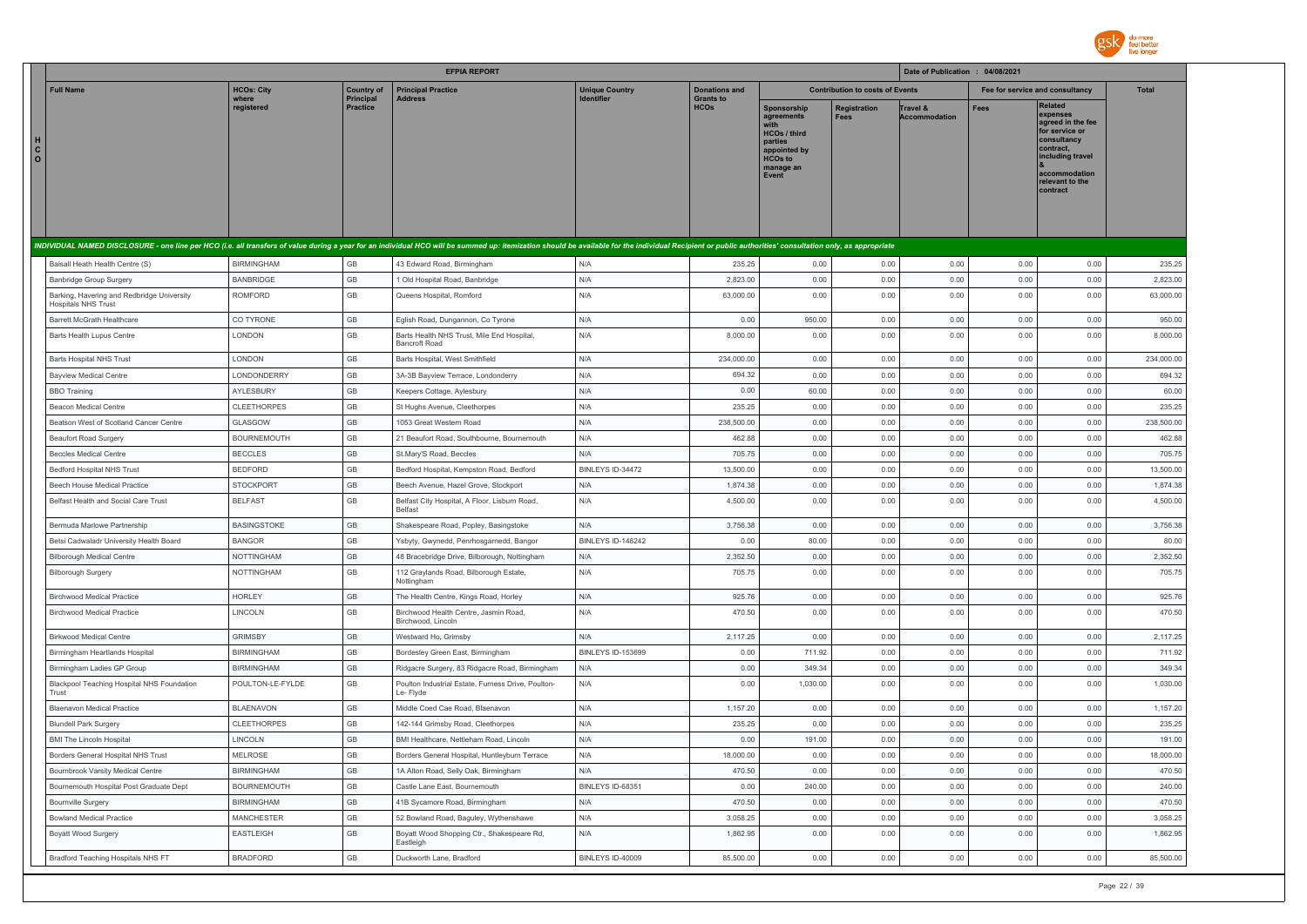| Full Name | HCOs: City where registered | Country of Principal Practice | Principal Practice Address | Unique Country Identifier | Donations and Grants to HCOs | Contribution to costs of Events | | | Fee for service and consultancy | | Total |
|---|---|---|---|---|---|---|---|---|---|---|---|
| | | | | | | Sponsorship agreements with HCOs / third parties appointed by HCOs to manage an Event | Registration Fees | Travel & Accommodation | Fees | Related expenses agreed in the fee for service or consultancy contract, including travel & accommodation relevant to the contract | |
| *INDIVIDUAL NAMED DISCLOSURE - one line per HCO (i.e. all transfers of value during a year for an individual HCO will be summed up: itemization should be available for the individual Recipient or public authorities' consultation only, as appropriate* | | | | | | | | | | | |
| Balsall Heath Health Centre (S) | BIRMINGHAM | GB | 43 Edward Road, Birmingham | N/A | 235.25 | 0.00 | 0.00 | 0.00 | 0.00 | 0.00 | 235.25 |
| Banbridge Group Surgery | BANBRIDGE | GB | 1 Old Hospital Road, Banbridge | N/A | 2,823.00 | 0.00 | 0.00 | 0.00 | 0.00 | 0.00 | 2,823.00 |
| Barking, Havering and Redbridge University Hospitals NHS Trust | ROMFORD | GB | Queens Hospital, Romford | N/A | 63,000.00 | 0.00 | 0.00 | 0.00 | 0.00 | 0.00 | 63,000.00 |
| Barrett McGrath Healthcare | CO TYRONE | GB | Eglish Road, Dungannon, Co Tyrone | N/A | 0.00 | 950.00 | 0.00 | 0.00 | 0.00 | 0.00 | 950.00 |
| Barts Health Lupus Centre | LONDON | GB | Barts Health NHS Trust, Mile End Hospital, Bancroft Road | N/A | 8,000.00 | 0.00 | 0.00 | 0.00 | 0.00 | 0.00 | 8,000.00 |
| Barts Hospital NHS Trust | LONDON | GB | Barts Hospital, West Smithfield | N/A | 234,000.00 | 0.00 | 0.00 | 0.00 | 0.00 | 0.00 | 234,000.00 |
| Bayview Medical Centre | LONDONDERRY | GB | 3A-3B Bayview Terrace, Londonderry | N/A | 694.32 | 0.00 | 0.00 | 0.00 | 0.00 | 0.00 | 694.32 |
| BBO Training | AYLESBURY | GB | Keepers Cottage, Aylesbury | N/A | 0.00 | 60.00 | 0.00 | 0.00 | 0.00 | 0.00 | 60.00 |
| Beacon Medical Centre | CLEETHORPES | GB | St Hughs Avenue, Cleethorpes | N/A | 235.25 | 0.00 | 0.00 | 0.00 | 0.00 | 0.00 | 235.25 |
| Beatson West of Scotland Cancer Centre | GLASGOW | GB | 1053 Great Western Road | N/A | 238,500.00 | 0.00 | 0.00 | 0.00 | 0.00 | 0.00 | 238,500.00 |
| Beaufort Road Surgery | BOURNEMOUTH | GB | 21 Beaufort Road, Southbourne, Bournemouth | N/A | 462.88 | 0.00 | 0.00 | 0.00 | 0.00 | 0.00 | 462.88 |
| Beccles Medical Centre | BECCLES | GB | St.Mary'S Road, Beccles | N/A | 705.75 | 0.00 | 0.00 | 0.00 | 0.00 | 0.00 | 705.75 |
| Bedford Hospital NHS Trust | BEDFORD | GB | Bedford Hospital, Kempston Road, Bedford | BINLEYS ID-34472 | 13,500.00 | 0.00 | 0.00 | 0.00 | 0.00 | 0.00 | 13,500.00 |
| Beech House Medical Practice | STOCKPORT | GB | Beech Avenue, Hazel Grove, Stockport | N/A | 1,874.38 | 0.00 | 0.00 | 0.00 | 0.00 | 0.00 | 1,874.38 |
| Belfast Health and Social Care Trust | BELFAST | GB | Belfast City Hospital, A Floor, Lisburn Road, Belfast | N/A | 4,500.00 | 0.00 | 0.00 | 0.00 | 0.00 | 0.00 | 4,500.00 |
| Bermuda Marlowe Partnership | BASINGSTOKE | GB | Shakespeare Road, Popley, Basingstoke | N/A | 3,756.38 | 0.00 | 0.00 | 0.00 | 0.00 | 0.00 | 3,756.38 |
| Betsi Cadwaladr University Health Board | BANGOR | GB | Ysbyty, Gwynedd, Penrhosgarnedd, Bangor | BINLEYS ID-148242 | 0.00 | 80.00 | 0.00 | 0.00 | 0.00 | 0.00 | 80.00 |
| Bilborough Medical Centre | NOTTINGHAM | GB | 48 Bracebridge Drive, Bilborough, Nottingham | N/A | 2,352.50 | 0.00 | 0.00 | 0.00 | 0.00 | 0.00 | 2,352.50 |
| Bilborough Surgery | NOTTINGHAM | GB | 112 Graylands Road, Bilborough Estate, Nottingham | N/A | 705.75 | 0.00 | 0.00 | 0.00 | 0.00 | 0.00 | 705.75 |
| Birchwood Medical Practice | HORLEY | GB | The Health Centre, Kings Road, Horley | N/A | 925.76 | 0.00 | 0.00 | 0.00 | 0.00 | 0.00 | 925.76 |
| Birchwood Medical Practice | LINCOLN | GB | Birchwood Health Centre, Jasmin Road, Birchwood, Lincoln | N/A | 470.50 | 0.00 | 0.00 | 0.00 | 0.00 | 0.00 | 470.50 |
| Birkwood Medical Centre | GRIMSBY | GB | Westward Ho, Grimsby | N/A | 2,117.25 | 0.00 | 0.00 | 0.00 | 0.00 | 0.00 | 2,117.25 |
| Birmingham Heartlands Hospital | BIRMINGHAM | GB | Bordesley Green East, Birmingham | BINLEYS ID-153699 | 0.00 | 711.92 | 0.00 | 0.00 | 0.00 | 0.00 | 711.92 |
| Birmingham Ladies GP Group | BIRMINGHAM | GB | Ridgacre Surgery, 83 Ridgacre Road, Birmingham | N/A | 0.00 | 349.34 | 0.00 | 0.00 | 0.00 | 0.00 | 349.34 |
| Blackpool Teaching Hospital NHS Foundation Trust | POULTON-LE-FYLDE | GB | Poulton Industrial Estate, Furness Drive, Poulton-Le- Flyde | N/A | 0.00 | 1,030.00 | 0.00 | 0.00 | 0.00 | 0.00 | 1,030.00 |
| Blaenavon Medical Practice | BLAENAVON | GB | Middle Coed Cae Road, Blaenavon | N/A | 1,157.20 | 0.00 | 0.00 | 0.00 | 0.00 | 0.00 | 1,157.20 |
| Blundell Park Surgery | CLEETHORPES | GB | 142-144 Grimsby Road, Cleethorpes | N/A | 235.25 | 0.00 | 0.00 | 0.00 | 0.00 | 0.00 | 235.25 |
| BMI The Lincoln Hospital | LINCOLN | GB | BMI Healthcare, Nettleham Road, Lincoln | N/A | 0.00 | 191.00 | 0.00 | 0.00 | 0.00 | 0.00 | 191.00 |
| Borders General Hospital NHS Trust | MELROSE | GB | Borders General Hospital, Huntleyburn Terrace | N/A | 18,000.00 | 0.00 | 0.00 | 0.00 | 0.00 | 0.00 | 18,000.00 |
| Bournbrook Varsity Medical Centre | BIRMINGHAM | GB | 1A Alton Road, Selly Oak, Birmingham | N/A | 470.50 | 0.00 | 0.00 | 0.00 | 0.00 | 0.00 | 470.50 |
| Bournemouth Hospital Post Graduate Dept | BOURNEMOUTH | GB | Castle Lane East, Bournemouth | BINLEYS ID-68351 | 0.00 | 240.00 | 0.00 | 0.00 | 0.00 | 0.00 | 240.00 |
| Bournville Surgery | BIRMINGHAM | GB | 41B Sycamore Road, Birmingham | N/A | 470.50 | 0.00 | 0.00 | 0.00 | 0.00 | 0.00 | 470.50 |
| Bowland Medical Practice | MANCHESTER | GB | 52 Bowland Road, Baguley, Wythenshawe | N/A | 3,058.25 | 0.00 | 0.00 | 0.00 | 0.00 | 0.00 | 3,058.25 |
| Boyatt Wood Surgery | EASTLEIGH | GB | Boyatt Wood Shopping Ctr., Shakespeare Rd, Eastleigh | N/A | 1,862.95 | 0.00 | 0.00 | 0.00 | 0.00 | 0.00 | 1,862.95 |
| Bradford Teaching Hospitals NHS FT | BRADFORD | GB | Duckworth Lane, Bradford | BINLEYS ID-40009 | 85,500.00 | 0.00 | 0.00 | 0.00 | 0.00 | 0.00 | 85,500.00 |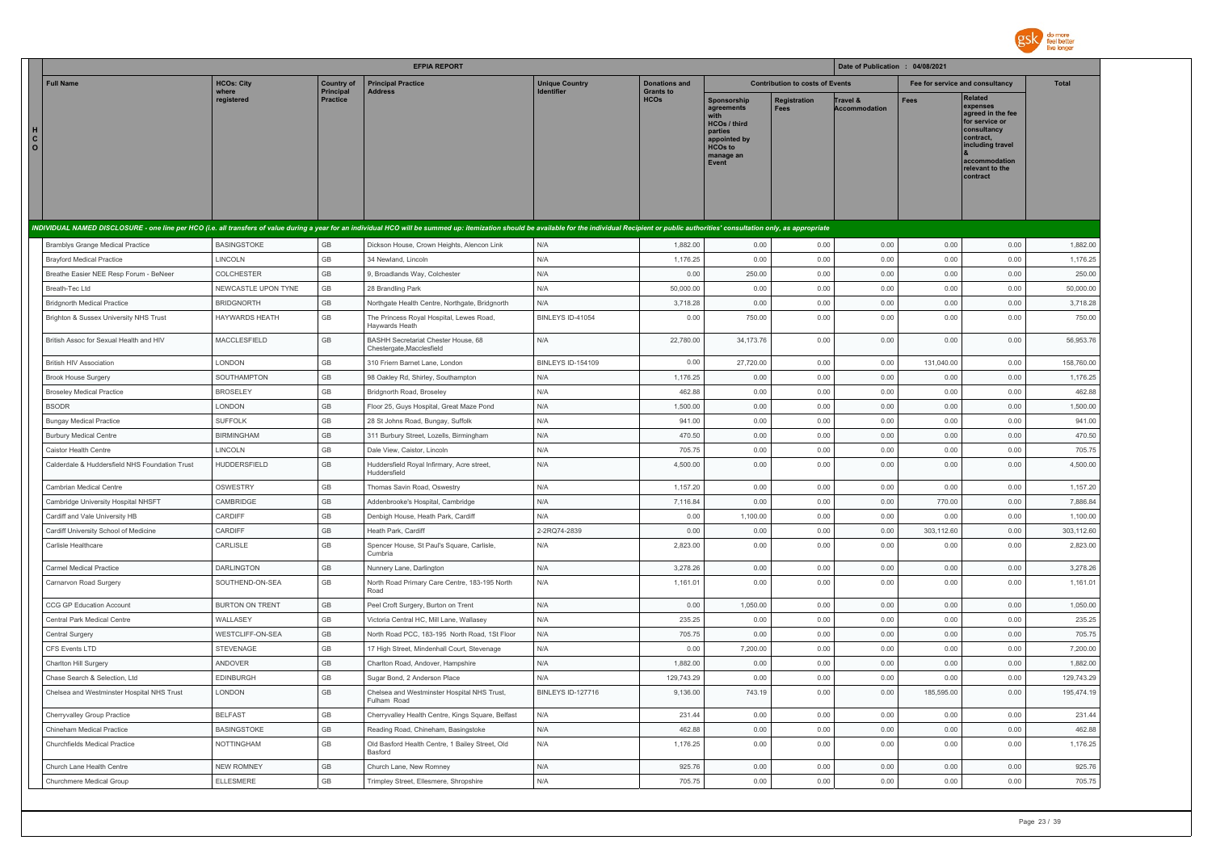| HCO | Full Name | HCOs: City where registered | Country of Principal Practice | Principal Practice Address | Unique Country Identifier | Donations and Grants to HCOs | Contribution to costs of Events | | | Fee for service and consultancy | | Total |
|---|---|---|---|---|---|---|---|---|---|---|---|---|
| | | | | | | | Sponsorship agreements with HCOs / third parties appointed by HCOs to manage an Event | Registration Fees | Travel & Accommodation | Fees | Related expenses agreed in the fee for service or consultancy contract, including travel & accommodation relevant to the contract | |
| INDIVIDUAL NAMED DISCLOSURE - one line per HCO (i.e. all transfers of value during a year for an individual HCO will be summed up: itemization should be available for the individual Recipient or public authorities' consultation only, as appropriate | | | | | | | | | | | | |
| | Bramblys Grange Medical Practice | BASINGSTOKE | GB | Dickson House, Crown Heights, Alencon Link | N/A | 1,882.00 | 0.00 | 0.00 | 0.00 | 0.00 | 0.00 | 1,882.00 |
| | Brayford Medical Practice | LINCOLN | GB | 34 Newland, Lincoln | N/A | 1,176.25 | 0.00 | 0.00 | 0.00 | 0.00 | 0.00 | 1,176.25 |
| | Breathe Easier NEE Resp Forum - BeNeer | COLCHESTER | GB | 9, Broadlands Way, Colchester | N/A | 0.00 | 250.00 | 0.00 | 0.00 | 0.00 | 0.00 | 250.00 |
| | Breath-Tec Ltd | NEWCASTLE UPON TYNE | GB | 28 Brandling Park | N/A | 50,000.00 | 0.00 | 0.00 | 0.00 | 0.00 | 0.00 | 50,000.00 |
| | Bridgnorth Medical Practice | BRIDGNORTH | GB | Northgate Health Centre, Northgate, Bridgnorth | N/A | 3,718.28 | 0.00 | 0.00 | 0.00 | 0.00 | 0.00 | 3,718.28 |
| | Brighton & Sussex University NHS Trust | HAYWARDS HEATH | GB | The Princess Royal Hospital, Lewes Road, Haywards Heath | BINLEYS ID-41054 | 0.00 | 750.00 | 0.00 | 0.00 | 0.00 | 0.00 | 750.00 |
| | British Assoc for Sexual Health and HIV | MACCLESFIELD | GB | BASHH Secretariat Chester House, 68 Chestergate,Macclesfield | N/A | 22,780.00 | 34,173.76 | 0.00 | 0.00 | 0.00 | 0.00 | 56,953.76 |
| | British HIV Association | LONDON | GB | 310 Friern Barnet Lane, London | BINLEYS ID-154109 | 0.00 | 27,720.00 | 0.00 | 0.00 | 131,040.00 | 0.00 | 158,760.00 |
| | Brook House Surgery | SOUTHAMPTON | GB | 98 Oakley Rd, Shirley, Southampton | N/A | 1,176.25 | 0.00 | 0.00 | 0.00 | 0.00 | 0.00 | 1,176.25 |
| | Broseley Medical Practice | BROSELEY | GB | Bridgnorth Road, Broseley | N/A | 462.88 | 0.00 | 0.00 | 0.00 | 0.00 | 0.00 | 462.88 |
| | BSODR | LONDON | GB | Floor 25, Guys Hospital, Great Maze Pond | N/A | 1,500.00 | 0.00 | 0.00 | 0.00 | 0.00 | 0.00 | 1,500.00 |
| | Bungay Medical Practice | SUFFOLK | GB | 28 St Johns Road, Bungay, Suffolk | N/A | 941.00 | 0.00 | 0.00 | 0.00 | 0.00 | 0.00 | 941.00 |
| | Burbury Medical Centre | BIRMINGHAM | GB | 311 Burbury Street, Lozells, Birmingham | N/A | 470.50 | 0.00 | 0.00 | 0.00 | 0.00 | 0.00 | 470.50 |
| | Caistor Health Centre | LINCOLN | GB | Dale View, Caistor, Lincoln | N/A | 705.75 | 0.00 | 0.00 | 0.00 | 0.00 | 0.00 | 705.75 |
| | Calderdale & Huddersfield NHS Foundation Trust | HUDDERSFIELD | GB | Huddersfield Royal Infirmary, Acre street, Huddersfield | N/A | 4,500.00 | 0.00 | 0.00 | 0.00 | 0.00 | 0.00 | 4,500.00 |
| | Cambrian Medical Centre | OSWESTRY | GB | Thomas Savin Road, Oswestry | N/A | 1,157.20 | 0.00 | 0.00 | 0.00 | 0.00 | 0.00 | 1,157.20 |
| | Cambridge University Hospital NHSFT | CAMBRIDGE | GB | Addenbrooke's Hospital, Cambridge | N/A | 7,116.84 | 0.00 | 0.00 | 0.00 | 770.00 | 0.00 | 7,886.84 |
| | Cardiff and Vale University HB | CARDIFF | GB | Denbigh House, Heath Park, Cardiff | N/A | 0.00 | 1,100.00 | 0.00 | 0.00 | 0.00 | 0.00 | 1,100.00 |
| | Cardiff University School of Medicine | CARDIFF | GB | Heath Park, Cardiff | 2-2RQ74-2839 | 0.00 | 0.00 | 0.00 | 0.00 | 303,112.60 | 0.00 | 303,112.60 |
| | Carlisle Healthcare | CARLISLE | GB | Spencer House, St Paul's Square, Carlisle, Cumbria | N/A | 2,823.00 | 0.00 | 0.00 | 0.00 | 0.00 | 0.00 | 2,823.00 |
| | Carmel Medical Practice | DARLINGTON | GB | Nunnery Lane, Darlington | N/A | 3,278.26 | 0.00 | 0.00 | 0.00 | 0.00 | 0.00 | 3,278.26 |
| | Carnarvon Road Surgery | SOUTHEND-ON-SEA | GB | North Road Primary Care Centre, 183-195 North Road | N/A | 1,161.01 | 0.00 | 0.00 | 0.00 | 0.00 | 0.00 | 1,161.01 |
| | CCG GP Education Account | BURTON ON TRENT | GB | Peel Croft Surgery, Burton on Trent | N/A | 0.00 | 1,050.00 | 0.00 | 0.00 | 0.00 | 0.00 | 1,050.00 |
| | Central Park Medical Centre | WALLASEY | GB | Victoria Central HC, Mill Lane, Wallasey | N/A | 235.25 | 0.00 | 0.00 | 0.00 | 0.00 | 0.00 | 235.25 |
| | Central Surgery | WESTCLIFF-ON-SEA | GB | North Road PCC, 183-195 North Road, 1St Floor | N/A | 705.75 | 0.00 | 0.00 | 0.00 | 0.00 | 0.00 | 705.75 |
| | CFS Events LTD | STEVENAGE | GB | 17 High Street, Mindenhall Court, Stevenage | N/A | 0.00 | 7,200.00 | 0.00 | 0.00 | 0.00 | 0.00 | 7,200.00 |
| | Charlton Hill Surgery | ANDOVER | GB | Charlton Road, Andover, Hampshire | N/A | 1,882.00 | 0.00 | 0.00 | 0.00 | 0.00 | 0.00 | 1,882.00 |
| | Chase Search & Selection, Ltd | EDINBURGH | GB | Sugar Bond, 2 Anderson Place | N/A | 129,743.29 | 0.00 | 0.00 | 0.00 | 0.00 | 0.00 | 129,743.29 |
| | Chelsea and Westminster Hospital NHS Trust | LONDON | GB | Chelsea and Westminster Hospital NHS Trust, Fulham Road | BINLEYS ID-127716 | 9,136.00 | 743.19 | 0.00 | 0.00 | 185,595.00 | 0.00 | 195,474.19 |
| | Cherryvalley Group Practice | BELFAST | GB | Cherryvalley Health Centre, Kings Square, Belfast | N/A | 231.44 | 0.00 | 0.00 | 0.00 | 0.00 | 0.00 | 231.44 |
| | Chineham Medical Practice | BASINGSTOKE | GB | Reading Road, Chineham, Basingstoke | N/A | 462.88 | 0.00 | 0.00 | 0.00 | 0.00 | 0.00 | 462.88 |
| | Churchfields Medical Practice | NOTTINGHAM | GB | Old Basford Health Centre, 1 Bailey Street, Old Basford | N/A | 1,176.25 | 0.00 | 0.00 | 0.00 | 0.00 | 0.00 | 1,176.25 |
| | Church Lane Health Centre | NEW ROMNEY | GB | Church Lane, New Romney | N/A | 925.76 | 0.00 | 0.00 | 0.00 | 0.00 | 0.00 | 925.76 |
| | Churchmere Medical Group | ELLESMERE | GB | Trimpley Street, Ellesmere, Shropshire | N/A | 705.75 | 0.00 | 0.00 | 0.00 | 0.00 | 0.00 | 705.75 |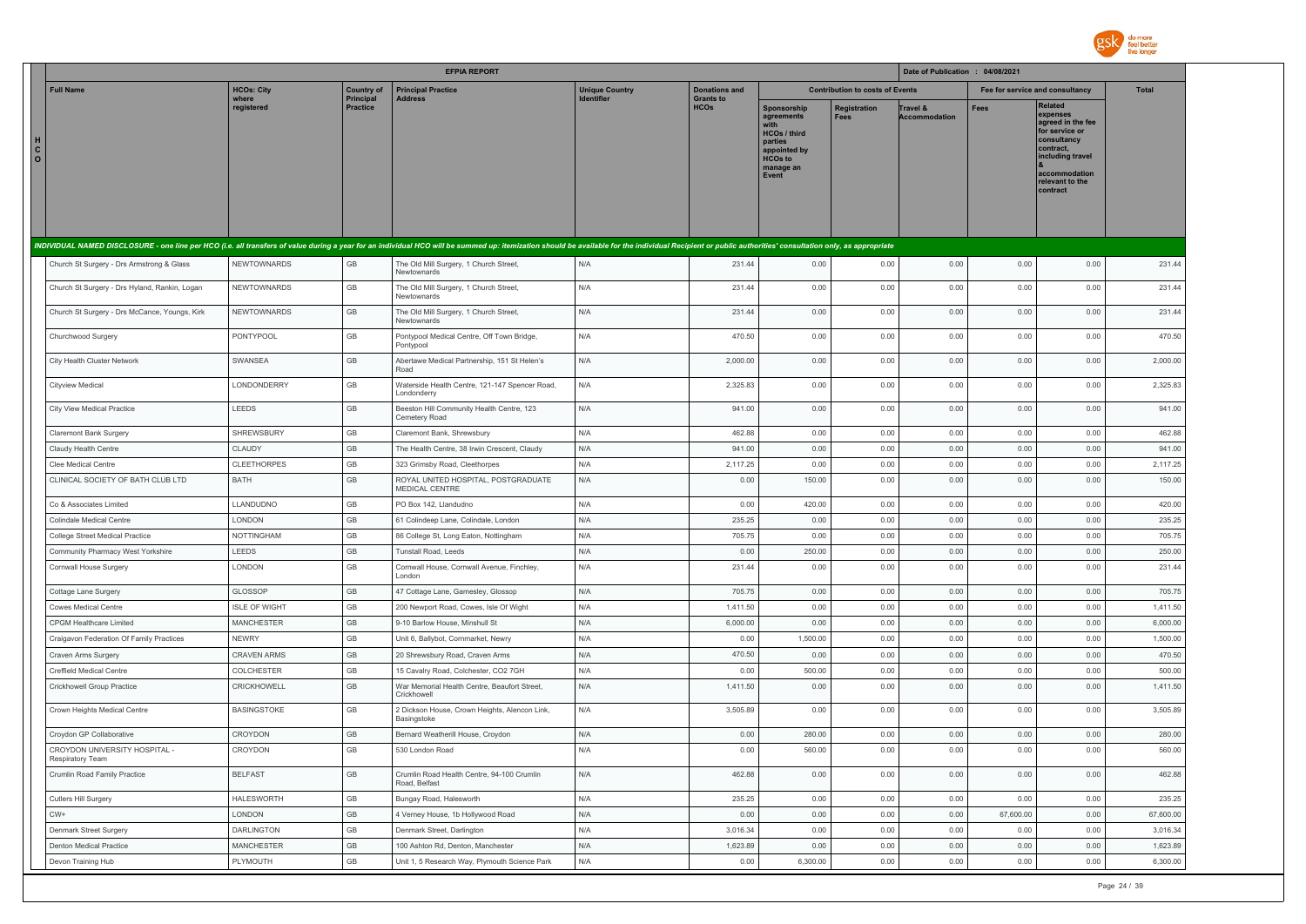## EFPIA REPORT

Date of Publication : 04/08/2021

| Full Name | HCOs: City where registered | Country of Principal Practice | Principal Practice Address | Unique Country Identifier | Donations and Grants to HCOs | Contribution to costs of Events | | | Fee for service and consultancy | | Total |
|---|---|---|---|---|---|---|---|---|---|---|---|
| | | | | | | Sponsorship agreements with HCOs / third parties appointed by HCOs to manage an Event | Registration Fees | Travel & Accommodation | Fees | Related expenses agreed in the fee for service or consultancy contract, including travel & accommodation relevant to the contract | |

*INDIVIDUAL NAMED DISCLOSURE - one line per HCO (i.e. all transfers of value during a year for an individual HCO will be summed up: itemization should be available for the individual Recipient or public authorities' consultation only, as appropriate*

| Full Name | HCOs: City where registered | Country of Principal Practice | Principal Practice Address | Unique Country Identifier | Donations and Grants to HCOs | Sponsorship agreements | Registration Fees | Travel & Accommodation | Fees | Related expenses | Total |
|---|---|---|---|---|---|---|---|---|---|---|---|
| Church St Surgery - Drs Armstrong & Glass | NEWTOWNARDS | GB | The Old Mill Surgery, 1 Church Street, Newtownards | N/A | 231.44 | 0.00 | 0.00 | 0.00 | 0.00 | 0.00 | 231.44 |
| Church St Surgery - Drs Hyland, Rankin, Logan | NEWTOWNARDS | GB | The Old Mill Surgery, 1 Church Street, Newtownards | N/A | 231.44 | 0.00 | 0.00 | 0.00 | 0.00 | 0.00 | 231.44 |
| Church St Surgery - Drs McCance, Youngs, Kirk | NEWTOWNARDS | GB | The Old Mill Surgery, 1 Church Street, Newtownards | N/A | 231.44 | 0.00 | 0.00 | 0.00 | 0.00 | 0.00 | 231.44 |
| Churchwood Surgery | PONTYPOOL | GB | Pontypool Medical Centre, Off Town Bridge, Pontypool | N/A | 470.50 | 0.00 | 0.00 | 0.00 | 0.00 | 0.00 | 470.50 |
| City Health Cluster Network | SWANSEA | GB | Abertawe Medical Partnership, 151 St Helen's Road | N/A | 2,000.00 | 0.00 | 0.00 | 0.00 | 0.00 | 0.00 | 2,000.00 |
| Cityview Medical | LONDONDERRY | GB | Waterside Health Centre, 121-147 Spencer Road, Londonderry | N/A | 2,325.83 | 0.00 | 0.00 | 0.00 | 0.00 | 0.00 | 2,325.83 |
| City View Medical Practice | LEEDS | GB | Beeston Hill Community Health Centre, 123 Cemetery Road | N/A | 941.00 | 0.00 | 0.00 | 0.00 | 0.00 | 0.00 | 941.00 |
| Claremont Bank Surgery | SHREWSBURY | GB | Claremont Bank, Shrewsbury | N/A | 462.88 | 0.00 | 0.00 | 0.00 | 0.00 | 0.00 | 462.88 |
| Claudy Health Centre | CLAUDY | GB | The Health Centre, 38 Irwin Crescent, Claudy | N/A | 941.00 | 0.00 | 0.00 | 0.00 | 0.00 | 0.00 | 941.00 |
| Clee Medical Centre | CLEETHORPES | GB | 323 Grimsby Road, Cleethorpes | N/A | 2,117.25 | 0.00 | 0.00 | 0.00 | 0.00 | 0.00 | 2,117.25 |
| CLINICAL SOCIETY OF BATH CLUB LTD | BATH | GB | ROYAL UNITED HOSPITAL, POSTGRADUATE MEDICAL CENTRE | N/A | 0.00 | 150.00 | 0.00 | 0.00 | 0.00 | 0.00 | 150.00 |
| Co & Associates Limited | LLANDUDNO | GB | PO Box 142, Llandudno | N/A | 0.00 | 420.00 | 0.00 | 0.00 | 0.00 | 0.00 | 420.00 |
| Colindale Medical Centre | LONDON | GB | 61 Colindeep Lane, Colindale, London | N/A | 235.25 | 0.00 | 0.00 | 0.00 | 0.00 | 0.00 | 235.25 |
| College Street Medical Practice | NOTTINGHAM | GB | 86 College St, Long Eaton, Nottingham | N/A | 705.75 | 0.00 | 0.00 | 0.00 | 0.00 | 0.00 | 705.75 |
| Community Pharmacy West Yorkshire | LEEDS | GB | Tunstall Road, Leeds | N/A | 0.00 | 250.00 | 0.00 | 0.00 | 0.00 | 0.00 | 250.00 |
| Cornwall House Surgery | LONDON | GB | Cornwall House, Cornwall Avenue, Finchley, London | N/A | 231.44 | 0.00 | 0.00 | 0.00 | 0.00 | 0.00 | 231.44 |
| Cottage Lane Surgery | GLOSSOP | GB | 47 Cottage Lane, Gamesley, Glossop | N/A | 705.75 | 0.00 | 0.00 | 0.00 | 0.00 | 0.00 | 705.75 |
| Cowes Medical Centre | ISLE OF WIGHT | GB | 200 Newport Road, Cowes, Isle Of Wight | N/A | 1,411.50 | 0.00 | 0.00 | 0.00 | 0.00 | 0.00 | 1,411.50 |
| CPGM Healthcare Limited | MANCHESTER | GB | 9-10 Barlow House, Minshull St | N/A | 6,000.00 | 0.00 | 0.00 | 0.00 | 0.00 | 0.00 | 6,000.00 |
| Craigavon Federation Of Family Practices | NEWRY | GB | Unit 6, Ballybot, Cornmarket, Newry | N/A | 0.00 | 1,500.00 | 0.00 | 0.00 | 0.00 | 0.00 | 1,500.00 |
| Craven Arms Surgery | CRAVEN ARMS | GB | 20 Shrewsbury Road, Craven Arms | N/A | 470.50 | 0.00 | 0.00 | 0.00 | 0.00 | 0.00 | 470.50 |
| Creffield Medical Centre | COLCHESTER | GB | 15 Cavalry Road, Colchester, CO2 7GH | N/A | 0.00 | 500.00 | 0.00 | 0.00 | 0.00 | 0.00 | 500.00 |
| Crickhowell Group Practice | CRICKHOWELL | GB | War Memorial Health Centre, Beaufort Street, Crickhowell | N/A | 1,411.50 | 0.00 | 0.00 | 0.00 | 0.00 | 0.00 | 1,411.50 |
| Crown Heights Medical Centre | BASINGSTOKE | GB | 2 Dickson House, Crown Heights, Alencon Link, Basingstoke | N/A | 3,505.89 | 0.00 | 0.00 | 0.00 | 0.00 | 0.00 | 3,505.89 |
| Croydon GP Collaborative | CROYDON | GB | Bernard Weatherill House, Croydon | N/A | 0.00 | 280.00 | 0.00 | 0.00 | 0.00 | 0.00 | 280.00 |
| CROYDON UNIVERSITY HOSPITAL - Respiratory Team | CROYDON | GB | 530 London Road | N/A | 0.00 | 560.00 | 0.00 | 0.00 | 0.00 | 0.00 | 560.00 |
| Crumlin Road Family Practice | BELFAST | GB | Crumlin Road Health Centre, 94-100 Crumlin Road, Belfast | N/A | 462.88 | 0.00 | 0.00 | 0.00 | 0.00 | 0.00 | 462.88 |
| Cutlers Hill Surgery | HALESWORTH | GB | Bungay Road, Halesworth | N/A | 235.25 | 0.00 | 0.00 | 0.00 | 0.00 | 0.00 | 235.25 |
| CW+ | LONDON | GB | 4 Verney House, 1b Hollywood Road | N/A | 0.00 | 0.00 | 0.00 | 0.00 | 67,600.00 | 0.00 | 67,600.00 |
| Denmark Street Surgery | DARLINGTON | GB | Denmark Street, Darlington | N/A | 3,016.34 | 0.00 | 0.00 | 0.00 | 0.00 | 0.00 | 3,016.34 |
| Denton Medical Practice | MANCHESTER | GB | 100 Ashton Rd, Denton, Manchester | N/A | 1,623.89 | 0.00 | 0.00 | 0.00 | 0.00 | 0.00 | 1,623.89 |
| Devon Training Hub | PLYMOUTH | GB | Unit 1, 5 Research Way, Plymouth Science Park | N/A | 0.00 | 6,300.00 | 0.00 | 0.00 | 0.00 | 0.00 | 6,300.00 |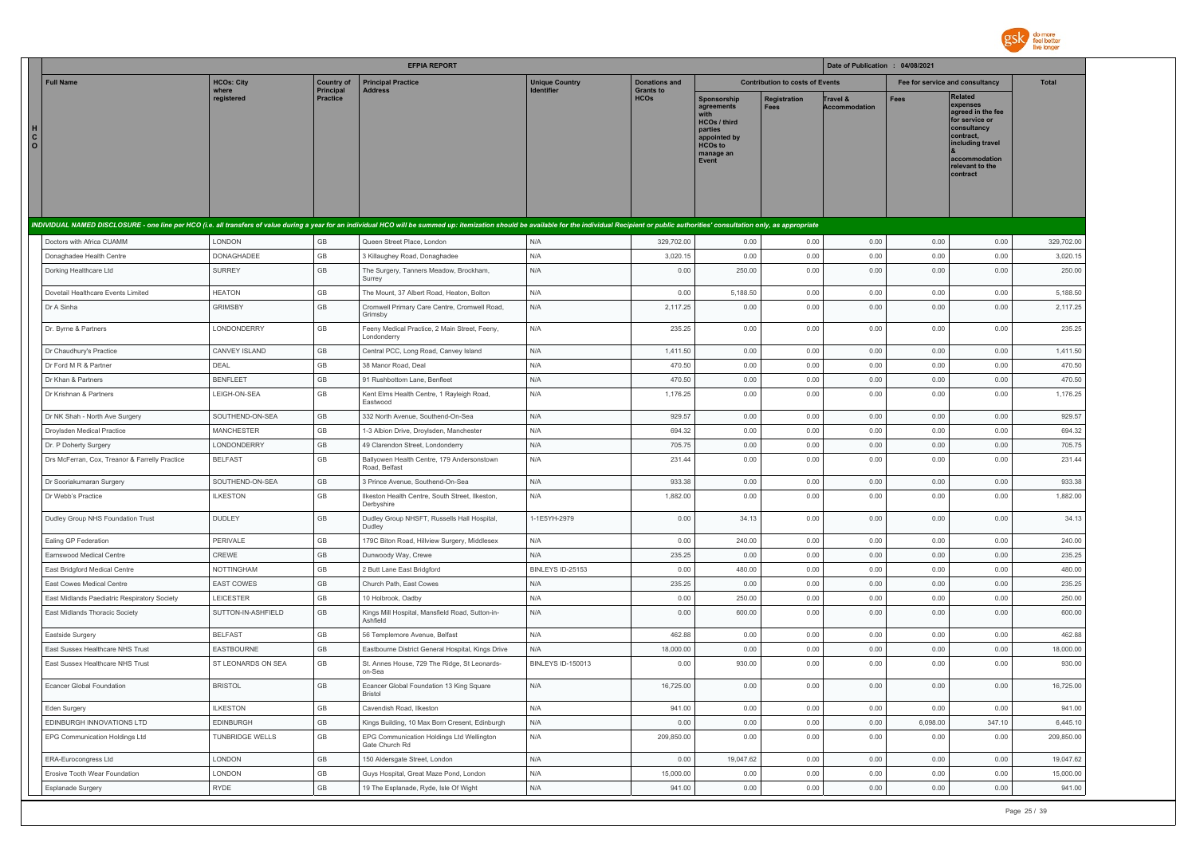# EFPIA REPORT

Date of Publication : 04/08/2021

| Full Name | HCOs: City where registered | Country of Principal Practice | Principal Practice Address | Unique Country Identifier | Donations and Grants to HCOs | Contribution to costs of Events | | | Fee for service and consultancy | | Total |
|---|---|---|---|---|---|---|---|---|---|---|---|
| | | | | | | Sponsorship agreements with HCOs / third parties appointed by HCOs to manage an Event | Registration Fees | Travel & Accommodation | Fees | Related expenses agreed in the fee for service or consultancy contract, including travel & accommodation relevant to the contract | |
| *INDIVIDUAL NAMED DISCLOSURE - one line per HCO (i.e. all transfers of value during a year for an individual HCO will be summed up: itemization should be available for the individual Recipient or public authorities' consultation only, as appropriate* | | | | | | | | | | | |
| Doctors with Africa CUAMM | LONDON | GB | Queen Street Place, London | N/A | 329,702.00 | 0.00 | 0.00 | 0.00 | 0.00 | 0.00 | 329,702.00 |
| Donaghadee Health Centre | DONAGHADEE | GB | 3 Killaughey Road, Donaghadee | N/A | 3,020.15 | 0.00 | 0.00 | 0.00 | 0.00 | 0.00 | 3,020.15 |
| Dorking Healthcare Ltd | SURREY | GB | The Surgery, Tanners Meadow, Brockham, Surrey | N/A | 0.00 | 250.00 | 0.00 | 0.00 | 0.00 | 0.00 | 250.00 |
| Dovetail Healthcare Events Limited | HEATON | GB | The Mount, 37 Albert Road, Heaton, Bolton | N/A | 0.00 | 5,188.50 | 0.00 | 0.00 | 0.00 | 0.00 | 5,188.50 |
| Dr A Sinha | GRIMSBY | GB | Cromwell Primary Care Centre, Cromwell Road, Grimsby | N/A | 2,117.25 | 0.00 | 0.00 | 0.00 | 0.00 | 0.00 | 2,117.25 |
| Dr. Byrne & Partners | LONDONDERRY | GB | Feeny Medical Practice, 2 Main Street, Feeny, Londonderry | N/A | 235.25 | 0.00 | 0.00 | 0.00 | 0.00 | 0.00 | 235.25 |
| Dr Chaudhury's Practice | CANVEY ISLAND | GB | Central PCC, Long Road, Canvey Island | N/A | 1,411.50 | 0.00 | 0.00 | 0.00 | 0.00 | 0.00 | 1,411.50 |
| Dr Ford M R & Partner | DEAL | GB | 38 Manor Road, Deal | N/A | 470.50 | 0.00 | 0.00 | 0.00 | 0.00 | 0.00 | 470.50 |
| Dr Khan & Partners | BENFLEET | GB | 91 Rushbottom Lane, Benfleet | N/A | 470.50 | 0.00 | 0.00 | 0.00 | 0.00 | 0.00 | 470.50 |
| Dr Krishnan & Partners | LEIGH-ON-SEA | GB | Kent Elms Health Centre, 1 Rayleigh Road, Eastwood | N/A | 1,176.25 | 0.00 | 0.00 | 0.00 | 0.00 | 0.00 | 1,176.25 |
| Dr NK Shah - North Ave Surgery | SOUTHEND-ON-SEA | GB | 332 North Avenue, Southend-On-Sea | N/A | 929.57 | 0.00 | 0.00 | 0.00 | 0.00 | 0.00 | 929.57 |
| Droylsden Medical Practice | MANCHESTER | GB | 1-3 Albion Drive, Droylsden, Manchester | N/A | 694.32 | 0.00 | 0.00 | 0.00 | 0.00 | 0.00 | 694.32 |
| Dr. P Doherty Surgery | LONDONDERRY | GB | 49 Clarendon Street, Londonderry | N/A | 705.75 | 0.00 | 0.00 | 0.00 | 0.00 | 0.00 | 705.75 |
| Drs McFerran, Cox, Treanor & Farrelly Practice | BELFAST | GB | Ballyowen Health Centre, 179 Andersonstown Road, Belfast | N/A | 231.44 | 0.00 | 0.00 | 0.00 | 0.00 | 0.00 | 231.44 |
| Dr Sooriakumaran Surgery | SOUTHEND-ON-SEA | GB | 3 Prince Avenue, Southend-On-Sea | N/A | 933.38 | 0.00 | 0.00 | 0.00 | 0.00 | 0.00 | 933.38 |
| Dr Webb's Practice | ILKESTON | GB | Ilkeston Health Centre, South Street, Ilkeston, Derbyshire | N/A | 1,882.00 | 0.00 | 0.00 | 0.00 | 0.00 | 0.00 | 1,882.00 |
| Dudley Group NHS Foundation Trust | DUDLEY | GB | Dudley Group NHSFT, Russells Hall Hospital, Dudley | 1-1E5YH-2979 | 0.00 | 34.13 | 0.00 | 0.00 | 0.00 | 0.00 | 34.13 |
| Ealing GP Federation | PERIVALE | GB | 179C Biton Road, Hillview Surgery, Middlesex | N/A | 0.00 | 240.00 | 0.00 | 0.00 | 0.00 | 0.00 | 240.00 |
| Earnswood Medical Centre | CREWE | GB | Dunwoody Way, Crewe | N/A | 235.25 | 0.00 | 0.00 | 0.00 | 0.00 | 0.00 | 235.25 |
| East Bridgford Medical Centre | NOTTINGHAM | GB | 2 Butt Lane East Bridgford | BINLEYS ID-25153 | 0.00 | 480.00 | 0.00 | 0.00 | 0.00 | 0.00 | 480.00 |
| East Cowes Medical Centre | EAST COWES | GB | Church Path, East Cowes | N/A | 235.25 | 0.00 | 0.00 | 0.00 | 0.00 | 0.00 | 235.25 |
| East Midlands Paediatric Respiratory Society | LEICESTER | GB | 10 Holbrook, Oadby | N/A | 0.00 | 250.00 | 0.00 | 0.00 | 0.00 | 0.00 | 250.00 |
| East Midlands Thoracic Society | SUTTON-IN-ASHFIELD | GB | Kings Mill Hospital, Mansfield Road, Sutton-in-Ashfield | N/A | 0.00 | 600.00 | 0.00 | 0.00 | 0.00 | 0.00 | 600.00 |
| Eastside Surgery | BELFAST | GB | 56 Templemore Avenue, Belfast | N/A | 462.88 | 0.00 | 0.00 | 0.00 | 0.00 | 0.00 | 462.88 |
| East Sussex Healthcare NHS Trust | EASTBOURNE | GB | Eastbourne District General Hospital, Kings Drive | N/A | 18,000.00 | 0.00 | 0.00 | 0.00 | 0.00 | 0.00 | 18,000.00 |
| East Sussex Healthcare NHS Trust | ST LEONARDS ON SEA | GB | St. Annes House, 729 The Ridge, St Leonards-on-Sea | BINLEYS ID-150013 | 0.00 | 930.00 | 0.00 | 0.00 | 0.00 | 0.00 | 930.00 |
| Ecancer Global Foundation | BRISTOL | GB | Ecancer Global Foundation 13 King Square Bristol | N/A | 16,725.00 | 0.00 | 0.00 | 0.00 | 0.00 | 0.00 | 16,725.00 |
| Eden Surgery | ILKESTON | GB | Cavendish Road, Ilkeston | N/A | 941.00 | 0.00 | 0.00 | 0.00 | 0.00 | 0.00 | 941.00 |
| EDINBURGH INNOVATIONS LTD | EDINBURGH | GB | Kings Building, 10 Max Born Cresent, Edinburgh | N/A | 0.00 | 0.00 | 0.00 | 0.00 | 6,098.00 | 347.10 | 6,445.10 |
| EPG Communication Holdings Ltd | TUNBRIDGE WELLS | GB | EPG Communication Holdings Ltd Wellington Gate Church Rd | N/A | 209,850.00 | 0.00 | 0.00 | 0.00 | 0.00 | 0.00 | 209,850.00 |
| ERA-Eurocongress Ltd | LONDON | GB | 150 Aldersgate Street, London | N/A | 0.00 | 19,047.62 | 0.00 | 0.00 | 0.00 | 0.00 | 19,047.62 |
| Erosive Tooth Wear Foundation | LONDON | GB | Guys Hospital, Great Maze Pond, London | N/A | 15,000.00 | 0.00 | 0.00 | 0.00 | 0.00 | 0.00 | 15,000.00 |
| Esplanade Surgery | RYDE | GB | 19 The Esplanade, Ryde, Isle Of Wight | N/A | 941.00 | 0.00 | 0.00 | 0.00 | 0.00 | 0.00 | 941.00 |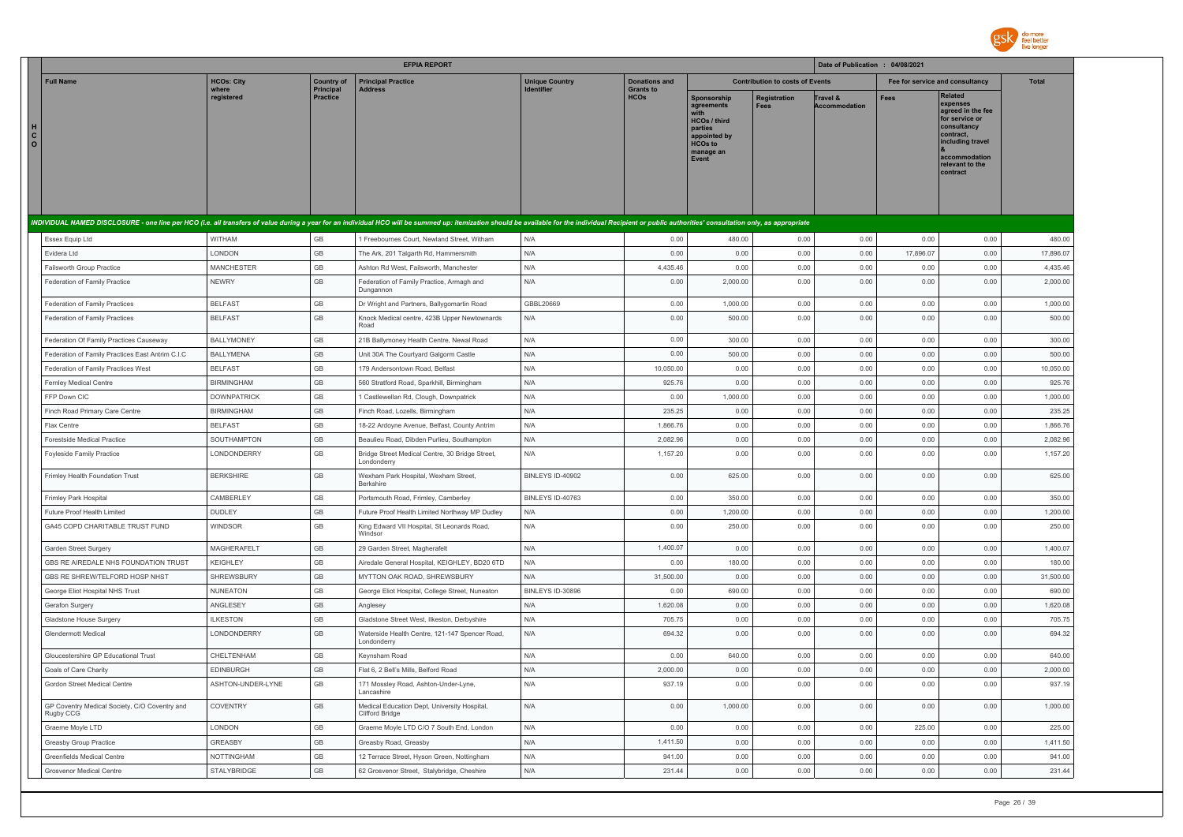| | EFPIA REPORT | | | | | | | | Date of Publication : 04/08/2021 | | | |
|---|---|---|---|---|---|---|---|---|---|---|---|---|
| H C O | Full Name | HCOs: City where registered | Country of Principal Practice | Principal Practice Address | Unique Country Identifier | Donations and Grants to HCOs | Contribution to costs of Events | | | Fee for service and consultancy | | Total |
| | | | | | | | Sponsorship agreements with HCOs / third parties appointed by HCOs to manage an Event | Registration Fees | Travel & Accommodation | Fees | Related expenses agreed in the fee for service or consultancy contract, including travel & accommodation relevant to the contract | |
| *INDIVIDUAL NAMED DISCLOSURE - one line per HCO (i.e. all transfers of value during a year for an individual HCO will be summed up: itemization should be available for the individual Recipient or public authorities' consultation only, as appropriate* | | | | | | | | | | | | |
| | Essex Equip Ltd | WITHAM | GB | 1 Freebournes Court, Newland Street, Witham | N/A | 0.00 | 480.00 | 0.00 | 0.00 | 0.00 | 0.00 | 480.00 |
| | Evidera Ltd | LONDON | GB | The Ark, 201 Talgarth Rd, Hammersmith | N/A | 0.00 | 0.00 | 0.00 | 0.00 | 17,896.07 | 0.00 | 17,896.07 |
| | Failsworth Group Practice | MANCHESTER | GB | Ashton Rd West, Failsworth, Manchester | N/A | 4,435.46 | 0.00 | 0.00 | 0.00 | 0.00 | 0.00 | 4,435.46 |
| | Federation of Family Practice | NEWRY | GB | Federation of Family Practice, Armagh and Dungannon | N/A | 0.00 | 2,000.00 | 0.00 | 0.00 | 0.00 | 0.00 | 2,000.00 |
| | Federation of Family Practices | BELFAST | GB | Dr Wright and Partners, Ballygomartin Road | GBBL20669 | 0.00 | 1,000.00 | 0.00 | 0.00 | 0.00 | 0.00 | 1,000.00 |
| | Federation of Family Practices | BELFAST | GB | Knock Medical centre, 423B Upper Newtownards Road | N/A | 0.00 | 500.00 | 0.00 | 0.00 | 0.00 | 0.00 | 500.00 |
| | Federation Of Family Practices Causeway | BALLYMONEY | GB | 21B Ballymoney Health Centre, Newal Road | N/A | 0.00 | 300.00 | 0.00 | 0.00 | 0.00 | 0.00 | 300.00 |
| | Federation of Family Practices East Antrim C.I.C | BALLYMENA | GB | Unit 30A The Courtyard Galgorm Castle | N/A | 0.00 | 500.00 | 0.00 | 0.00 | 0.00 | 0.00 | 500.00 |
| | Federation of Family Practices West | BELFAST | GB | 179 Andersontown Road, Belfast | N/A | 10,050.00 | 0.00 | 0.00 | 0.00 | 0.00 | 0.00 | 10,050.00 |
| | Fernley Medical Centre | BIRMINGHAM | GB | 560 Stratford Road, Sparkhill, Birmingham | N/A | 925.76 | 0.00 | 0.00 | 0.00 | 0.00 | 0.00 | 925.76 |
| | FFP Down CIC | DOWNPATRICK | GB | 1 Castlewellan Rd, Clough, Downpatrick | N/A | 0.00 | 1,000.00 | 0.00 | 0.00 | 0.00 | 0.00 | 1,000.00 |
| | Finch Road Primary Care Centre | BIRMINGHAM | GB | Finch Road, Lozells, Birmingham | N/A | 235.25 | 0.00 | 0.00 | 0.00 | 0.00 | 0.00 | 235.25 |
| | Flax Centre | BELFAST | GB | 18-22 Ardoyne Avenue, Belfast, County Antrim | N/A | 1,866.76 | 0.00 | 0.00 | 0.00 | 0.00 | 0.00 | 1,866.76 |
| | Forestside Medical Practice | SOUTHAMPTON | GB | Beaulieu Road, Dibden Purlieu, Southampton | N/A | 2,082.96 | 0.00 | 0.00 | 0.00 | 0.00 | 0.00 | 2,082.96 |
| | Foyleside Family Practice | LONDONDERRY | GB | Bridge Street Medical Centre, 30 Bridge Street, Londonderry | N/A | 1,157.20 | 0.00 | 0.00 | 0.00 | 0.00 | 0.00 | 1,157.20 |
| | Frimley Health Foundation Trust | BERKSHIRE | GB | Wexham Park Hospital, Wexham Street, Berkshire | BINLEYS ID-40902 | 0.00 | 625.00 | 0.00 | 0.00 | 0.00 | 0.00 | 625.00 |
| | Frimley Park Hospital | CAMBERLEY | GB | Portsmouth Road, Frimley, Camberley | BINLEYS ID-40763 | 0.00 | 350.00 | 0.00 | 0.00 | 0.00 | 0.00 | 350.00 |
| | Future Proof Health Limited | DUDLEY | GB | Future Proof Health Limited Northway MP Dudley | N/A | 0.00 | 1,200.00 | 0.00 | 0.00 | 0.00 | 0.00 | 1,200.00 |
| | GA45 COPD CHARITABLE TRUST FUND | WINDSOR | GB | King Edward VII Hospital, St Leonards Road, Windsor | N/A | 0.00 | 250.00 | 0.00 | 0.00 | 0.00 | 0.00 | 250.00 |
| | Garden Street Surgery | MAGHERAFELT | GB | 29 Garden Street, Magherafelt | N/A | 1,400.07 | 0.00 | 0.00 | 0.00 | 0.00 | 0.00 | 1,400.07 |
| | GBS RE AIREDALE NHS FOUNDATION TRUST | KEIGHLEY | GB | Airedale General Hospital, KEIGHLEY, BD20 6TD | N/A | 0.00 | 180.00 | 0.00 | 0.00 | 0.00 | 0.00 | 180.00 |
| | GBS RE SHREW/TELFORD HOSP NHST | SHREWSBURY | GB | MYTTON OAK ROAD, SHREWSBURY | N/A | 31,500.00 | 0.00 | 0.00 | 0.00 | 0.00 | 0.00 | 31,500.00 |
| | George Eliot Hospital NHS Trust | NUNEATON | GB | George Eliot Hospital, College Street, Nuneaton | BINLEYS ID-30896 | 0.00 | 690.00 | 0.00 | 0.00 | 0.00 | 0.00 | 690.00 |
| | Gerafon Surgery | ANGLESEY | GB | Anglesey | N/A | 1,620.08 | 0.00 | 0.00 | 0.00 | 0.00 | 0.00 | 1,620.08 |
| | Gladstone House Surgery | ILKESTON | GB | Gladstone Street West, Ilkeston, Derbyshire | N/A | 705.75 | 0.00 | 0.00 | 0.00 | 0.00 | 0.00 | 705.75 |
| | Glendermott Medical | LONDONDERRY | GB | Waterside Health Centre, 121-147 Spencer Road, Londonderry | N/A | 694.32 | 0.00 | 0.00 | 0.00 | 0.00 | 0.00 | 694.32 |
| | Gloucestershire GP Educational Trust | CHELTENHAM | GB | Keynsham Road | N/A | 0.00 | 640.00 | 0.00 | 0.00 | 0.00 | 0.00 | 640.00 |
| | Goals of Care Charity | EDINBURGH | GB | Flat 6, 2 Bell's Mills, Belford Road | N/A | 2,000.00 | 0.00 | 0.00 | 0.00 | 0.00 | 0.00 | 2,000.00 |
| | Gordon Street Medical Centre | ASHTON-UNDER-LYNE | GB | 171 Mossley Road, Ashton-Under-Lyne, Lancashire | N/A | 937.19 | 0.00 | 0.00 | 0.00 | 0.00 | 0.00 | 937.19 |
| | GP Coventry Medical Society, C/O Coventry and Rugby CCG | COVENTRY | GB | Medical Education Dept, University Hospital, Clifford Bridge | N/A | 0.00 | 1,000.00 | 0.00 | 0.00 | 0.00 | 0.00 | 1,000.00 |
| | Graeme Moyle LTD | LONDON | GB | Graeme Moyle LTD C/O 7 South End, London | N/A | 0.00 | 0.00 | 0.00 | 0.00 | 225.00 | 0.00 | 225.00 |
| | Greasby Group Practice | GREASBY | GB | Greasby Road, Greasby | N/A | 1,411.50 | 0.00 | 0.00 | 0.00 | 0.00 | 0.00 | 1,411.50 |
| | Greenfields Medical Centre | NOTTINGHAM | GB | 12 Terrace Street, Hyson Green, Nottingham | N/A | 941.00 | 0.00 | 0.00 | 0.00 | 0.00 | 0.00 | 941.00 |
| | Grosvenor Medical Centre | STALYBRIDGE | GB | 62 Grosvenor Street, Stalybridge, Cheshire | N/A | 231.44 | 0.00 | 0.00 | 0.00 | 0.00 | 0.00 | 231.44 |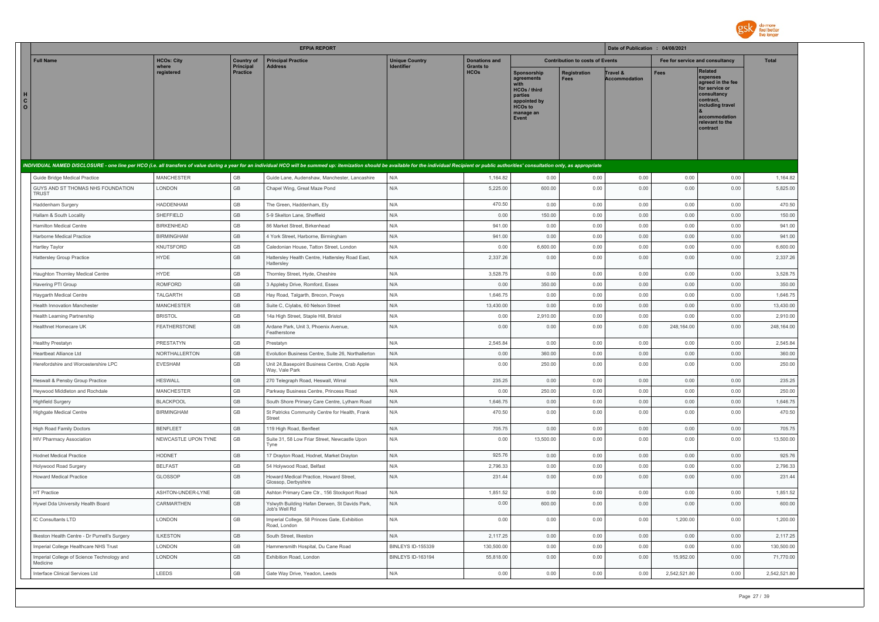| Full Name | HCOs: City where registered | Country of Principal Practice | Principal Practice Address | Unique Country Identifier | Donations and Grants to HCOs | Contribution to costs of Events | | | Fee for service and consultancy | | Total |
|---|---|---|---|---|---|---|---|---|---|---|---|
| | | | | | | Sponsorship agreements with HCOs / third parties appointed by HCOs to manage an Event | Registration Fees | Travel & Accommodation | Fees | Related expenses agreed in the fee for service or consultancy contract, including travel & accommodation relevant to the contract | |
| *INDIVIDUAL NAMED DISCLOSURE - one line per HCO (i.e. all transfers of value during a year for an individual HCO will be summed up: itemization should be available for the individual Recipient or public authorities' consultation only, as appropriate* | | | | | | | | | | | |
| Guide Bridge Medical Practice | MANCHESTER | GB | Guide Lane, Audenshaw, Manchester, Lancashire | N/A | 1,164.82 | 0.00 | 0.00 | 0.00 | 0.00 | 0.00 | 1,164.82 |
| GUYS AND ST THOMAS NHS FOUNDATION TRUST | LONDON | GB | Chapel Wing, Great Maze Pond | N/A | 5,225.00 | 600.00 | 0.00 | 0.00 | 0.00 | 0.00 | 5,825.00 |
| Haddenham Surgery | HADDENHAM | GB | The Green, Haddenham, Ely | N/A | 470.50 | 0.00 | 0.00 | 0.00 | 0.00 | 0.00 | 470.50 |
| Hallam & South Locality | SHEFFIELD | GB | 5-9 Skelton Lane, Sheffield | N/A | 0.00 | 150.00 | 0.00 | 0.00 | 0.00 | 0.00 | 150.00 |
| Hamilton Medical Centre | BIRKENHEAD | GB | 86 Market Street, Birkenhead | N/A | 941.00 | 0.00 | 0.00 | 0.00 | 0.00 | 0.00 | 941.00 |
| Harborne Medical Practice | BIRMINGHAM | GB | 4 York Street, Harborne, Birmingham | N/A | 941.00 | 0.00 | 0.00 | 0.00 | 0.00 | 0.00 | 941.00 |
| Hartley Taylor | KNUTSFORD | GB | Caledonian House, Tatton Street, London | N/A | 0.00 | 6,600.00 | 0.00 | 0.00 | 0.00 | 0.00 | 6,600.00 |
| Hattersley Group Practice | HYDE | GB | Hattersley Health Centre, Hattersley Road East, Hattersley | N/A | 2,337.26 | 0.00 | 0.00 | 0.00 | 0.00 | 0.00 | 2,337.26 |
| Haughton Thornley Medical Centre | HYDE | GB | Thornley Street, Hyde, Cheshire | N/A | 3,528.75 | 0.00 | 0.00 | 0.00 | 0.00 | 0.00 | 3,528.75 |
| Havering PTI Group | ROMFORD | GB | 3 Appleby Drive, Romford, Essex | N/A | 0.00 | 350.00 | 0.00 | 0.00 | 0.00 | 0.00 | 350.00 |
| Haygarth Medical Centre | TALGARTH | GB | Hay Road, Talgarth, Brecon, Powys | N/A | 1,646.75 | 0.00 | 0.00 | 0.00 | 0.00 | 0.00 | 1,646.75 |
| Health Innovation Manchester | MANCHESTER | GB | Suite C, Ciylabs, 60 Nelson Street | N/A | 13,430.00 | 0.00 | 0.00 | 0.00 | 0.00 | 0.00 | 13,430.00 |
| Health Learning Partnership | BRISTOL | GB | 14a High Street, Staple Hill, Bristol | N/A | 0.00 | 2,910.00 | 0.00 | 0.00 | 0.00 | 0.00 | 2,910.00 |
| Healthnet Homecare UK | FEATHERSTONE | GB | Ardane Park, Unit 3, Phoenix Avenue, Featherstone | N/A | 0.00 | 0.00 | 0.00 | 0.00 | 248,164.00 | 0.00 | 248,164.00 |
| Healthy Prestatyn | PRESTATYN | GB | Prestatyn | N/A | 2,545.84 | 0.00 | 0.00 | 0.00 | 0.00 | 0.00 | 2,545.84 |
| Heartbeat Alliance Ltd | NORTHALLERTON | GB | Evolution Business Centre, Suite 26, Northallerton | N/A | 0.00 | 360.00 | 0.00 | 0.00 | 0.00 | 0.00 | 360.00 |
| Herefordshire and Worcestershire LPC | EVESHAM | GB | Unit 24,Basepoint Business Centre, Crab Apple Way, Vale Park | N/A | 0.00 | 250.00 | 0.00 | 0.00 | 0.00 | 0.00 | 250.00 |
| Heswall & Pensby Group Practice | HESWALL | GB | 270 Telegraph Road, Heswall, Wirral | N/A | 235.25 | 0.00 | 0.00 | 0.00 | 0.00 | 0.00 | 235.25 |
| Heywood Middleton and Rochdale | MANCHESTER | GB | Parkway Business Centre, Princess Road | N/A | 0.00 | 250.00 | 0.00 | 0.00 | 0.00 | 0.00 | 250.00 |
| Highfield Surgery | BLACKPOOL | GB | South Shore Primary Care Centre, Lytham Road | N/A | 1,646.75 | 0.00 | 0.00 | 0.00 | 0.00 | 0.00 | 1,646.75 |
| Highgate Medical Centre | BIRMINGHAM | GB | St Patricks Community Centre for Health, Frank Street | N/A | 470.50 | 0.00 | 0.00 | 0.00 | 0.00 | 0.00 | 470.50 |
| High Road Family Doctors | BENFLEET | GB | 119 High Road, Benfleet | N/A | 705.75 | 0.00 | 0.00 | 0.00 | 0.00 | 0.00 | 705.75 |
| HIV Pharmacy Association | NEWCASTLE UPON TYNE | GB | Suite 31, 58 Low Friar Street, Newcastle Upon Tyne | N/A | 0.00 | 13,500.00 | 0.00 | 0.00 | 0.00 | 0.00 | 13,500.00 |
| Hodnet Medical Practice | HODNET | GB | 17 Drayton Road, Hodnet, Market Drayton | N/A | 925.76 | 0.00 | 0.00 | 0.00 | 0.00 | 0.00 | 925.76 |
| Holywood Road Surgery | BELFAST | GB | 54 Holywood Road, Belfast | N/A | 2,796.33 | 0.00 | 0.00 | 0.00 | 0.00 | 0.00 | 2,796.33 |
| Howard Medical Practice | GLOSSOP | GB | Howard Medical Practice, Howard Street, Glossop, Derbyshire | N/A | 231.44 | 0.00 | 0.00 | 0.00 | 0.00 | 0.00 | 231.44 |
| HT Practice | ASHTON-UNDER-LYNE | GB | Ashton Primary Care Ctr., 156 Stockport Road | N/A | 1,851.52 | 0.00 | 0.00 | 0.00 | 0.00 | 0.00 | 1,851.52 |
| Hywel Dda University Health Board | CARMARTHEN | GB | Yslwyth Building Hafan Derwen, St Davids Park, Job's Well Rd | N/A | 0.00 | 600.00 | 0.00 | 0.00 | 0.00 | 0.00 | 600.00 |
| IC Consultants LTD | LONDON | GB | Imperial College, 58 Princes Gate, Exhibition Road, London | N/A | 0.00 | 0.00 | 0.00 | 0.00 | 1,200.00 | 0.00 | 1,200.00 |
| Ilkeston Health Centre - Dr Purnell's Surgery | ILKESTON | GB | South Street, Ilkeston | N/A | 2,117.25 | 0.00 | 0.00 | 0.00 | 0.00 | 0.00 | 2,117.25 |
| Imperial College Healthcare NHS Trust | LONDON | GB | Hammersmith Hospital, Du Cane Road | BINLEYS ID-155339 | 130,500.00 | 0.00 | 0.00 | 0.00 | 0.00 | 0.00 | 130,500.00 |
| Imperial College of Science Technology and Medicine | LONDON | GB | Exhibition Road, London | BINLEYS ID-163194 | 55,818.00 | 0.00 | 0.00 | 0.00 | 15,952.00 | 0.00 | 71,770.00 |
| Interface Clinical Services Ltd | LEEDS | GB | Gate Way Drive, Yeadon, Leeds | N/A | 0.00 | 0.00 | 0.00 | 0.00 | 2,542,521.80 | 0.00 | 2,542,521.80 |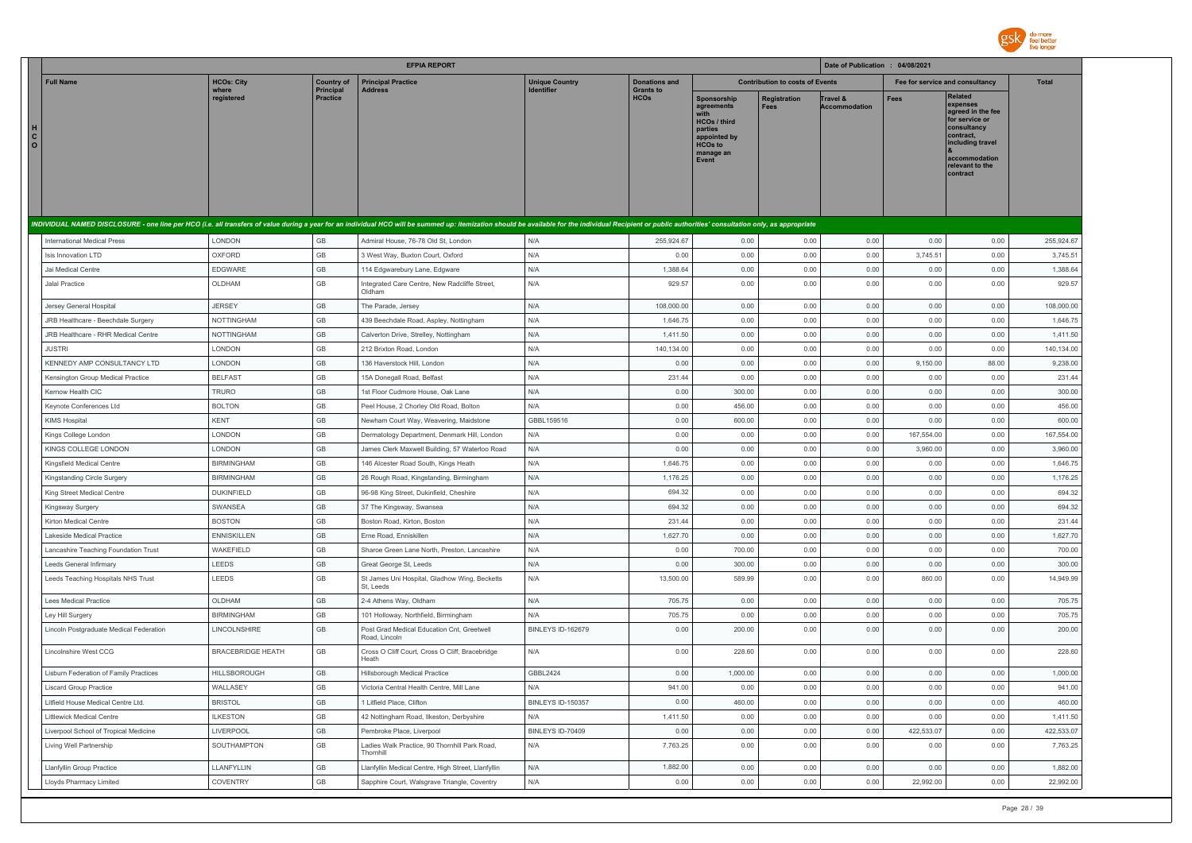| Full Name | HCOs: City where registered | Country of Principal Practice | Principal Practice Address | Unique Country Identifier | Donations and Grants to HCOs | Contribution to costs of Events | | | Fee for service and consultancy | | Total |
|---|---|---|---|---|---|---|---|---|---|---|---|
| | | | | | | Sponsorship agreements with HCOs / third parties appointed by HCOs to manage an Event | Registration Fees | Travel & Accommodation | Fees | Related expenses agreed in the fee for service or consultancy contract, including travel & accommodation relevant to the contract | |
| *INDIVIDUAL NAMED DISCLOSURE - one line per HCO (i.e. all transfers of value during a year for an individual HCO will be summed up: itemization should be available for the individual Recipient or public authorities' consultation only, as appropriate* | | | | | | | | | | | |
| International Medical Press | LONDON | GB | Admiral House, 76-78 Old St, London | N/A | 255,924.67 | 0.00 | 0.00 | 0.00 | 0.00 | 0.00 | 255,924.67 |
| Isis Innovation LTD | OXFORD | GB | 3 West Way, Buxton Court, Oxford | N/A | 0.00 | 0.00 | 0.00 | 0.00 | 3,745.51 | 0.00 | 3,745.51 |
| Jai Medical Centre | EDGWARE | GB | 114 Edgwarebury Lane, Edgware | N/A | 1,388.64 | 0.00 | 0.00 | 0.00 | 0.00 | 0.00 | 1,388.64 |
| Jalal Practice | OLDHAM | GB | Integrated Care Centre, New Radcliffe Street, Oldham | N/A | 929.57 | 0.00 | 0.00 | 0.00 | 0.00 | 0.00 | 929.57 |
| Jersey General Hospital | JERSEY | GB | The Parade, Jersey | N/A | 108,000.00 | 0.00 | 0.00 | 0.00 | 0.00 | 0.00 | 108,000.00 |
| JRB Healthcare - Beechdale Surgery | NOTTINGHAM | GB | 439 Beechdale Road, Aspley, Nottingham | N/A | 1,646.75 | 0.00 | 0.00 | 0.00 | 0.00 | 0.00 | 1,646.75 |
| JRB Healthcare - RHR Medical Centre | NOTTINGHAM | GB | Calverton Drive, Strelley, Nottingham | N/A | 1,411.50 | 0.00 | 0.00 | 0.00 | 0.00 | 0.00 | 1,411.50 |
| JUSTRI | LONDON | GB | 212 Brixton Road, London | N/A | 140,134.00 | 0.00 | 0.00 | 0.00 | 0.00 | 0.00 | 140,134.00 |
| KENNEDY AMP CONSULTANCY LTD | LONDON | GB | 136 Haverstock Hill, London | N/A | 0.00 | 0.00 | 0.00 | 0.00 | 9,150.00 | 88.00 | 9,238.00 |
| Kensington Group Medical Practice | BELFAST | GB | 15A Donegall Road, Belfast | N/A | 231.44 | 0.00 | 0.00 | 0.00 | 0.00 | 0.00 | 231.44 |
| Kernow Health CIC | TRURO | GB | 1st Floor Cudmore House, Oak Lane | N/A | 0.00 | 300.00 | 0.00 | 0.00 | 0.00 | 0.00 | 300.00 |
| Keynote Conferences Ltd | BOLTON | GB | Peel House, 2 Chorley Old Road, Bolton | N/A | 0.00 | 456.00 | 0.00 | 0.00 | 0.00 | 0.00 | 456.00 |
| KIMS Hospital | KENT | GB | Newham Court Way, Weavering, Maidstone | GBBL159516 | 0.00 | 600.00 | 0.00 | 0.00 | 0.00 | 0.00 | 600.00 |
| Kings College London | LONDON | GB | Dermatology Department, Denmark Hill, London | N/A | 0.00 | 0.00 | 0.00 | 0.00 | 167,554.00 | 0.00 | 167,554.00 |
| KINGS COLLEGE LONDON | LONDON | GB | James Clerk Maxwell Building, 57 Waterloo Road | N/A | 0.00 | 0.00 | 0.00 | 0.00 | 3,960.00 | 0.00 | 3,960.00 |
| Kingsfield Medical Centre | BIRMINGHAM | GB | 146 Alcester Road South, Kings Heath | N/A | 1,646.75 | 0.00 | 0.00 | 0.00 | 0.00 | 0.00 | 1,646.75 |
| Kingstanding Circle Surgery | BIRMINGHAM | GB | 26 Rough Road, Kingstanding, Birmingham | N/A | 1,176.25 | 0.00 | 0.00 | 0.00 | 0.00 | 0.00 | 1,176.25 |
| King Street Medical Centre | DUKINFIELD | GB | 96-98 King Street, Dukinfield, Cheshire | N/A | 694.32 | 0.00 | 0.00 | 0.00 | 0.00 | 0.00 | 694.32 |
| Kingsway Surgery | SWANSEA | GB | 37 The Kingsway, Swansea | N/A | 694.32 | 0.00 | 0.00 | 0.00 | 0.00 | 0.00 | 694.32 |
| Kirton Medical Centre | BOSTON | GB | Boston Road, Kirton, Boston | N/A | 231.44 | 0.00 | 0.00 | 0.00 | 0.00 | 0.00 | 231.44 |
| Lakeside Medical Practice | ENNISKILLEN | GB | Erne Road, Enniskillen | N/A | 1,627.70 | 0.00 | 0.00 | 0.00 | 0.00 | 0.00 | 1,627.70 |
| Lancashire Teaching Foundation Trust | WAKEFIELD | GB | Sharoe Green Lane North, Preston, Lancashire | N/A | 0.00 | 700.00 | 0.00 | 0.00 | 0.00 | 0.00 | 700.00 |
| Leeds General Infirmary | LEEDS | GB | Great George St, Leeds | N/A | 0.00 | 300.00 | 0.00 | 0.00 | 0.00 | 0.00 | 300.00 |
| Leeds Teaching Hospitals NHS Trust | LEEDS | GB | St James Uni Hospital, Gladhow Wing, Becketts St, Leeds | N/A | 13,500.00 | 589.99 | 0.00 | 0.00 | 860.00 | 0.00 | 14,949.99 |
| Lees Medical Practice | OLDHAM | GB | 2-4 Athens Way, Oldham | N/A | 705.75 | 0.00 | 0.00 | 0.00 | 0.00 | 0.00 | 705.75 |
| Ley Hill Surgery | BIRMINGHAM | GB | 101 Holloway, Northfield, Birmingham | N/A | 705.75 | 0.00 | 0.00 | 0.00 | 0.00 | 0.00 | 705.75 |
| Lincoln Postgraduate Medical Federation | LINCOLNSHIRE | GB | Post Grad Medical Education Cnt, Greetwell Road, Lincoln | BINLEYS ID-162679 | 0.00 | 200.00 | 0.00 | 0.00 | 0.00 | 0.00 | 200.00 |
| Lincolnshire West CCG | BRACEBRIDGE HEATH | GB | Cross O Cliff Court, Cross O Cliff, Bracebridge Heath | N/A | 0.00 | 228.60 | 0.00 | 0.00 | 0.00 | 0.00 | 228.60 |
| Lisburn Federation of Family Practices | HILLSBOROUGH | GB | Hillsborough Medical Practice | GBBL2424 | 0.00 | 1,000.00 | 0.00 | 0.00 | 0.00 | 0.00 | 1,000.00 |
| Liscard Group Practice | WALLASEY | GB | Victoria Central Health Centre, Mill Lane | N/A | 941.00 | 0.00 | 0.00 | 0.00 | 0.00 | 0.00 | 941.00 |
| Litfield House Medical Centre Ltd. | BRISTOL | GB | 1 Litfield Place, Clifton | BINLEYS ID-150357 | 0.00 | 460.00 | 0.00 | 0.00 | 0.00 | 0.00 | 460.00 |
| Littlewick Medical Centre | ILKESTON | GB | 42 Nottingham Road, Ilkeston, Derbyshire | N/A | 1,411.50 | 0.00 | 0.00 | 0.00 | 0.00 | 0.00 | 1,411.50 |
| Liverpool School of Tropical Medicine | LIVERPOOL | GB | Pembroke Place, Liverpool | BINLEYS ID-70409 | 0.00 | 0.00 | 0.00 | 0.00 | 422,533.07 | 0.00 | 422,533.07 |
| Living Well Partnership | SOUTHAMPTON | GB | Ladies Walk Practice, 90 Thornhill Park Road, Thornhill | N/A | 7,763.25 | 0.00 | 0.00 | 0.00 | 0.00 | 0.00 | 7,763.25 |
| Llanfyllin Group Practice | LLANFYLLIN | GB | Llanfyllin Medical Centre, High Street, Llanfyllin | N/A | 1,882.00 | 0.00 | 0.00 | 0.00 | 0.00 | 0.00 | 1,882.00 |
| Lloyds Pharmacy Limited | COVENTRY | GB | Sapphire Court, Walsgrave Triangle, Coventry | N/A | 0.00 | 0.00 | 0.00 | 0.00 | 22,992.00 | 0.00 | 22,992.00 |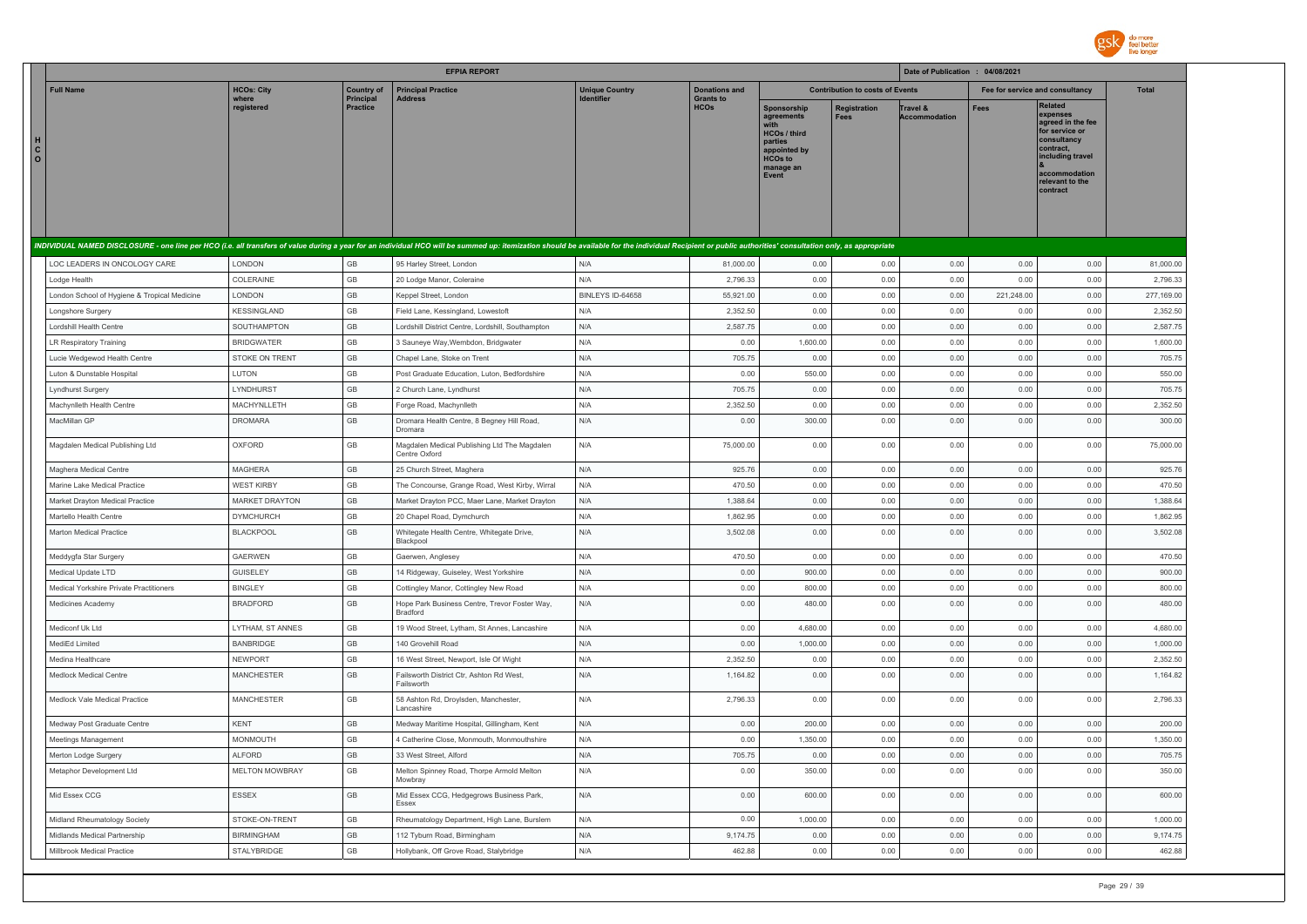## EFPIA REPORT

Date of Publication : 04/08/2021

| Full Name | HCOs: City where registered | Country of Principal Practice | Principal Practice Address | Unique Country Identifier | Donations and Grants to HCOs | Contribution to costs of Events | | | Fee for service and consultancy | | Total |
|---|---|---|---|---|---|---|---|---|---|---|---|
| | | | | | | Sponsorship agreements with HCOs / third parties appointed by HCOs to manage an Event | Registration Fees | Travel & Accommodation | Fees | Related expenses agreed in the fee for service or consultancy contract, including travel & accommodation relevant to the contract | |
| *INDIVIDUAL NAMED DISCLOSURE - one line per HCO (i.e. all transfers of value during a year for an individual HCO will be summed up: itemization should be available for the individual Recipient or public authorities' consultation only, as appropriate* | | | | | | | | | | | |
| LOC LEADERS IN ONCOLOGY CARE | LONDON | GB | 95 Harley Street, London | N/A | 81,000.00 | 0.00 | 0.00 | 0.00 | 0.00 | 0.00 | 81,000.00 |
| Lodge Health | COLERAINE | GB | 20 Lodge Manor, Coleraine | N/A | 2,796.33 | 0.00 | 0.00 | 0.00 | 0.00 | 0.00 | 2,796.33 |
| London School of Hygiene & Tropical Medicine | LONDON | GB | Keppel Street, London | BINLEYS ID-64658 | 55,921.00 | 0.00 | 0.00 | 0.00 | 221,248.00 | 0.00 | 277,169.00 |
| Longshore Surgery | KESSINGLAND | GB | Field Lane, Kessingland, Lowestoft | N/A | 2,352.50 | 0.00 | 0.00 | 0.00 | 0.00 | 0.00 | 2,352.50 |
| Lordshill Health Centre | SOUTHAMPTON | GB | Lordshill District Centre, Lordshill, Southampton | N/A | 2,587.75 | 0.00 | 0.00 | 0.00 | 0.00 | 0.00 | 2,587.75 |
| LR Respiratory Training | BRIDGWATER | GB | 3 Sauneye Way,Wembdon, Bridgwater | N/A | 0.00 | 1,600.00 | 0.00 | 0.00 | 0.00 | 0.00 | 1,600.00 |
| Lucie Wedgewod Health Centre | STOKE ON TRENT | GB | Chapel Lane, Stoke on Trent | N/A | 705.75 | 0.00 | 0.00 | 0.00 | 0.00 | 0.00 | 705.75 |
| Luton & Dunstable Hospital | LUTON | GB | Post Graduate Education, Luton, Bedfordshire | N/A | 0.00 | 550.00 | 0.00 | 0.00 | 0.00 | 0.00 | 550.00 |
| Lyndhurst Surgery | LYNDHURST | GB | 2 Church Lane, Lyndhurst | N/A | 705.75 | 0.00 | 0.00 | 0.00 | 0.00 | 0.00 | 705.75 |
| Machynlleth Health Centre | MACHYNLLETH | GB | Forge Road, Machynlleth | N/A | 2,352.50 | 0.00 | 0.00 | 0.00 | 0.00 | 0.00 | 2,352.50 |
| MacMillan GP | DROMARA | GB | Dromara Health Centre, 8 Begney Hill Road, Dromara | N/A | 0.00 | 300.00 | 0.00 | 0.00 | 0.00 | 0.00 | 300.00 |
| Magdalen Medical Publishing Ltd | OXFORD | GB | Magdalen Medical Publishing Ltd The Magdalen Centre Oxford | N/A | 75,000.00 | 0.00 | 0.00 | 0.00 | 0.00 | 0.00 | 75,000.00 |
| Maghera Medical Centre | MAGHERA | GB | 25 Church Street, Maghera | N/A | 925.76 | 0.00 | 0.00 | 0.00 | 0.00 | 0.00 | 925.76 |
| Marine Lake Medical Practice | WEST KIRBY | GB | The Concourse, Grange Road, West Kirby, Wirral | N/A | 470.50 | 0.00 | 0.00 | 0.00 | 0.00 | 0.00 | 470.50 |
| Market Drayton Medical Practice | MARKET DRAYTON | GB | Market Drayton PCC, Maer Lane, Market Drayton | N/A | 1,388.64 | 0.00 | 0.00 | 0.00 | 0.00 | 0.00 | 1,388.64 |
| Martello Health Centre | DYMCHURCH | GB | 20 Chapel Road, Dymchurch | N/A | 1,862.95 | 0.00 | 0.00 | 0.00 | 0.00 | 0.00 | 1,862.95 |
| Marton Medical Practice | BLACKPOOL | GB | Whitegate Health Centre, Whitegate Drive, Blackpool | N/A | 3,502.08 | 0.00 | 0.00 | 0.00 | 0.00 | 0.00 | 3,502.08 |
| Meddygfa Star Surgery | GAERWEN | GB | Gaerwen, Anglesey | N/A | 470.50 | 0.00 | 0.00 | 0.00 | 0.00 | 0.00 | 470.50 |
| Medical Update LTD | GUISELEY | GB | 14 Ridgeway, Guiseley, West Yorkshire | N/A | 0.00 | 900.00 | 0.00 | 0.00 | 0.00 | 0.00 | 900.00 |
| Medical Yorkshire Private Practitioners | BINGLEY | GB | Cottingley Manor, Cottingley New Road | N/A | 0.00 | 800.00 | 0.00 | 0.00 | 0.00 | 0.00 | 800.00 |
| Medicines Academy | BRADFORD | GB | Hope Park Business Centre, Trevor Foster Way, Bradford | N/A | 0.00 | 480.00 | 0.00 | 0.00 | 0.00 | 0.00 | 480.00 |
| Mediconf Uk Ltd | LYTHAM, ST ANNES | GB | 19 Wood Street, Lytham, St Annes, Lancashire | N/A | 0.00 | 4,680.00 | 0.00 | 0.00 | 0.00 | 0.00 | 4,680.00 |
| MediEd Limited | BANBRIDGE | GB | 140 Grovehill Road | N/A | 0.00 | 1,000.00 | 0.00 | 0.00 | 0.00 | 0.00 | 1,000.00 |
| Medina Healthcare | NEWPORT | GB | 16 West Street, Newport, Isle Of Wight | N/A | 2,352.50 | 0.00 | 0.00 | 0.00 | 0.00 | 0.00 | 2,352.50 |
| Medlock Medical Centre | MANCHESTER | GB | Failsworth District Ctr, Ashton Rd West, Failsworth | N/A | 1,164.82 | 0.00 | 0.00 | 0.00 | 0.00 | 0.00 | 1,164.82 |
| Medlock Vale Medical Practice | MANCHESTER | GB | 58 Ashton Rd, Droylsden, Manchester, Lancashire | N/A | 2,796.33 | 0.00 | 0.00 | 0.00 | 0.00 | 0.00 | 2,796.33 |
| Medway Post Graduate Centre | KENT | GB | Medway Maritime Hospital, Gillingham, Kent | N/A | 0.00 | 200.00 | 0.00 | 0.00 | 0.00 | 0.00 | 200.00 |
| Meetings Management | MONMOUTH | GB | 4 Catherine Close, Monmouth, Monmouthshire | N/A | 0.00 | 1,350.00 | 0.00 | 0.00 | 0.00 | 0.00 | 1,350.00 |
| Merton Lodge Surgery | ALFORD | GB | 33 West Street, Alford | N/A | 705.75 | 0.00 | 0.00 | 0.00 | 0.00 | 0.00 | 705.75 |
| Metaphor Development Ltd | MELTON MOWBRAY | GB | Melton Spinney Road, Thorpe Armold Melton Mowbray | N/A | 0.00 | 350.00 | 0.00 | 0.00 | 0.00 | 0.00 | 350.00 |
| Mid Essex CCG | ESSEX | GB | Mid Essex CCG, Hedgegrows Business Park, Essex | N/A | 0.00 | 600.00 | 0.00 | 0.00 | 0.00 | 0.00 | 600.00 |
| Midland Rheumatology Society | STOKE-ON-TRENT | GB | Rheumatology Department, High Lane, Burslem | N/A | 0.00 | 1,000.00 | 0.00 | 0.00 | 0.00 | 0.00 | 1,000.00 |
| Midlands Medical Partnership | BIRMINGHAM | GB | 112 Tyburn Road, Birmingham | N/A | 9,174.75 | 0.00 | 0.00 | 0.00 | 0.00 | 0.00 | 9,174.75 |
| Millbrook Medical Practice | STALYBRIDGE | GB | Hollybank, Off Grove Road, Stalybridge | N/A | 462.88 | 0.00 | 0.00 | 0.00 | 0.00 | 0.00 | 462.88 |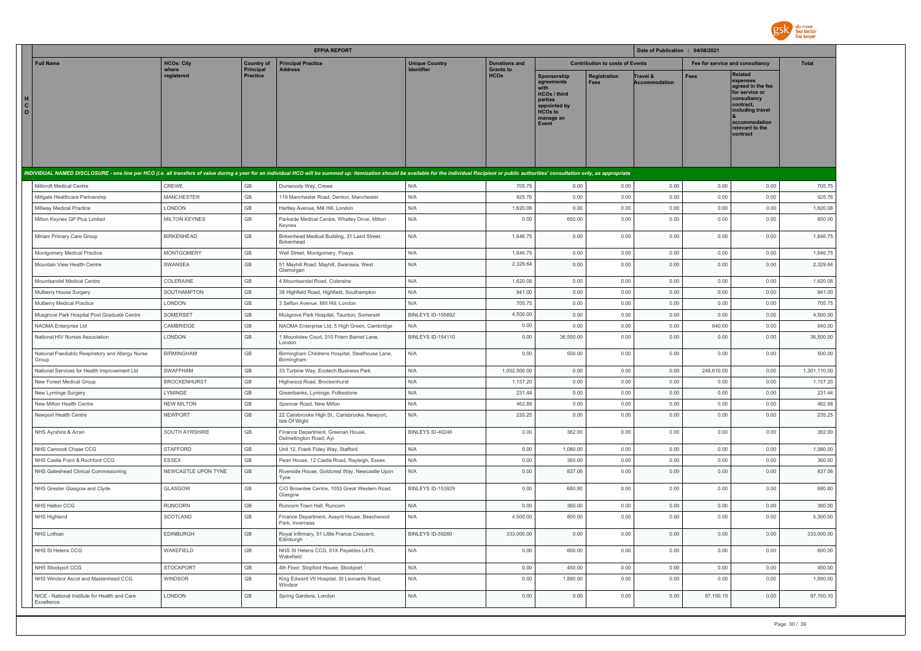## EFPIA REPORT

Date of Publication : 04/08/2021

| Full Name | HCOs: City where registered | Country of Principal Practice | Principal Practice Address | Unique Country Identifier | Donations and Grants to HCOs | Contribution to costs of Events | | | Fee for service and consultancy | | Total |
|---|---|---|---|---|---|---|---|---|---|---|---|
| | | | | | | Sponsorship agreements with HCOs / third parties appointed by HCOs to manage an Event | Registration Fees | Travel & Accommodation | Fees | Related expenses agreed in the fee for service or consultancy contract, including travel & accommodation relevant to the contract | |
| *INDIVIDUAL NAMED DISCLOSURE - one line per HCO (i.e. all transfers of value during a year for an individual HCO will be summed up: itemization should be available for the individual Recipient or public authorities' consultation only, as appropriate* | | | | | | | | | | | |
| Millcroft Medical Centre | CREWE | GB | Dunwoody Way, Crewe | N/A | 705.75 | 0.00 | 0.00 | 0.00 | 0.00 | 0.00 | 705.75 |
| Millgate Healthcare Partnership | MANCHESTER | GB | 119 Manchester Road, Denton, Manchester | N/A | 925.76 | 0.00 | 0.00 | 0.00 | 0.00 | 0.00 | 925.76 |
| Millway Medical Practice | LONDON | GB | Hartley Avenue, Mill Hill, London | N/A | 1,620.08 | 0.00 | 0.00 | 0.00 | 0.00 | 0.00 | 1,620.08 |
| Milton Keynes GP Plus Limited | MILTON KEYNES | GB | Parkside Medical Centre, Whalley Drive, Milton Keynes | N/A | 0.00 | 650.00 | 0.00 | 0.00 | 0.00 | 0.00 | 650.00 |
| Miriam Primary Care Group | BIRKENHEAD | GB | Birkenhead Medical Building, 31 Laird Street, Birkenhead | N/A | 1,646.75 | 0.00 | 0.00 | 0.00 | 0.00 | 0.00 | 1,646.75 |
| Montgomery Medical Practice | MONTGOMERY | GB | Well Street, Montgomery, Powys | N/A | 1,646.75 | 0.00 | 0.00 | 0.00 | 0.00 | 0.00 | 1,646.75 |
| Mountain View Health Centre | SWANSEA | GB | 51 Mayhill Road, Mayhill, Swansea, West Glamorgan | N/A | 2,329.64 | 0.00 | 0.00 | 0.00 | 0.00 | 0.00 | 2,329.64 |
| Mountsandel Medical Centre | COLERAINE | GB | 4 Mountsandel Road, Coleraine | N/A | 1,620.08 | 0.00 | 0.00 | 0.00 | 0.00 | 0.00 | 1,620.08 |
| Mulberry House Surgery | SOUTHAMPTON | GB | 38 Highfield Road, Highfield, Southampton | N/A | 941.00 | 0.00 | 0.00 | 0.00 | 0.00 | 0.00 | 941.00 |
| Mulberry Medical Practice | LONDON | GB | 3 Sefton Avenue, Mill Hill, London | N/A | 705.75 | 0.00 | 0.00 | 0.00 | 0.00 | 0.00 | 705.75 |
| Musgrove Park Hospital Post Graduate Centre | SOMERSET | GB | Musgrove Park Hospital, Taunton, Somerset | BINLEYS ID-155892 | 4,500.00 | 0.00 | 0.00 | 0.00 | 0.00 | 0.00 | 4,500.00 |
| NAOMA Enterprise Ltd | CAMBRIDGE | GB | NAOMA Enterprise Ltd, 5 High Green, Cambridge | N/A | 0.00 | 0.00 | 0.00 | 0.00 | 640.00 | 0.00 | 640.00 |
| National HIV Nurses Association | LONDON | GB | 1 Mountview Court, 310 Friern Barnet Lane, London | BINLEYS ID-154110 | 0.00 | 36,500.00 | 0.00 | 0.00 | 0.00 | 0.00 | 36,500.00 |
| National Paediatric Respiratory and Allergy Nurse Group | BIRMINGHAM | GB | Birmingham Childrens Hospital, Steelhouse Lane, Birmingham | N/A | 0.00 | 500.00 | 0.00 | 0.00 | 0.00 | 0.00 | 500.00 |
| National Services for Health Improvement Ltd | SWAFFHAM | GB | 33 Turbine Way, Ecotech Business Park | N/A | 1,052,500.00 | 0.00 | 0.00 | 0.00 | 248,610.00 | 0.00 | 1,301,110.00 |
| New Forest Medical Group | BROCKENHURST | GB | Highwood Road, Brockenhurst | N/A | 1,157.20 | 0.00 | 0.00 | 0.00 | 0.00 | 0.00 | 1,157.20 |
| New Lyminge Surgery | LYMINGE | GB | Greenbanks, Lyminge, Folkestone | N/A | 231.44 | 0.00 | 0.00 | 0.00 | 0.00 | 0.00 | 231.44 |
| New Milton Health Centre | NEW MILTON | GB | Spencer Road, New Milton | N/A | 462.88 | 0.00 | 0.00 | 0.00 | 0.00 | 0.00 | 462.88 |
| Newport Health Centre | NEWPORT | GB | 22 Carisbrooke High St., Carisbrooke, Newport, Isle Of Wight | N/A | 235.25 | 0.00 | 0.00 | 0.00 | 0.00 | 0.00 | 235.25 |
| NHS Ayrshire & Arran | SOUTH AYRSHIRE | GB | Finance Department, Greenan House, Dalmellington Road, Ayr | BINLEYS ID-40246 | 0.00 | 362.00 | 0.00 | 0.00 | 0.00 | 0.00 | 362.00 |
| NHS Cannock Chase CCG | STAFFORD | GB | Unit 12, Frank Foley Way, Stafford | N/A | 0.00 | 1,080.00 | 0.00 | 0.00 | 0.00 | 0.00 | 1,080.00 |
| NHS Castle Point & Rochford CCG | ESSEX | GB | Pearl House, 12 Castle Road, Rayleigh, Essex | N/A | 0.00 | 360.00 | 0.00 | 0.00 | 0.00 | 0.00 | 360.00 |
| NHS Gateshead Clinical Commissioning | NEWCASTLE UPON TYNE | GB | Riverside House, Goldcrest Way, Newcastle Upon Tyne | N/A | 0.00 | 837.06 | 0.00 | 0.00 | 0.00 | 0.00 | 837.06 |
| NHS Greater Glasgow and Clyde | GLASGOW | GB | C/O Brownlee Centre, 1053 Great Western Road, Glasgow | BINLEYS ID-153929 | 0.00 | 680.80 | 0.00 | 0.00 | 0.00 | 0.00 | 680.80 |
| NHS Halton CCG | RUNCORN | GB | Runcorn Town Hall, Runcorn | N/A | 0.00 | 360.00 | 0.00 | 0.00 | 0.00 | 0.00 | 360.00 |
| NHS Highland | SCOTLAND | GB | Finance Department, Assynt House, Beechwood Park, Inverness | N/A | 4,500.00 | 800.00 | 0.00 | 0.00 | 0.00 | 0.00 | 5,300.00 |
| NHS Lothian | EDINBURGH | GB | Royal Infirmary, 51 Little France Crescent, Edinburgh | BINLEYS ID-59260 | 333,000.00 | 0.00 | 0.00 | 0.00 | 0.00 | 0.00 | 333,000.00 |
| NHS St Helens CCG | WAKEFIELD | GB | NHS St Helens CCG, 01X Payables L475, Wakefield | N/A | 0.00 | 600.00 | 0.00 | 0.00 | 0.00 | 0.00 | 600.00 |
| NHS Stockport CCG | STOCKPORT | GB | 4th Floor, Stopford House, Stockport | N/A | 0.00 | 450.00 | 0.00 | 0.00 | 0.00 | 0.00 | 450.00 |
| NHS Windsor Ascot and Maidenhead CCG | WINDSOR | GB | King Edward VII Hospital, St Leonards Road, Windsor | N/A | 0.00 | 1,890.00 | 0.00 | 0.00 | 0.00 | 0.00 | 1,890.00 |
| NICE - National Institute for Health and Care Excellence | LONDON | GB | Spring Gardens, London | N/A | 0.00 | 0.00 | 0.00 | 0.00 | 97,150.10 | 0.00 | 97,150.10 |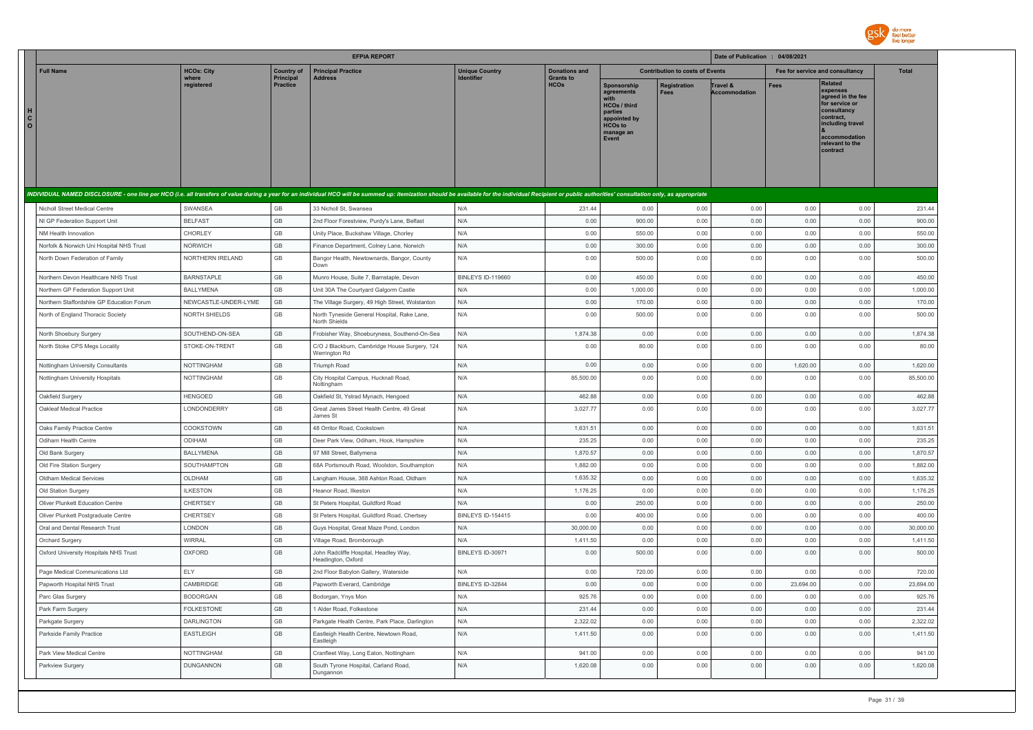| Full Name | HCOs: City where registered | Country of Principal Practice | Principal Practice Address | Unique Country Identifier | Donations and Grants to HCOs | Contribution to costs of Events | | | Fee for service and consultancy | | Total |
|---|---|---|---|---|---|---|---|---|---|---|---|
| | | | | | | Sponsorship agreements with HCOs / third parties appointed by HCOs to manage an Event | Registration Fees | Travel & Accommodation | Fees | Related expenses agreed in the fee for service or consultancy contract, including travel & accommodation relevant to the contract | |
| *INDIVIDUAL NAMED DISCLOSURE - one line per HCO (i.e. all transfers of value during a year for an individual HCO will be summed up: itemization should be available for the individual Recipient or public authorities' consultation only, as appropriate* | | | | | | | | | | | |
| Nicholl Street Medical Centre | SWANSEA | GB | 33 Nicholl St, Swansea | N/A | 231.44 | 0.00 | 0.00 | 0.00 | 0.00 | 0.00 | 231.44 |
| NI GP Federation Support Unit | BELFAST | GB | 2nd Floor Forestview, Purdy's Lane, Belfast | N/A | 0.00 | 900.00 | 0.00 | 0.00 | 0.00 | 0.00 | 900.00 |
| NM Health Innovation | CHORLEY | GB | Unity Place, Buckshaw Village, Chorley | N/A | 0.00 | 550.00 | 0.00 | 0.00 | 0.00 | 0.00 | 550.00 |
| Norfolk & Norwich Uni Hospital NHS Trust | NORWICH | GB | Finance Department, Colney Lane, Norwich | N/A | 0.00 | 300.00 | 0.00 | 0.00 | 0.00 | 0.00 | 300.00 |
| North Down Federation of Family | NORTHERN IRELAND | GB | Bangor Health, Newtownards, Bangor, County Down | N/A | 0.00 | 500.00 | 0.00 | 0.00 | 0.00 | 0.00 | 500.00 |
| Northern Devon Healthcare NHS Trust | BARNSTAPLE | GB | Munro House, Suite 7, Barnstaple, Devon | BINLEYS ID-119660 | 0.00 | 450.00 | 0.00 | 0.00 | 0.00 | 0.00 | 450.00 |
| Northern GP Federation Support Unit | BALLYMENA | GB | Unit 30A The Courtyard Galgorm Castle | N/A | 0.00 | 1,000.00 | 0.00 | 0.00 | 0.00 | 0.00 | 1,000.00 |
| Northern Staffordshire GP Education Forum | NEWCASTLE-UNDER-LYME | GB | The Village Surgery, 49 High Street, Wolstanton | N/A | 0.00 | 170.00 | 0.00 | 0.00 | 0.00 | 0.00 | 170.00 |
| North of England Thoracic Society | NORTH SHIELDS | GB | North Tyneside General Hospital, Rake Lane, North Shields | N/A | 0.00 | 500.00 | 0.00 | 0.00 | 0.00 | 0.00 | 500.00 |
| North Shoebury Surgery | SOUTHEND-ON-SEA | GB | Frobisher Way, Shoeburyness, Southend-On-Sea | N/A | 1,874.38 | 0.00 | 0.00 | 0.00 | 0.00 | 0.00 | 1,874.38 |
| North Stoke CPS Megs Locality | STOKE-ON-TRENT | GB | C/O J Blackburn, Cambridge House Surgery, 124 Werrington Rd | N/A | 0.00 | 80.00 | 0.00 | 0.00 | 0.00 | 0.00 | 80.00 |
| Nottingham University Consultants | NOTTINGHAM | GB | Triumph Road | N/A | 0.00 | 0.00 | 0.00 | 0.00 | 1,620.00 | 0.00 | 1,620.00 |
| Nottingham University Hospitals | NOTTINGHAM | GB | City Hospital Campus, Hucknall Road, Nottingham | N/A | 85,500.00 | 0.00 | 0.00 | 0.00 | 0.00 | 0.00 | 85,500.00 |
| Oakfield Surgery | HENGOED | GB | Oakfield St, Ystrad Mynach, Hengoed | N/A | 462.88 | 0.00 | 0.00 | 0.00 | 0.00 | 0.00 | 462.88 |
| Oakleaf Medical Practice | LONDONDERRY | GB | Great James Street Health Centre, 49 Great James St | N/A | 3,027.77 | 0.00 | 0.00 | 0.00 | 0.00 | 0.00 | 3,027.77 |
| Oaks Family Practice Centre | COOKSTOWN | GB | 48 Orritor Road, Cookstown | N/A | 1,631.51 | 0.00 | 0.00 | 0.00 | 0.00 | 0.00 | 1,631.51 |
| Odiham Health Centre | ODIHAM | GB | Deer Park View, Odiham, Hook, Hampshire | N/A | 235.25 | 0.00 | 0.00 | 0.00 | 0.00 | 0.00 | 235.25 |
| Old Bank Surgery | BALLYMENA | GB | 97 Mill Street, Ballymena | N/A | 1,870.57 | 0.00 | 0.00 | 0.00 | 0.00 | 0.00 | 1,870.57 |
| Old Fire Station Surgery | SOUTHAMPTON | GB | 68A Portsmouth Road, Woolston, Southampton | N/A | 1,882.00 | 0.00 | 0.00 | 0.00 | 0.00 | 0.00 | 1,882.00 |
| Oldham Medical Services | OLDHAM | GB | Langham House, 368 Ashton Road, Oldham | N/A | 1,635.32 | 0.00 | 0.00 | 0.00 | 0.00 | 0.00 | 1,635.32 |
| Old Station Surgery | ILKESTON | GB | Heanor Road, Ilkeston | N/A | 1,176.25 | 0.00 | 0.00 | 0.00 | 0.00 | 0.00 | 1,176.25 |
| Oliver Plunkett Education Centre | CHERTSEY | GB | St Peters Hospital, Guildford Road | N/A | 0.00 | 250.00 | 0.00 | 0.00 | 0.00 | 0.00 | 250.00 |
| Oliver Plunkett Postgraduate Centre | CHERTSEY | GB | St Peters Hospital, Guildford Road, Chertsey | BINLEYS ID-154415 | 0.00 | 400.00 | 0.00 | 0.00 | 0.00 | 0.00 | 400.00 |
| Oral and Dental Research Trust | LONDON | GB | Guys Hospital, Great Maze Pond, London | N/A | 30,000.00 | 0.00 | 0.00 | 0.00 | 0.00 | 0.00 | 30,000.00 |
| Orchard Surgery | WIRRAL | GB | Village Road, Bromborough | N/A | 1,411.50 | 0.00 | 0.00 | 0.00 | 0.00 | 0.00 | 1,411.50 |
| Oxford University Hospitals NHS Trust | OXFORD | GB | John Radcliffe Hospital, Headley Way, Headington, Oxford | BINLEYS ID-30971 | 0.00 | 500.00 | 0.00 | 0.00 | 0.00 | 0.00 | 500.00 |
| Page Medical Communications Ltd | ELY | GB | 2nd Floor Babylon Gallery, Waterside | N/A | 0.00 | 720.00 | 0.00 | 0.00 | 0.00 | 0.00 | 720.00 |
| Papworth Hospital NHS Trust | CAMBRIDGE | GB | Papworth Everard, Cambridge | BINLEYS ID-32844 | 0.00 | 0.00 | 0.00 | 0.00 | 23,694.00 | 0.00 | 23,694.00 |
| Parc Glas Surgery | BODORGAN | GB | Bodorgan, Ynys Mon | N/A | 925.76 | 0.00 | 0.00 | 0.00 | 0.00 | 0.00 | 925.76 |
| Park Farm Surgery | FOLKESTONE | GB | 1 Alder Road, Folkestone | N/A | 231.44 | 0.00 | 0.00 | 0.00 | 0.00 | 0.00 | 231.44 |
| Parkgate Surgery | DARLINGTON | GB | Parkgate Health Centre, Park Place, Darlington | N/A | 2,322.02 | 0.00 | 0.00 | 0.00 | 0.00 | 0.00 | 2,322.02 |
| Parkside Family Practice | EASTLEIGH | GB | Eastleigh Health Centre, Newtown Road, Eastleigh | N/A | 1,411.50 | 0.00 | 0.00 | 0.00 | 0.00 | 0.00 | 1,411.50 |
| Park View Medical Centre | NOTTINGHAM | GB | Cranfleet Way, Long Eaton, Nottingham | N/A | 941.00 | 0.00 | 0.00 | 0.00 | 0.00 | 0.00 | 941.00 |
| Parkview Surgery | DUNGANNON | GB | South Tyrone Hospital, Carland Road, Dungannon | N/A | 1,620.08 | 0.00 | 0.00 | 0.00 | 0.00 | 0.00 | 1,620.08 |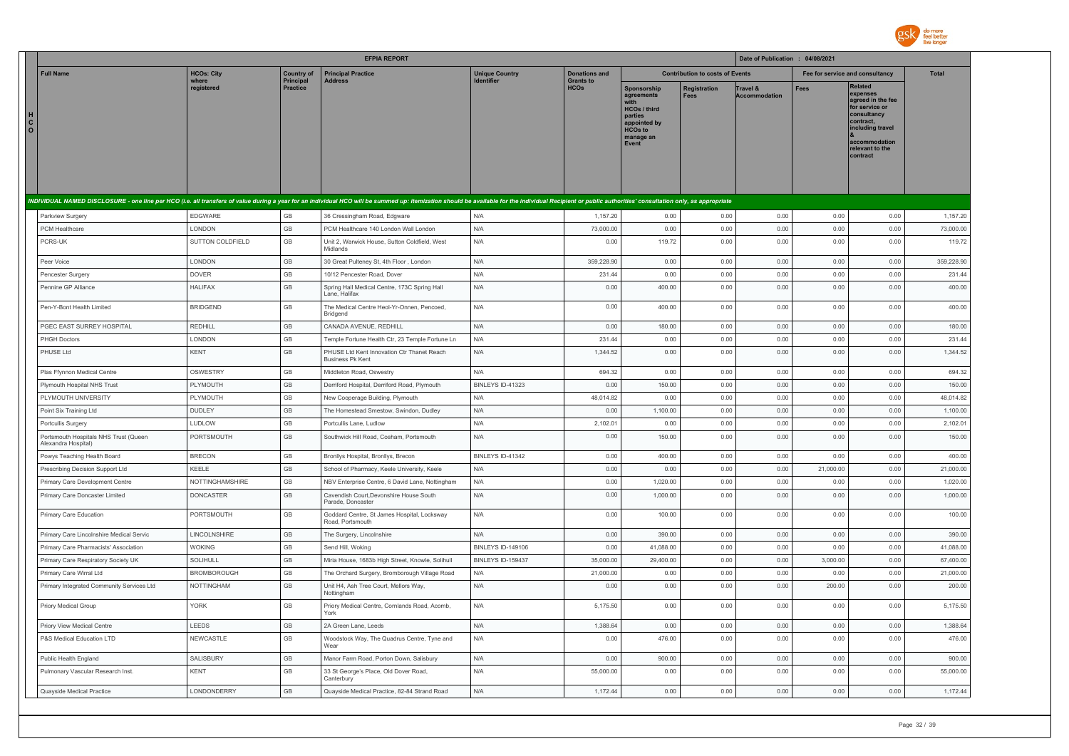| HCO | Full Name | HCOs: City where registered | Country of Principal Practice | Principal Practice Address | Unique Country Identifier | Donations and Grants to HCOs | Contribution to costs of Events | | | Fee for service and consultancy | | Total |
|---|---|---|---|---|---|---|---|---|---|---|---|---|
| | | | | | | | Sponsorship agreements with HCOs / third parties appointed by HCOs to manage an Event | Registration Fees | Travel & Accommodation | Fees | Related expenses agreed in the fee for service or consultancy contract, including travel & accommodation relevant to the contract | |

**EFPIA REPORT** — Date of Publication : 04/08/2021

*INDIVIDUAL NAMED DISCLOSURE - one line per HCO (i.e. all transfers of value during a year for an individual HCO will be summed up: itemization should be available for the individual Recipient or public authorities' consultation only, as appropriate*

| Full Name | HCOs: City where registered | Country of Principal Practice | Principal Practice Address | Unique Country Identifier | Donations and Grants to HCOs | Sponsorship agreements with HCOs / third parties appointed by HCOs to manage an Event | Registration Fees | Travel & Accommodation | Fees | Related expenses agreed in the fee for service or consultancy contract, including travel & accommodation relevant to the contract | Total |
|---|---|---|---|---|---|---|---|---|---|---|---|
| Parkview Surgery | EDGWARE | GB | 36 Cressingham Road, Edgware | N/A | 1,157.20 | 0.00 | 0.00 | 0.00 | 0.00 | 0.00 | 1,157.20 |
| PCM Healthcare | LONDON | GB | PCM Healthcare 140 London Wall London | N/A | 73,000.00 | 0.00 | 0.00 | 0.00 | 0.00 | 0.00 | 73,000.00 |
| PCRS-UK | SUTTON COLDFIELD | GB | Unit 2, Warwick House, Sutton Coldfield, West Midlands | N/A | 0.00 | 119.72 | 0.00 | 0.00 | 0.00 | 0.00 | 119.72 |
| Peer Voice | LONDON | GB | 30 Great Pulteney St, 4th Floor , London | N/A | 359,228.90 | 0.00 | 0.00 | 0.00 | 0.00 | 0.00 | 359,228.90 |
| Pencester Surgery | DOVER | GB | 10/12 Pencester Road, Dover | N/A | 231.44 | 0.00 | 0.00 | 0.00 | 0.00 | 0.00 | 231.44 |
| Pennine GP Alliance | HALIFAX | GB | Spring Hall Medical Centre, 173C Spring Hall Lane, Halifax | N/A | 0.00 | 400.00 | 0.00 | 0.00 | 0.00 | 0.00 | 400.00 |
| Pen-Y-Bont Health Limited | BRIDGEND | GB | The Medical Centre Heol-Yr-Onnen, Pencoed, Bridgend | N/A | 0.00 | 400.00 | 0.00 | 0.00 | 0.00 | 0.00 | 400.00 |
| PGEC EAST SURREY HOSPITAL | REDHILL | GB | CANADA AVENUE, REDHILL | N/A | 0.00 | 180.00 | 0.00 | 0.00 | 0.00 | 0.00 | 180.00 |
| PHGH Doctors | LONDON | GB | Temple Fortune Health Ctr, 23 Temple Fortune Ln | N/A | 231.44 | 0.00 | 0.00 | 0.00 | 0.00 | 0.00 | 231.44 |
| PHUSE Ltd | KENT | GB | PHUSE Ltd Kent Innovation Ctr Thanet Reach Business Pk Kent | N/A | 1,344.52 | 0.00 | 0.00 | 0.00 | 0.00 | 0.00 | 1,344.52 |
| Plas Ffynnon Medical Centre | OSWESTRY | GB | Middleton Road, Oswestry | N/A | 694.32 | 0.00 | 0.00 | 0.00 | 0.00 | 0.00 | 694.32 |
| Plymouth Hospital NHS Trust | PLYMOUTH | GB | Derriford Hospital, Derriford Road, Plymouth | BINLEYS ID-41323 | 0.00 | 150.00 | 0.00 | 0.00 | 0.00 | 0.00 | 150.00 |
| PLYMOUTH UNIVERSITY | PLYMOUTH | GB | New Cooperage Building, Plymouth | N/A | 48,014.82 | 0.00 | 0.00 | 0.00 | 0.00 | 0.00 | 48,014.82 |
| Point Six Training Ltd | DUDLEY | GB | The Homestead Smestow, Swindon, Dudley | N/A | 0.00 | 1,100.00 | 0.00 | 0.00 | 0.00 | 0.00 | 1,100.00 |
| Portcullis Surgery | LUDLOW | GB | Portcullis Lane, Ludlow | N/A | 2,102.01 | 0.00 | 0.00 | 0.00 | 0.00 | 0.00 | 2,102.01 |
| Portsmouth Hospitals NHS Trust (Queen Alexandra Hospital) | PORTSMOUTH | GB | Southwick Hill Road, Cosham, Portsmouth | N/A | 0.00 | 150.00 | 0.00 | 0.00 | 0.00 | 0.00 | 150.00 |
| Powys Teaching Health Board | BRECON | GB | Bronllys Hospital, Bronllys, Brecon | BINLEYS ID-41342 | 0.00 | 400.00 | 0.00 | 0.00 | 0.00 | 0.00 | 400.00 |
| Prescribing Decision Support Ltd | KEELE | GB | School of Pharmacy, Keele University, Keele | N/A | 0.00 | 0.00 | 0.00 | 0.00 | 21,000.00 | 0.00 | 21,000.00 |
| Primary Care Development Centre | NOTTINGHAMSHIRE | GB | NBV Enterprise Centre, 6 David Lane, Nottingham | N/A | 0.00 | 1,020.00 | 0.00 | 0.00 | 0.00 | 0.00 | 1,020.00 |
| Primary Care Doncaster Limited | DONCASTER | GB | Cavendish Court,Devonshire House South Parade, Doncaster | N/A | 0.00 | 1,000.00 | 0.00 | 0.00 | 0.00 | 0.00 | 1,000.00 |
| Primary Care Education | PORTSMOUTH | GB | Goddard Centre, St James Hospital, Locksway Road, Portsmouth | N/A | 0.00 | 100.00 | 0.00 | 0.00 | 0.00 | 0.00 | 100.00 |
| Primary Care Lincolnshire Medical Servic | LINCOLNSHIRE | GB | The Surgery, Lincolnshire | N/A | 0.00 | 390.00 | 0.00 | 0.00 | 0.00 | 0.00 | 390.00 |
| Primary Care Pharmacists' Association | WOKING | GB | Send Hill, Woking | BINLEYS ID-149106 | 0.00 | 41,088.00 | 0.00 | 0.00 | 0.00 | 0.00 | 41,088.00 |
| Primary Care Respiratory Society UK | SOLIHULL | GB | Miria House, 1683b High Street, Knowle, Solihull | BINLEYS ID-159437 | 35,000.00 | 29,400.00 | 0.00 | 0.00 | 3,000.00 | 0.00 | 67,400.00 |
| Primary Care Wirral Ltd | BROMBOROUGH | GB | The Orchard Surgery, Bromborough Village Road | N/A | 21,000.00 | 0.00 | 0.00 | 0.00 | 0.00 | 0.00 | 21,000.00 |
| Primary Integrated Community Services Ltd | NOTTINGHAM | GB | Unit H4, Ash Tree Court, Mellors Way, Nottingham | N/A | 0.00 | 0.00 | 0.00 | 0.00 | 200.00 | 0.00 | 200.00 |
| Priory Medical Group | YORK | GB | Priory Medical Centre, Cornlands Road, Acomb, York | N/A | 5,175.50 | 0.00 | 0.00 | 0.00 | 0.00 | 0.00 | 5,175.50 |
| Priory View Medical Centre | LEEDS | GB | 2A Green Lane, Leeds | N/A | 1,388.64 | 0.00 | 0.00 | 0.00 | 0.00 | 0.00 | 1,388.64 |
| P&S Medical Education LTD | NEWCASTLE | GB | Woodstock Way, The Quadrus Centre, Tyne and Wear | N/A | 0.00 | 476.00 | 0.00 | 0.00 | 0.00 | 0.00 | 476.00 |
| Public Health England | SALISBURY | GB | Manor Farm Road, Porton Down, Salisbury | N/A | 0.00 | 900.00 | 0.00 | 0.00 | 0.00 | 0.00 | 900.00 |
| Pulmonary Vascular Research Inst. | KENT | GB | 33 St George's Place, Old Dover Road, Canterbury | N/A | 55,000.00 | 0.00 | 0.00 | 0.00 | 0.00 | 0.00 | 55,000.00 |
| Quayside Medical Practice | LONDONDERRY | GB | Quayside Medical Practice, 82-84 Strand Road | N/A | 1,172.44 | 0.00 | 0.00 | 0.00 | 0.00 | 0.00 | 1,172.44 |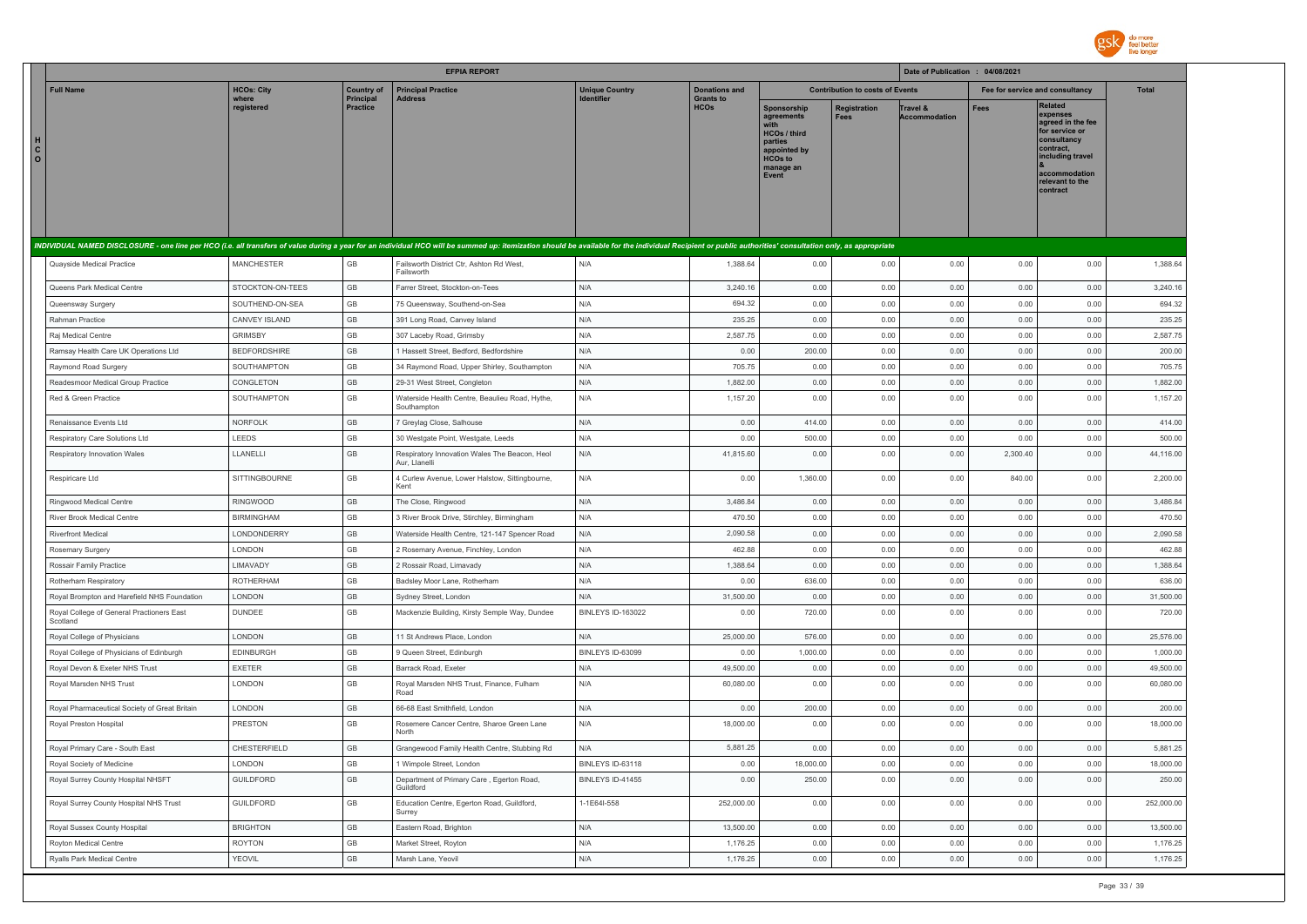| Full Name | HCOs: City where registered | Country of Principal Practice | Principal Practice Address | Unique Country Identifier | Donations and Grants to HCOs | Contribution to costs of Events | | | Fee for service and consultancy | | Total |
|---|---|---|---|---|---|---|---|---|---|---|---|
| | | | | | | Sponsorship agreements with HCOs / third parties appointed by HCOs to manage an Event | Registration Fees | Travel & Accommodation | Fees | Related expenses agreed in the fee for service or consultancy contract, including travel & accommodation relevant to the contract | |
| *INDIVIDUAL NAMED DISCLOSURE - one line per HCO (i.e. all transfers of value during a year for an individual HCO will be summed up: itemization should be available for the individual Recipient or public authorities' consultation only, as appropriate* | | | | | | | | | | | |
| Quayside Medical Practice | MANCHESTER | GB | Failsworth District Ctr, Ashton Rd West, Failsworth | N/A | 1,388.64 | 0.00 | 0.00 | 0.00 | 0.00 | 0.00 | 1,388.64 |
| Queens Park Medical Centre | STOCKTON-ON-TEES | GB | Farrer Street, Stockton-on-Tees | N/A | 3,240.16 | 0.00 | 0.00 | 0.00 | 0.00 | 0.00 | 3,240.16 |
| Queensway Surgery | SOUTHEND-ON-SEA | GB | 75 Queensway, Southend-on-Sea | N/A | 694.32 | 0.00 | 0.00 | 0.00 | 0.00 | 0.00 | 694.32 |
| Rahman Practice | CANVEY ISLAND | GB | 391 Long Road, Canvey Island | N/A | 235.25 | 0.00 | 0.00 | 0.00 | 0.00 | 0.00 | 235.25 |
| Raj Medical Centre | GRIMSBY | GB | 307 Laceby Road, Grimsby | N/A | 2,587.75 | 0.00 | 0.00 | 0.00 | 0.00 | 0.00 | 2,587.75 |
| Ramsay Health Care UK Operations Ltd | BEDFORDSHIRE | GB | 1 Hassett Street, Bedford, Bedfordshire | N/A | 0.00 | 200.00 | 0.00 | 0.00 | 0.00 | 0.00 | 200.00 |
| Raymond Road Surgery | SOUTHAMPTON | GB | 34 Raymond Road, Upper Shirley, Southampton | N/A | 705.75 | 0.00 | 0.00 | 0.00 | 0.00 | 0.00 | 705.75 |
| Readesmoor Medical Group Practice | CONGLETON | GB | 29-31 West Street, Congleton | N/A | 1,882.00 | 0.00 | 0.00 | 0.00 | 0.00 | 0.00 | 1,882.00 |
| Red & Green Practice | SOUTHAMPTON | GB | Waterside Health Centre, Beaulieu Road, Hythe, Southampton | N/A | 1,157.20 | 0.00 | 0.00 | 0.00 | 0.00 | 0.00 | 1,157.20 |
| Renaissance Events Ltd | NORFOLK | GB | 7 Greylag Close, Salhouse | N/A | 0.00 | 414.00 | 0.00 | 0.00 | 0.00 | 0.00 | 414.00 |
| Respiratory Care Solutions Ltd | LEEDS | GB | 30 Westgate Point, Westgate, Leeds | N/A | 0.00 | 500.00 | 0.00 | 0.00 | 0.00 | 0.00 | 500.00 |
| Respiratory Innovation Wales | LLANELLI | GB | Respiratory Innovation Wales The Beacon, Heol Aur, Llanelli | N/A | 41,815.60 | 0.00 | 0.00 | 0.00 | 2,300.40 | 0.00 | 44,116.00 |
| Respiricare Ltd | SITTINGBOURNE | GB | 4 Curlew Avenue, Lower Halstow, Sittingbourne, Kent | N/A | 0.00 | 1,360.00 | 0.00 | 0.00 | 840.00 | 0.00 | 2,200.00 |
| Ringwood Medical Centre | RINGWOOD | GB | The Close, Ringwood | N/A | 3,486.84 | 0.00 | 0.00 | 0.00 | 0.00 | 0.00 | 3,486.84 |
| River Brook Medical Centre | BIRMINGHAM | GB | 3 River Brook Drive, Stirchley, Birmingham | N/A | 470.50 | 0.00 | 0.00 | 0.00 | 0.00 | 0.00 | 470.50 |
| Riverfront Medical | LONDONDERRY | GB | Waterside Health Centre, 121-147 Spencer Road | N/A | 2,090.58 | 0.00 | 0.00 | 0.00 | 0.00 | 0.00 | 2,090.58 |
| Rosemary Surgery | LONDON | GB | 2 Rosemary Avenue, Finchley, London | N/A | 462.88 | 0.00 | 0.00 | 0.00 | 0.00 | 0.00 | 462.88 |
| Rossair Family Practice | LIMAVADY | GB | 2 Rossair Road, Limavady | N/A | 1,388.64 | 0.00 | 0.00 | 0.00 | 0.00 | 0.00 | 1,388.64 |
| Rotherham Respiratory | ROTHERHAM | GB | Badsley Moor Lane, Rotherham | N/A | 0.00 | 636.00 | 0.00 | 0.00 | 0.00 | 0.00 | 636.00 |
| Royal Brompton and Harefield NHS Foundation | LONDON | GB | Sydney Street, London | N/A | 31,500.00 | 0.00 | 0.00 | 0.00 | 0.00 | 0.00 | 31,500.00 |
| Royal College of General Practioners East Scotland | DUNDEE | GB | Mackenzie Building, Kirsty Semple Way, Dundee | BINLEYS ID-163022 | 0.00 | 720.00 | 0.00 | 0.00 | 0.00 | 0.00 | 720.00 |
| Royal College of Physicians | LONDON | GB | 11 St Andrews Place, London | N/A | 25,000.00 | 576.00 | 0.00 | 0.00 | 0.00 | 0.00 | 25,576.00 |
| Royal College of Physicians of Edinburgh | EDINBURGH | GB | 9 Queen Street, Edinburgh | BINLEYS ID-63099 | 0.00 | 1,000.00 | 0.00 | 0.00 | 0.00 | 0.00 | 1,000.00 |
| Royal Devon & Exeter NHS Trust | EXETER | GB | Barrack Road, Exeter | N/A | 49,500.00 | 0.00 | 0.00 | 0.00 | 0.00 | 0.00 | 49,500.00 |
| Royal Marsden NHS Trust | LONDON | GB | Royal Marsden NHS Trust, Finance, Fulham Road | N/A | 60,080.00 | 0.00 | 0.00 | 0.00 | 0.00 | 0.00 | 60,080.00 |
| Royal Pharmaceutical Society of Great Britain | LONDON | GB | 66-68 East Smithfield, London | N/A | 0.00 | 200.00 | 0.00 | 0.00 | 0.00 | 0.00 | 200.00 |
| Royal Preston Hospital | PRESTON | GB | Rosemere Cancer Centre, Sharoe Green Lane North | N/A | 18,000.00 | 0.00 | 0.00 | 0.00 | 0.00 | 0.00 | 18,000.00 |
| Royal Primary Care - South East | CHESTERFIELD | GB | Grangewood Family Health Centre, Stubbing Rd | N/A | 5,881.25 | 0.00 | 0.00 | 0.00 | 0.00 | 0.00 | 5,881.25 |
| Royal Society of Medicine | LONDON | GB | 1 Wimpole Street, London | BINLEYS ID-63118 | 0.00 | 18,000.00 | 0.00 | 0.00 | 0.00 | 0.00 | 18,000.00 |
| Royal Surrey County Hospital NHSFT | GUILDFORD | GB | Department of Primary Care , Egerton Road, Guildford | BINLEYS ID-41455 | 0.00 | 250.00 | 0.00 | 0.00 | 0.00 | 0.00 | 250.00 |
| Royal Surrey County Hospital NHS Trust | GUILDFORD | GB | Education Centre, Egerton Road, Guildford, Surrey | 1-1E64I-558 | 252,000.00 | 0.00 | 0.00 | 0.00 | 0.00 | 0.00 | 252,000.00 |
| Royal Sussex County Hospital | BRIGHTON | GB | Eastern Road, Brighton | N/A | 13,500.00 | 0.00 | 0.00 | 0.00 | 0.00 | 0.00 | 13,500.00 |
| Royton Medical Centre | ROYTON | GB | Market Street, Royton | N/A | 1,176.25 | 0.00 | 0.00 | 0.00 | 0.00 | 0.00 | 1,176.25 |
| Ryalls Park Medical Centre | YEOVIL | GB | Marsh Lane, Yeovil | N/A | 1,176.25 | 0.00 | 0.00 | 0.00 | 0.00 | 0.00 | 1,176.25 |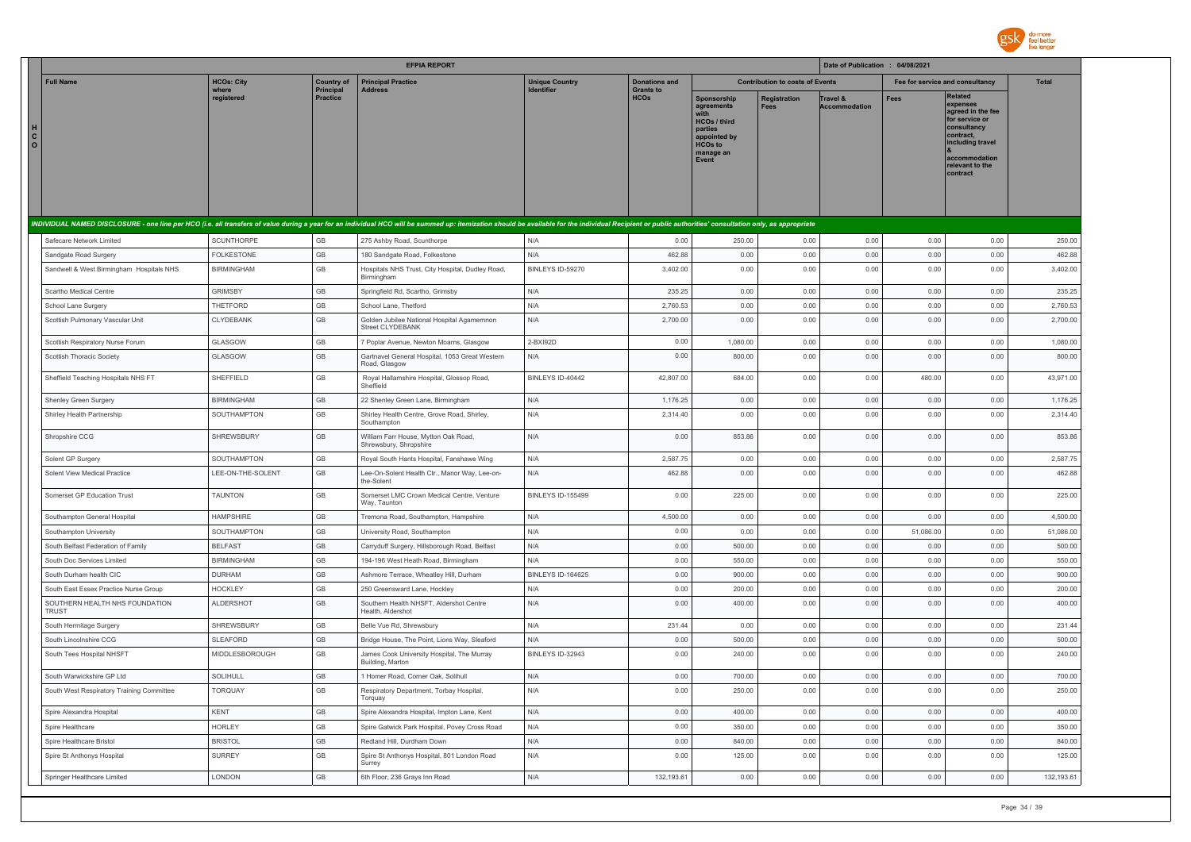| EFPIA REPORT | | | | | | | | | Date of Publication : 04/08/2021 | | |
|---|---|---|---|---|---|---|---|---|---|---|---|
| Full Name | HCOs: City where registered | Country of Principal Practice | Principal Practice Address | Unique Country Identifier | Donations and Grants to HCOs | Contribution to costs of Events | | | Fee for service and consultancy | | Total |
| | | | | | | Sponsorship agreements with HCOs / third parties appointed by HCOs to manage an Event | Registration Fees | Travel & Accommodation | Fees | Related expenses agreed in the fee for service or consultancy contract, including travel & accommodation relevant to the contract | |
| INDIVIDUAL NAMED DISCLOSURE - one line per HCO (i.e. all transfers of value during a year for an individual HCO will be summed up: itemization should be available for the individual Recipient or public authorities' consultation only, as appropriate | | | | | | | | | | | |
| Safecare Network Limited | SCUNTHORPE | GB | 275 Ashby Road, Scunthorpe | N/A | 0.00 | 250.00 | 0.00 | 0.00 | 0.00 | 0.00 | 250.00 |
| Sandgate Road Surgery | FOLKESTONE | GB | 180 Sandgate Road, Folkestone | N/A | 462.88 | 0.00 | 0.00 | 0.00 | 0.00 | 0.00 | 462.88 |
| Sandwell & West Birmingham Hospitals NHS | BIRMINGHAM | GB | Hospitals NHS Trust, City Hospital, Dudley Road, Birmingham | BINLEYS ID-59270 | 3,402.00 | 0.00 | 0.00 | 0.00 | 0.00 | 0.00 | 3,402.00 |
| Scartho Medical Centre | GRIMSBY | GB | Springfield Rd, Scartho, Grimsby | N/A | 235.25 | 0.00 | 0.00 | 0.00 | 0.00 | 0.00 | 235.25 |
| School Lane Surgery | THETFORD | GB | School Lane, Thetford | N/A | 2,760.53 | 0.00 | 0.00 | 0.00 | 0.00 | 0.00 | 2,760.53 |
| Scottish Pulmonary Vascular Unit | CLYDEBANK | GB | Golden Jubilee National Hospital Agamemnon Street CLYDEBANK | N/A | 2,700.00 | 0.00 | 0.00 | 0.00 | 0.00 | 0.00 | 2,700.00 |
| Scottish Respiratory Nurse Forum | GLASGOW | GB | 7 Poplar Avenue, Newton Mearns, Glasgow | 2-BXI92D | 0.00 | 1,080.00 | 0.00 | 0.00 | 0.00 | 0.00 | 1,080.00 |
| Scottish Thoracic Society | GLASGOW | GB | Gartnavel General Hospital, 1053 Great Western Road, Glasgow | N/A | 0.00 | 800.00 | 0.00 | 0.00 | 0.00 | 0.00 | 800.00 |
| Sheffield Teaching Hospitals NHS FT | SHEFFIELD | GB | Royal Hallamshire Hospital, Glossop Road, Sheffield | BINLEYS ID-40442 | 42,807.00 | 684.00 | 0.00 | 0.00 | 480.00 | 0.00 | 43,971.00 |
| Shenley Green Surgery | BIRMINGHAM | GB | 22 Shenley Green Lane, Birmingham | N/A | 1,176.25 | 0.00 | 0.00 | 0.00 | 0.00 | 0.00 | 1,176.25 |
| Shirley Health Partnership | SOUTHAMPTON | GB | Shirley Health Centre, Grove Road, Shirley, Southampton | N/A | 2,314.40 | 0.00 | 0.00 | 0.00 | 0.00 | 0.00 | 2,314.40 |
| Shropshire CCG | SHREWSBURY | GB | William Farr House, Mytton Oak Road, Shrewsbury, Shropshire | N/A | 0.00 | 853.86 | 0.00 | 0.00 | 0.00 | 0.00 | 853.86 |
| Solent GP Surgery | SOUTHAMPTON | GB | Royal South Hants Hospital, Fanshawe Wing | N/A | 2,587.75 | 0.00 | 0.00 | 0.00 | 0.00 | 0.00 | 2,587.75 |
| Solent View Medical Practice | LEE-ON-THE-SOLENT | GB | Lee-On-Solent Health Ctr., Manor Way, Lee-on-the-Solent | N/A | 462.88 | 0.00 | 0.00 | 0.00 | 0.00 | 0.00 | 462.88 |
| Somerset GP Education Trust | TAUNTON | GB | Somerset LMC Crown Medical Centre, Venture Way, Taunton | BINLEYS ID-155499 | 0.00 | 225.00 | 0.00 | 0.00 | 0.00 | 0.00 | 225.00 |
| Southampton General Hospital | HAMPSHIRE | GB | Tremona Road, Southampton, Hampshire | N/A | 4,500.00 | 0.00 | 0.00 | 0.00 | 0.00 | 0.00 | 4,500.00 |
| Southampton University | SOUTHAMPTON | GB | University Road, Southampton | N/A | 0.00 | 0.00 | 0.00 | 0.00 | 51,086.00 | 0.00 | 51,086.00 |
| South Belfast Federation of Family | BELFAST | GB | Carryduff Surgery, Hillsborough Road, Belfast | N/A | 0.00 | 500.00 | 0.00 | 0.00 | 0.00 | 0.00 | 500.00 |
| South Doc Services Limited | BIRMINGHAM | GB | 194-196 West Heath Road, Birmingham | N/A | 0.00 | 550.00 | 0.00 | 0.00 | 0.00 | 0.00 | 550.00 |
| South Durham health CIC | DURHAM | GB | Ashmore Terrace, Wheatley Hill, Durham | BINLEYS ID-164625 | 0.00 | 900.00 | 0.00 | 0.00 | 0.00 | 0.00 | 900.00 |
| South East Essex Practice Nurse Group | HOCKLEY | GB | 250 Greensward Lane, Hockley | N/A | 0.00 | 200.00 | 0.00 | 0.00 | 0.00 | 0.00 | 200.00 |
| SOUTHERN HEALTH NHS FOUNDATION TRUST | ALDERSHOT | GB | Southern Health NHSFT, Aldershot Centre Health, Aldershot | N/A | 0.00 | 400.00 | 0.00 | 0.00 | 0.00 | 0.00 | 400.00 |
| South Hermitage Surgery | SHREWSBURY | GB | Belle Vue Rd, Shrewsbury | N/A | 231.44 | 0.00 | 0.00 | 0.00 | 0.00 | 0.00 | 231.44 |
| South Lincolnshire CCG | SLEAFORD | GB | Bridge House, The Point, Lions Way, Sleaford | N/A | 0.00 | 500.00 | 0.00 | 0.00 | 0.00 | 0.00 | 500.00 |
| South Tees Hospital NHSFT | MIDDLESBOROUGH | GB | James Cook University Hospital, The Murray Building, Marton | BINLEYS ID-32943 | 0.00 | 240.00 | 0.00 | 0.00 | 0.00 | 0.00 | 240.00 |
| South Warwickshire GP Ltd | SOLIHULL | GB | 1 Homer Road, Corner Oak, Solihull | N/A | 0.00 | 700.00 | 0.00 | 0.00 | 0.00 | 0.00 | 700.00 |
| South West Respiratory Training Committee | TORQUAY | GB | Respiratory Department, Torbay Hospital, Torquay | N/A | 0.00 | 250.00 | 0.00 | 0.00 | 0.00 | 0.00 | 250.00 |
| Spire Alexandra Hospital | KENT | GB | Spire Alexandra Hospital, Impton Lane, Kent | N/A | 0.00 | 400.00 | 0.00 | 0.00 | 0.00 | 0.00 | 400.00 |
| Spire Healthcare | HORLEY | GB | Spire Gatwick Park Hospital, Povey Cross Road | N/A | 0.00 | 350.00 | 0.00 | 0.00 | 0.00 | 0.00 | 350.00 |
| Spire Healthcare Bristol | BRISTOL | GB | Redland Hill, Durdham Down | N/A | 0.00 | 840.00 | 0.00 | 0.00 | 0.00 | 0.00 | 840.00 |
| Spire St Anthonys Hospital | SURREY | GB | Spire St Anthonys Hospital, 801 London Road Surrey | N/A | 0.00 | 125.00 | 0.00 | 0.00 | 0.00 | 0.00 | 125.00 |
| Springer Healthcare Limited | LONDON | GB | 6th Floor, 236 Grays Inn Road | N/A | 132,193.61 | 0.00 | 0.00 | 0.00 | 0.00 | 0.00 | 132,193.61 |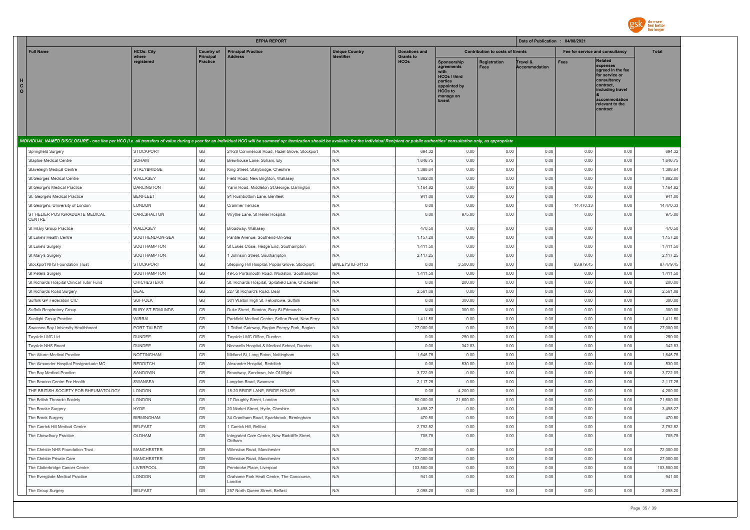| | | | EFPIA REPORT | | | | | | Date of Publication : 04/08/2021 | | |
|---|---|---|---|---|---|---|---|---|---|---|---|
| Full Name | HCOs: City where registered | Country of Principal Practice | Principal Practice Address | Unique Country Identifier | Donations and Grants to HCOs | Contribution to costs of Events | | | Fee for service and consultancy | | Total |
| | | | | | | Sponsorship agreements with HCOs / third parties appointed by HCOs to manage an Event | Registration Fees | Travel & Accommodation | Fees | Related expenses agreed in the fee for service or consultancy contract, including travel & accommodation relevant to the contract | |
| *INDIVIDUAL NAMED DISCLOSURE - one line per HCO (i.e. all transfers of value during a year for an individual HCO will be summed up: itemization should be available for the individual Recipient or public authorities' consultation only, as appropriate* | | | | | | | | | | | |
| Springfield Surgery | STOCKPORT | GB | 24-28 Commercial Road, Hazel Grove, Stockport | N/A | 694.32 | 0.00 | 0.00 | 0.00 | 0.00 | 0.00 | 694.32 |
| Staploe Medical Centre | SOHAM | GB | Brewhouse Lane, Soham, Ely | N/A | 1,646.75 | 0.00 | 0.00 | 0.00 | 0.00 | 0.00 | 1,646.75 |
| Staveleigh Medical Centre | STALYBRIDGE | GB | King Street, Stalybridge, Cheshire | N/A | 1,388.64 | 0.00 | 0.00 | 0.00 | 0.00 | 0.00 | 1,388.64 |
| St.Georges Medical Centre | WALLASEY | GB | Field Road, New Brighton, Wallasey | N/A | 1,882.00 | 0.00 | 0.00 | 0.00 | 0.00 | 0.00 | 1,882.00 |
| St George's Medical Practice | DARLINGTON | GB | Yarm Road, Middleton St.George, Darlington | N/A | 1,164.82 | 0.00 | 0.00 | 0.00 | 0.00 | 0.00 | 1,164.82 |
| St. George's Medical Practice | BENFLEET | GB | 91 Rushbottom Lane, Benfleet | N/A | 941.00 | 0.00 | 0.00 | 0.00 | 0.00 | 0.00 | 941.00 |
| St George's, University of London | LONDON | GB | Cranmer Terrace | N/A | 0.00 | 0.00 | 0.00 | 0.00 | 14,470.33 | 0.00 | 14,470.33 |
| ST HELIER POSTGRADUATE MEDICAL CENTRE | CARLSHALTON | GB | Wrythe Lane, St Helier Hospital | N/A | 0.00 | 975.00 | 0.00 | 0.00 | 0.00 | 0.00 | 975.00 |
| St Hilary Group Practice | WALLASEY | GB | Broadway, Wallasey | N/A | 470.50 | 0.00 | 0.00 | 0.00 | 0.00 | 0.00 | 470.50 |
| St Luke's Health Centre | SOUTHEND-ON-SEA | GB | Pantile Avenue, Southend-On-Sea | N/A | 1,157.20 | 0.00 | 0.00 | 0.00 | 0.00 | 0.00 | 1,157.20 |
| St Luke's Surgery | SOUTHAMPTON | GB | St Lukes Close, Hedge End, Southampton | N/A | 1,411.50 | 0.00 | 0.00 | 0.00 | 0.00 | 0.00 | 1,411.50 |
| St Mary's Surgery | SOUTHAMPTON | GB | 1 Johnson Street, Southampton | N/A | 2,117.25 | 0.00 | 0.00 | 0.00 | 0.00 | 0.00 | 2,117.25 |
| Stockport NHS Foundation Trust | STOCKPORT | GB | Stepping Hill Hospital, Poplar Grove, Stockport | BINLEYS ID-34153 | 0.00 | 3,500.00 | 0.00 | 0.00 | 83,979.45 | 0.00 | 87,479.45 |
| St Peters Surgery | SOUTHAMPTON | GB | 49-55 Portsmouth Road, Woolston, Southampton | N/A | 1,411.50 | 0.00 | 0.00 | 0.00 | 0.00 | 0.00 | 1,411.50 |
| St Richards Hospital Clinical Tutor Fund | CHICHESTERX | GB | St. Richards Hospital, Spitalfield Lane, Chichester | N/A | 0.00 | 200.00 | 0.00 | 0.00 | 0.00 | 0.00 | 200.00 |
| St Richards Road Surgery | DEAL | GB | 227 St Richard's Road, Deal | N/A | 2,561.08 | 0.00 | 0.00 | 0.00 | 0.00 | 0.00 | 2,561.08 |
| Suffolk GP Federation CIC | SUFFOLK | GB | 301 Walton High St, Felixstowe, Suffolk | N/A | 0.00 | 300.00 | 0.00 | 0.00 | 0.00 | 0.00 | 300.00 |
| Suffolk Respiratory Group | BURY ST EDMUNDS | GB | Duke Street, Stanton, Bury St Edmunds | N/A | 0.00 | 300.00 | 0.00 | 0.00 | 0.00 | 0.00 | 300.00 |
| Sunlight Group Practice | WIRRAL | GB | Parkfield Medical Centre, Sefton Road, New Ferry | N/A | 1,411.50 | 0.00 | 0.00 | 0.00 | 0.00 | 0.00 | 1,411.50 |
| Swansea Bay University Healthboard | PORT TALBOT | GB | 1 Talbot Gateway, Baglan Energy Park, Baglan | N/A | 27,000.00 | 0.00 | 0.00 | 0.00 | 0.00 | 0.00 | 27,000.00 |
| Tayside LMC Ltd | DUNDEE | GB | Tayside LMC Office, Dundee | N/A | 0.00 | 250.00 | 0.00 | 0.00 | 0.00 | 0.00 | 250.00 |
| Tayside NHS Board | DUNDEE | GB | Ninewells Hospital & Medical School, Dundee | N/A | 0.00 | 342.83 | 0.00 | 0.00 | 0.00 | 0.00 | 342.83 |
| The Aitune Medical Practice | NOTTINGHAM | GB | Midland St, Long Eaton, Nottingham | N/A | 1,646.75 | 0.00 | 0.00 | 0.00 | 0.00 | 0.00 | 1,646.75 |
| The Alexander Hospital Postgraduate MC | REDDITCH | GB | Alexander Hospital, Redditch | N/A | 0.00 | 530.00 | 0.00 | 0.00 | 0.00 | 0.00 | 530.00 |
| The Bay Medical Practice | SANDOWN | GB | Broadway, Sandown, Isle Of Wight | N/A | 3,722.09 | 0.00 | 0.00 | 0.00 | 0.00 | 0.00 | 3,722.09 |
| The Beacon Centre For Health | SWANSEA | GB | Langdon Road, Swansea | N/A | 2,117.25 | 0.00 | 0.00 | 0.00 | 0.00 | 0.00 | 2,117.25 |
| THE BRITISH SOCIETY FOR RHEUMATOLOGY | LONDON | GB | 18-20 BRIDE LANE, BRIDE HOUSE | N/A | 0.00 | 4,200.00 | 0.00 | 0.00 | 0.00 | 0.00 | 4,200.00 |
| The British Thoracic Society | LONDON | GB | 17 Doughty Street, London | N/A | 50,000.00 | 21,600.00 | 0.00 | 0.00 | 0.00 | 0.00 | 71,600.00 |
| The Brooke Surgery | HYDE | GB | 20 Market Street, Hyde, Cheshire | N/A | 3,498.27 | 0.00 | 0.00 | 0.00 | 0.00 | 0.00 | 3,498.27 |
| The Brook Surgery | BIRMINGHAM | GB | 34 Grantham Road, Sparkbrook, Birmingham | N/A | 470.50 | 0.00 | 0.00 | 0.00 | 0.00 | 0.00 | 470.50 |
| The Carrick Hill Medical Centre | BELFAST | GB | 1 Carrick Hill, Belfast | N/A | 2,792.52 | 0.00 | 0.00 | 0.00 | 0.00 | 0.00 | 2,792.52 |
| The Chowdhury Practice | OLDHAM | GB | Integrated Care Centre, New Radcliffe Street, Oldham | N/A | 705.75 | 0.00 | 0.00 | 0.00 | 0.00 | 0.00 | 705.75 |
| The Christie NHS Foundation Trust | MANCHESTER | GB | Wilmslow Road, Manchester | N/A | 72,000.00 | 0.00 | 0.00 | 0.00 | 0.00 | 0.00 | 72,000.00 |
| The Christie Private Care | MANCHESTER | GB | Wilmslow Road, Manchester | N/A | 27,000.00 | 0.00 | 0.00 | 0.00 | 0.00 | 0.00 | 27,000.00 |
| The Clatterbridge Cancer Centre | LIVERPOOL | GB | Pembroke Place, Liverpool | N/A | 103,500.00 | 0.00 | 0.00 | 0.00 | 0.00 | 0.00 | 103,500.00 |
| The Everglade Medical Practice | LONDON | GB | Grahame Park Healt Centre, The Concourse, London | N/A | 941.00 | 0.00 | 0.00 | 0.00 | 0.00 | 0.00 | 941.00 |
| The Group Surgery | BELFAST | GB | 257 North Queen Street, Belfast | N/A | 2,098.20 | 0.00 | 0.00 | 0.00 | 0.00 | 0.00 | 2,098.20 |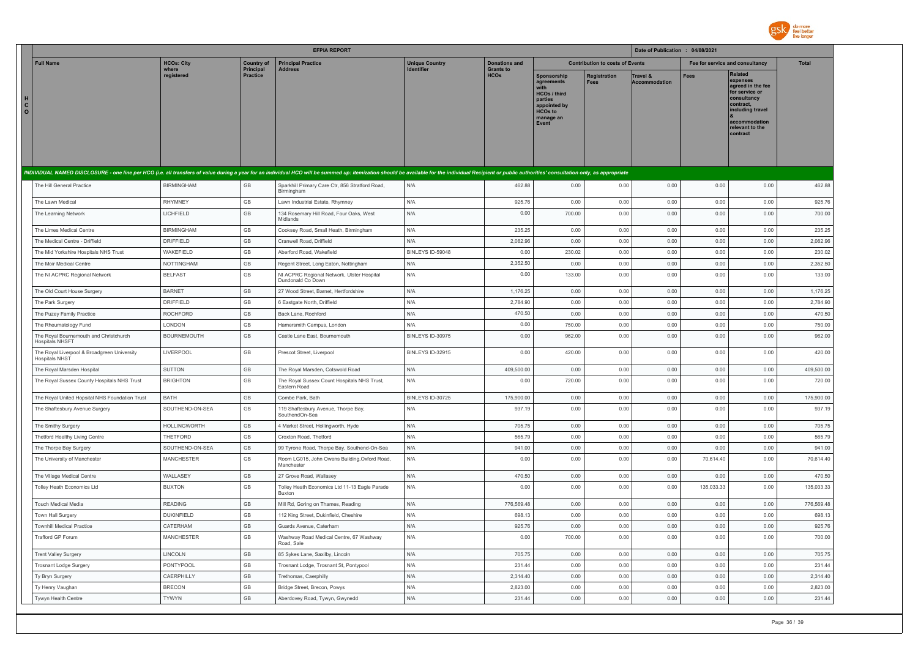| HCO | EFPIA REPORT | | | | | | | | | Date of Publication : 04/08/2021 | | |
|---|---|---|---|---|---|---|---|---|---|---|---|---|
| | Full Name | HCOs: City where registered | Country of Principal Practice | Principal Practice Address | Unique Country Identifier | Donations and Grants to HCOs | Contribution to costs of Events | | | Fee for service and consultancy | | Total |
| | | | | | | | Sponsorship agreements with HCOs / third parties appointed by HCOs to manage an Event | Registration Fees | Travel & Accommodation | Fees | Related expenses agreed in the fee for service or consultancy contract, including travel & accommodation relevant to the contract | |
| | *INDIVIDUAL NAMED DISCLOSURE - one line per HCO (i.e. all transfers of value during a year for an individual HCO will be summed up: itemization should be available for the individual Recipient or public authorities' consultation only, as appropriate* | | | | | | | | | | | |
| | The Hill General Practice | BIRMINGHAM | GB | Sparkhill Primary Care Ctr, 856 Stratford Road, Birmingham | N/A | 462.88 | 0.00 | 0.00 | 0.00 | 0.00 | 0.00 | 462.88 |
| | The Lawn Medical | RHYMNEY | GB | Lawn Industrial Estate, Rhymney | N/A | 925.76 | 0.00 | 0.00 | 0.00 | 0.00 | 0.00 | 925.76 |
| | The Learning Network | LICHFIELD | GB | 134 Rosemary Hill Road, Four Oaks, West Midlands | N/A | 0.00 | 700.00 | 0.00 | 0.00 | 0.00 | 0.00 | 700.00 |
| | The Limes Medical Centre | BIRMINGHAM | GB | Cooksey Road, Small Heath, Birmingham | N/A | 235.25 | 0.00 | 0.00 | 0.00 | 0.00 | 0.00 | 235.25 |
| | The Medical Centre - Driffield | DRIFFIELD | GB | Cranwell Road, Driffield | N/A | 2,082.96 | 0.00 | 0.00 | 0.00 | 0.00 | 0.00 | 2,082.96 |
| | The Mid Yorkshire Hospitals NHS Trust | WAKEFIELD | GB | Aberford Road, Wakefield | BINLEYS ID-59048 | 0.00 | 230.02 | 0.00 | 0.00 | 0.00 | 0.00 | 230.02 |
| | The Moir Medical Centre | NOTTINGHAM | GB | Regent Street, Long Eaton, Nottingham | N/A | 2,352.50 | 0.00 | 0.00 | 0.00 | 0.00 | 0.00 | 2,352.50 |
| | The NI ACPRC Regional Network | BELFAST | GB | NI ACPRC Regional Network, Ulster Hospital Dundonald Co Down | N/A | 0.00 | 133.00 | 0.00 | 0.00 | 0.00 | 0.00 | 133.00 |
| | The Old Court House Surgery | BARNET | GB | 27 Wood Street, Barnet, Hertfordshire | N/A | 1,176.25 | 0.00 | 0.00 | 0.00 | 0.00 | 0.00 | 1,176.25 |
| | The Park Surgery | DRIFFIELD | GB | 6 Eastgate North, Driffield | N/A | 2,784.90 | 0.00 | 0.00 | 0.00 | 0.00 | 0.00 | 2,784.90 |
| | The Puzey Family Practice | ROCHFORD | GB | Back Lane, Rochford | N/A | 470.50 | 0.00 | 0.00 | 0.00 | 0.00 | 0.00 | 470.50 |
| | The Rheumatology Fund | LONDON | GB | Hamersmith Campus, London | N/A | 0.00 | 750.00 | 0.00 | 0.00 | 0.00 | 0.00 | 750.00 |
| | The Royal Bournemouth and Christchurch Hospitals NHSFT | BOURNEMOUTH | GB | Castle Lane East, Bournemouth | BINLEYS ID-30975 | 0.00 | 962.00 | 0.00 | 0.00 | 0.00 | 0.00 | 962.00 |
| | The Royal Liverpool & Broadgreen University Hospitals NHST | LIVERPOOL | GB | Prescot Street, Liverpool | BINLEYS ID-32915 | 0.00 | 420.00 | 0.00 | 0.00 | 0.00 | 0.00 | 420.00 |
| | The Royal Marsden Hospital | SUTTON | GB | The Royal Marsden, Cotswold Road | N/A | 409,500.00 | 0.00 | 0.00 | 0.00 | 0.00 | 0.00 | 409,500.00 |
| | The Royal Sussex County Hospitals NHS Trust | BRIGHTON | GB | The Royal Sussex Count Hospitals NHS Trust, Eastern Road | N/A | 0.00 | 720.00 | 0.00 | 0.00 | 0.00 | 0.00 | 720.00 |
| | The Royal United Hopsital NHS Foundation Trust | BATH | GB | Combe Park, Bath | BINLEYS ID-30725 | 175,900.00 | 0.00 | 0.00 | 0.00 | 0.00 | 0.00 | 175,900.00 |
| | The Shaftesbury Avenue Surgery | SOUTHEND-ON-SEA | GB | 119 Shaftesbury Avenue, Thorpe Bay, SouthendOn-Sea | N/A | 937.19 | 0.00 | 0.00 | 0.00 | 0.00 | 0.00 | 937.19 |
| | The Smithy Surgery | HOLLINGWORTH | GB | 4 Market Street, Hollingworth, Hyde | N/A | 705.75 | 0.00 | 0.00 | 0.00 | 0.00 | 0.00 | 705.75 |
| | Thetford Healthy Living Centre | THETFORD | GB | Croxton Road, Thetford | N/A | 565.79 | 0.00 | 0.00 | 0.00 | 0.00 | 0.00 | 565.79 |
| | The Thorpe Bay Surgery | SOUTHEND-ON-SEA | GB | 99 Tyrone Road, Thorpe Bay, Southend-On-Sea | N/A | 941.00 | 0.00 | 0.00 | 0.00 | 0.00 | 0.00 | 941.00 |
| | The University of Manchester | MANCHESTER | GB | Room LG015, John Owens Building,Oxford Road, Manchester | N/A | 0.00 | 0.00 | 0.00 | 0.00 | 70,614.40 | 0.00 | 70,614.40 |
| | The Village Medical Centre | WALLASEY | GB | 27 Grove Road, Wallasey | N/A | 470.50 | 0.00 | 0.00 | 0.00 | 0.00 | 0.00 | 470.50 |
| | Tolley Heath Economics Ltd | BUXTON | GB | Tolley Heath Economics Ltd 11-13 Eagle Parade Buxton | N/A | 0.00 | 0.00 | 0.00 | 0.00 | 135,033.33 | 0.00 | 135,033.33 |
| | Touch Medical Media | READING | GB | Mill Rd, Goring on Thames, Reading | N/A | 776,569.48 | 0.00 | 0.00 | 0.00 | 0.00 | 0.00 | 776,569.48 |
| | Town Hall Surgery | DUKINFIELD | GB | 112 King Street, Dukinfield, Cheshire | N/A | 698.13 | 0.00 | 0.00 | 0.00 | 0.00 | 0.00 | 698.13 |
| | Townhill Medical Practice | CATERHAM | GB | Guards Avenue, Caterham | N/A | 925.76 | 0.00 | 0.00 | 0.00 | 0.00 | 0.00 | 925.76 |
| | Trafford GP Forum | MANCHESTER | GB | Washway Road Medical Centre, 67 Washway Road, Sale | N/A | 0.00 | 700.00 | 0.00 | 0.00 | 0.00 | 0.00 | 700.00 |
| | Trent Valley Surgery | LINCOLN | GB | 85 Sykes Lane, Saxilby, Lincoln | N/A | 705.75 | 0.00 | 0.00 | 0.00 | 0.00 | 0.00 | 705.75 |
| | Trosnant Lodge Surgery | PONTYPOOL | GB | Trosnant Lodge, Trosnant St, Pontypool | N/A | 231.44 | 0.00 | 0.00 | 0.00 | 0.00 | 0.00 | 231.44 |
| | Ty Bryn Surgery | CAERPHILLY | GB | Trethomas, Caerphilly | N/A | 2,314.40 | 0.00 | 0.00 | 0.00 | 0.00 | 0.00 | 2,314.40 |
| | Ty Henry Vaughan | BRECON | GB | Bridge Street, Brecon, Powys | N/A | 2,823.00 | 0.00 | 0.00 | 0.00 | 0.00 | 0.00 | 2,823.00 |
| | Tywyn Health Centre | TYWYN | GB | Aberdovey Road, Tywyn, Gwynedd | N/A | 231.44 | 0.00 | 0.00 | 0.00 | 0.00 | 0.00 | 231.44 |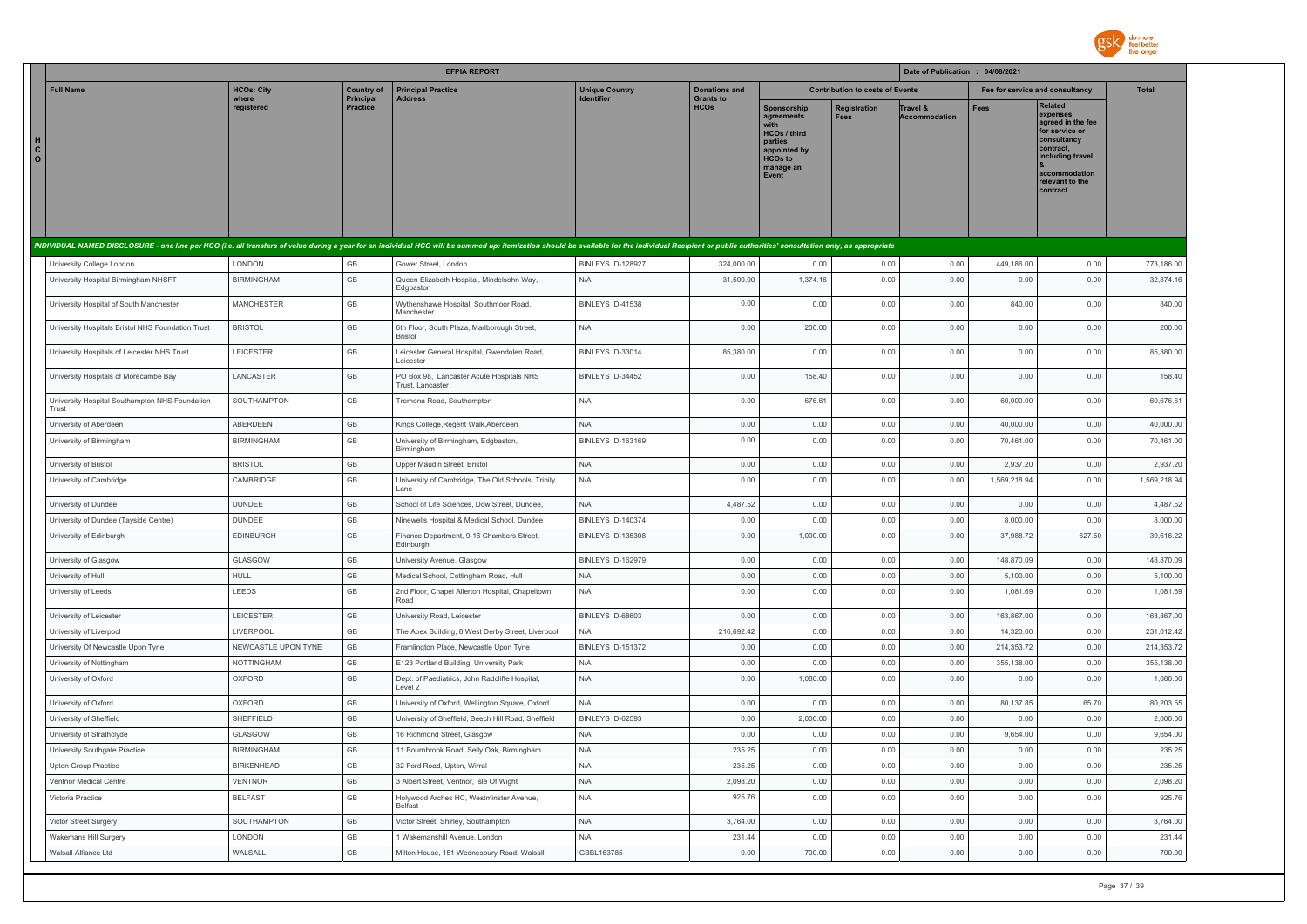| HCO | Full Name | HCOs: City where registered | Country of Principal Practice | Principal Practice Address | Unique Country Identifier | Donations and Grants to HCOs | Contribution to costs of Events | | | Fee for service and consultancy | | Total |
|---|---|---|---|---|---|---|---|---|---|---|---|---|
| | | | | | | | Sponsorship agreements with HCOs / third parties appointed by HCOs to manage an Event | Registration Fees | Travel & Accommodation | Fees | Related expenses agreed in the fee for service or consultancy contract, including travel & accommodation relevant to the contract | |

**EFPIA REPORT** — Date of Publication : 04/08/2021

*INDIVIDUAL NAMED DISCLOSURE - one line per HCO (i.e. all transfers of value during a year for an individual HCO will be summed up: itemization should be available for the individual Recipient or public authorities' consultation only, as appropriate*

| Full Name | HCOs: City where registered | Country of Principal Practice | Principal Practice Address | Unique Country Identifier | Donations and Grants to HCOs | Sponsorship agreements with HCOs / third parties appointed by HCOs to manage an Event | Registration Fees | Travel & Accommodation | Fees | Related expenses agreed in the fee for service or consultancy contract, including travel & accommodation relevant to the contract | Total |
|---|---|---|---|---|---|---|---|---|---|---|---|
| University College London | LONDON | GB | Gower Street, London | BINLEYS ID-128927 | 324,000.00 | 0.00 | 0.00 | 0.00 | 449,186.00 | 0.00 | 773,186.00 |
| University Hospital Birmingham NHSFT | BIRMINGHAM | GB | Queen Elizabeth Hospital, Mindelsohn Way, Edgbaston | N/A | 31,500.00 | 1,374.16 | 0.00 | 0.00 | 0.00 | 0.00 | 32,874.16 |
| University Hospital of South Manchester | MANCHESTER | GB | Wythenshawe Hospital, Southmoor Road, Manchester | BINLEYS ID-41538 | 0.00 | 0.00 | 0.00 | 0.00 | 840.00 | 0.00 | 840.00 |
| University Hospitals Bristol NHS Foundation Trust | BRISTOL | GB | 6th Floor, South Plaza, Marlborough Street, Bristol | N/A | 0.00 | 200.00 | 0.00 | 0.00 | 0.00 | 0.00 | 200.00 |
| University Hospitals of Leicester NHS Trust | LEICESTER | GB | Leicester General Hospital, Gwendolen Road, Leicester | BINLEYS ID-33014 | 85,380.00 | 0.00 | 0.00 | 0.00 | 0.00 | 0.00 | 85,380.00 |
| University Hospitals of Morecambe Bay | LANCASTER | GB | PO Box 98, Lancaster Acute Hospitals NHS Trust, Lancaster | BINLEYS ID-34452 | 0.00 | 158.40 | 0.00 | 0.00 | 0.00 | 0.00 | 158.40 |
| University Hospital Southampton NHS Foundation Trust | SOUTHAMPTON | GB | Tremona Road, Southampton | N/A | 0.00 | 676.61 | 0.00 | 0.00 | 60,000.00 | 0.00 | 60,676.61 |
| University of Aberdeen | ABERDEEN | GB | Kings College,Regent Walk,Aberdeen | N/A | 0.00 | 0.00 | 0.00 | 0.00 | 40,000.00 | 0.00 | 40,000.00 |
| University of Birmingham | BIRMINGHAM | GB | University of Birmingham, Edgbaston, Birmingham | BINLEYS ID-163169 | 0.00 | 0.00 | 0.00 | 0.00 | 70,461.00 | 0.00 | 70,461.00 |
| University of Bristol | BRISTOL | GB | Upper Maudin Street, Bristol | N/A | 0.00 | 0.00 | 0.00 | 0.00 | 2,937.20 | 0.00 | 2,937.20 |
| University of Cambridge | CAMBRIDGE | GB | University of Cambridge, The Old Schools, Trinity Lane | N/A | 0.00 | 0.00 | 0.00 | 0.00 | 1,569,218.94 | 0.00 | 1,569,218.94 |
| University of Dundee | DUNDEE | GB | School of Life Sciences, Dow Street, Dundee, | N/A | 4,487.52 | 0.00 | 0.00 | 0.00 | 0.00 | 0.00 | 4,487.52 |
| University of Dundee (Tayside Centre) | DUNDEE | GB | Ninewells Hospital & Medical School, Dundee | BINLEYS ID-140374 | 0.00 | 0.00 | 0.00 | 0.00 | 8,000.00 | 0.00 | 8,000.00 |
| University of Edinburgh | EDINBURGH | GB | Finance Department, 9-16 Chambers Street, Edinburgh | BINLEYS ID-135308 | 0.00 | 1,000.00 | 0.00 | 0.00 | 37,988.72 | 627.50 | 39,616.22 |
| University of Glasgow | GLASGOW | GB | University Avenue, Glasgow | BINLEYS ID-162979 | 0.00 | 0.00 | 0.00 | 0.00 | 148,870.09 | 0.00 | 148,870.09 |
| University of Hull | HULL | GB | Medical School, Cottingham Road, Hull | N/A | 0.00 | 0.00 | 0.00 | 0.00 | 5,100.00 | 0.00 | 5,100.00 |
| University of Leeds | LEEDS | GB | 2nd Floor, Chapel Allerton Hospital, Chapeltown Road | N/A | 0.00 | 0.00 | 0.00 | 0.00 | 1,081.69 | 0.00 | 1,081.69 |
| University of Leicester | LEICESTER | GB | University Road, Leicester | BINLEYS ID-68603 | 0.00 | 0.00 | 0.00 | 0.00 | 163,867.00 | 0.00 | 163,867.00 |
| University of Liverpool | LIVERPOOL | GB | The Apex Building, 8 West Derby Street, Liverpool | N/A | 216,692.42 | 0.00 | 0.00 | 0.00 | 14,320.00 | 0.00 | 231,012.42 |
| University Of Newcastle Upon Tyne | NEWCASTLE UPON TYNE | GB | Framlington Place, Newcastle Upon Tyne | BINLEYS ID-151372 | 0.00 | 0.00 | 0.00 | 0.00 | 214,353.72 | 0.00 | 214,353.72 |
| University of Nottingham | NOTTINGHAM | GB | E123 Portland Building, University Park | N/A | 0.00 | 0.00 | 0.00 | 0.00 | 355,138.00 | 0.00 | 355,138.00 |
| University of Oxford | OXFORD | GB | Dept. of Paediatrics, John Radcliffe Hospital, Level 2 | N/A | 0.00 | 1,080.00 | 0.00 | 0.00 | 0.00 | 0.00 | 1,080.00 |
| University of Oxford | OXFORD | GB | University of Oxford, Wellington Square, Oxford | N/A | 0.00 | 0.00 | 0.00 | 0.00 | 80,137.85 | 65.70 | 80,203.55 |
| University of Sheffield | SHEFFIELD | GB | University of Sheffield, Beech Hill Road, Sheffield | BINLEYS ID-62593 | 0.00 | 2,000.00 | 0.00 | 0.00 | 0.00 | 0.00 | 2,000.00 |
| University of Strathclyde | GLASGOW | GB | 16 Richmond Street, Glasgow | N/A | 0.00 | 0.00 | 0.00 | 0.00 | 9,654.00 | 0.00 | 9,654.00 |
| University Southgate Practice | BIRMINGHAM | GB | 11 Bournbrook Road, Selly Oak, Birmingham | N/A | 235.25 | 0.00 | 0.00 | 0.00 | 0.00 | 0.00 | 235.25 |
| Upton Group Practice | BIRKENHEAD | GB | 32 Ford Road, Upton, Wirral | N/A | 235.25 | 0.00 | 0.00 | 0.00 | 0.00 | 0.00 | 235.25 |
| Ventnor Medical Centre | VENTNOR | GB | 3 Albert Street, Ventnor, Isle Of Wight | N/A | 2,098.20 | 0.00 | 0.00 | 0.00 | 0.00 | 0.00 | 2,098.20 |
| Victoria Practice | BELFAST | GB | Holywood Arches HC, Westminster Avenue, Belfast | N/A | 925.76 | 0.00 | 0.00 | 0.00 | 0.00 | 0.00 | 925.76 |
| Victor Street Surgery | SOUTHAMPTON | GB | Victor Street, Shirley, Southampton | N/A | 3,764.00 | 0.00 | 0.00 | 0.00 | 0.00 | 0.00 | 3,764.00 |
| Wakemans Hill Surgery | LONDON | GB | 1 Wakemanshill Avenue, London | N/A | 231.44 | 0.00 | 0.00 | 0.00 | 0.00 | 0.00 | 231.44 |
| Walsall Alliance Ltd | WALSALL | GB | Milton House, 151 Wednesbury Road, Walsall | GBBL163785 | 0.00 | 700.00 | 0.00 | 0.00 | 0.00 | 0.00 | 700.00 |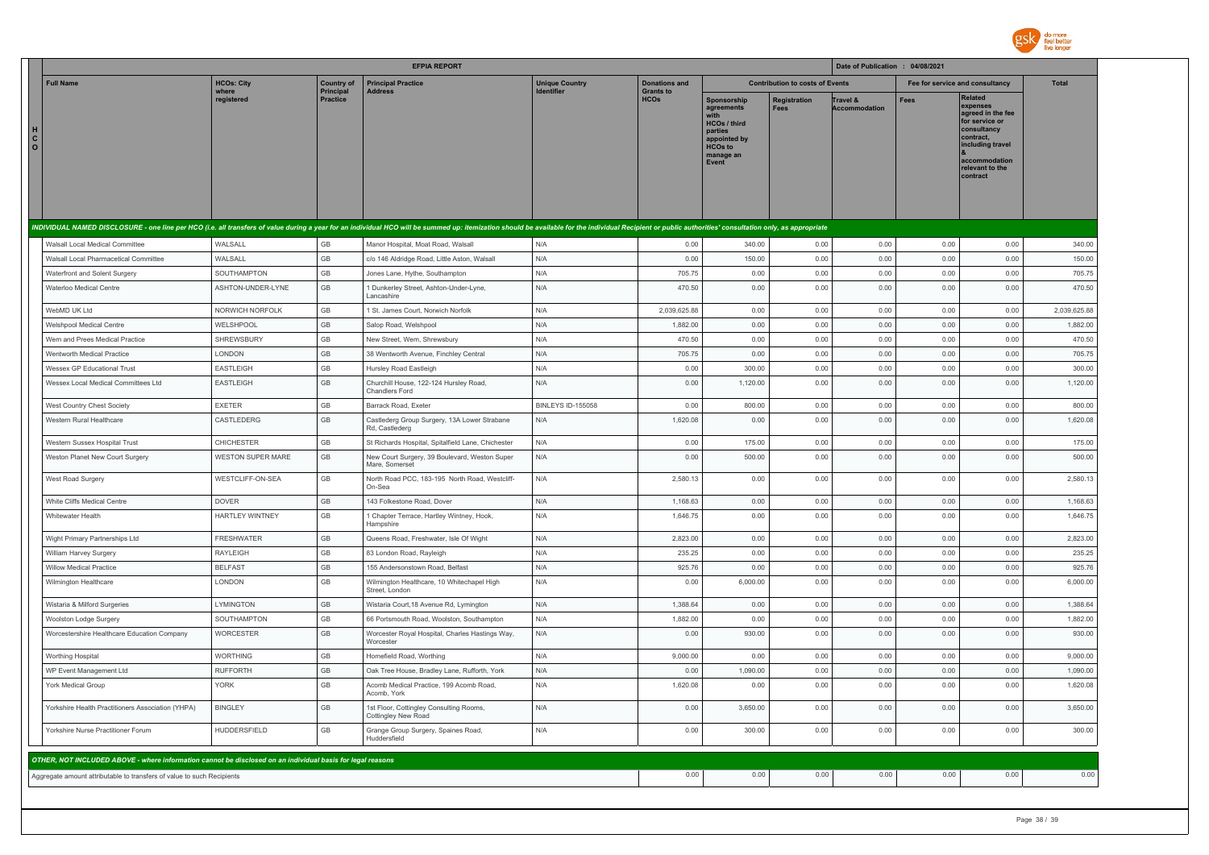## EFPIA REPORT

Date of Publication : 04/08/2021

| HCO | Full Name | HCOs: City where registered | Country of Principal Practice | Principal Practice Address | Unique Country Identifier | Donations and Grants to HCOs | Contribution to costs of Events | | | Fee for service and consultancy | | Total |
|---|---|---|---|---|---|---|---|---|---|---|---|---|
| | | | | | | | Sponsorship agreements with HCOs / third parties appointed by HCOs to manage an Event | Registration Fees | Travel & Accommodation | Fees | Related expenses agreed in the fee for service or consultancy contract, including travel & accommodation relevant to the contract | |
| *INDIVIDUAL NAMED DISCLOSURE - one line per HCO (i.e. all transfers of value during a year for an individual HCO will be summed up: itemization should be available for the individual Recipient or public authorities' consultation only, as appropriate* | | | | | | | | | | | | |
| | Walsall Local Medical Committee | WALSALL | GB | Manor Hospital, Moat Road, Walsall | N/A | 0.00 | 340.00 | 0.00 | 0.00 | 0.00 | 0.00 | 340.00 |
| | Walsall Local Pharmacetical Committee | WALSALL | GB | c/o 146 Aldridge Road, Little Aston, Walsall | N/A | 0.00 | 150.00 | 0.00 | 0.00 | 0.00 | 0.00 | 150.00 |
| | Waterfront and Solent Surgery | SOUTHAMPTON | GB | Jones Lane, Hythe, Southampton | N/A | 705.75 | 0.00 | 0.00 | 0.00 | 0.00 | 0.00 | 705.75 |
| | Waterloo Medical Centre | ASHTON-UNDER-LYNE | GB | 1 Dunkerley Street, Ashton-Under-Lyne, Lancashire | N/A | 470.50 | 0.00 | 0.00 | 0.00 | 0.00 | 0.00 | 470.50 |
| | WebMD UK Ltd | NORWICH NORFOLK | GB | 1 St. James Court, Norwich Norfolk | N/A | 2,039,625.88 | 0.00 | 0.00 | 0.00 | 0.00 | 0.00 | 2,039,625.88 |
| | Welshpool Medical Centre | WELSHPOOL | GB | Salop Road, Welshpool | N/A | 1,882.00 | 0.00 | 0.00 | 0.00 | 0.00 | 0.00 | 1,882.00 |
| | Wem and Prees Medical Practice | SHREWSBURY | GB | New Street, Wem, Shrewsbury | N/A | 470.50 | 0.00 | 0.00 | 0.00 | 0.00 | 0.00 | 470.50 |
| | Wentworth Medical Practice | LONDON | GB | 38 Wentworth Avenue, Finchley Central | N/A | 705.75 | 0.00 | 0.00 | 0.00 | 0.00 | 0.00 | 705.75 |
| | Wessex GP Educational Trust | EASTLEIGH | GB | Hursley Road Eastleigh | N/A | 0.00 | 300.00 | 0.00 | 0.00 | 0.00 | 0.00 | 300.00 |
| | Wessex Local Medical Committees Ltd | EASTLEIGH | GB | Churchill House, 122-124 Hursley Road, Chandlers Ford | N/A | 0.00 | 1,120.00 | 0.00 | 0.00 | 0.00 | 0.00 | 1,120.00 |
| | West Country Chest Society | EXETER | GB | Barrack Road, Exeter | BINLEYS ID-155058 | 0.00 | 800.00 | 0.00 | 0.00 | 0.00 | 0.00 | 800.00 |
| | Western Rural Healthcare | CASTLEDERG | GB | Castlederg Group Surgery, 13A Lower Strabane Rd, Castlederg | N/A | 1,620.08 | 0.00 | 0.00 | 0.00 | 0.00 | 0.00 | 1,620.08 |
| | Western Sussex Hospital Trust | CHICHESTER | GB | St Richards Hospital, Spitalfield Lane, Chichester | N/A | 0.00 | 175.00 | 0.00 | 0.00 | 0.00 | 0.00 | 175.00 |
| | Weston Planet New Court Surgery | WESTON SUPER MARE | GB | New Court Surgery, 39 Boulevard, Weston Super Mare, Somerset | N/A | 0.00 | 500.00 | 0.00 | 0.00 | 0.00 | 0.00 | 500.00 |
| | West Road Surgery | WESTCLIFF-ON-SEA | GB | North Road PCC, 183-195 North Road, Westcliff-On-Sea | N/A | 2,580.13 | 0.00 | 0.00 | 0.00 | 0.00 | 0.00 | 2,580.13 |
| | White Cliffs Medical Centre | DOVER | GB | 143 Folkestone Road, Dover | N/A | 1,168.63 | 0.00 | 0.00 | 0.00 | 0.00 | 0.00 | 1,168.63 |
| | Whitewater Health | HARTLEY WINTNEY | GB | 1 Chapter Terrace, Hartley Wintney, Hook, Hampshire | N/A | 1,646.75 | 0.00 | 0.00 | 0.00 | 0.00 | 0.00 | 1,646.75 |
| | Wight Primary Partnerships Ltd | FRESHWATER | GB | Queens Road, Freshwater, Isle Of Wight | N/A | 2,823.00 | 0.00 | 0.00 | 0.00 | 0.00 | 0.00 | 2,823.00 |
| | William Harvey Surgery | RAYLEIGH | GB | 83 London Road, Rayleigh | N/A | 235.25 | 0.00 | 0.00 | 0.00 | 0.00 | 0.00 | 235.25 |
| | Willow Medical Practice | BELFAST | GB | 155 Andersonstown Road, Belfast | N/A | 925.76 | 0.00 | 0.00 | 0.00 | 0.00 | 0.00 | 925.76 |
| | Wilmington Healthcare | LONDON | GB | Wilmington Healthcare, 10 Whitechapel High Street, London | N/A | 0.00 | 6,000.00 | 0.00 | 0.00 | 0.00 | 0.00 | 6,000.00 |
| | Wistaria & Milford Surgeries | LYMINGTON | GB | Wistaria Court,18 Avenue Rd, Lymington | N/A | 1,388.64 | 0.00 | 0.00 | 0.00 | 0.00 | 0.00 | 1,388.64 |
| | Woolston Lodge Surgery | SOUTHAMPTON | GB | 66 Portsmouth Road, Woolston, Southampton | N/A | 1,882.00 | 0.00 | 0.00 | 0.00 | 0.00 | 0.00 | 1,882.00 |
| | Worcestershire Healthcare Education Company | WORCESTER | GB | Worcester Royal Hospital, Charles Hastings Way, Worcester | N/A | 0.00 | 930.00 | 0.00 | 0.00 | 0.00 | 0.00 | 930.00 |
| | Worthing Hospital | WORTHING | GB | Homefield Road, Worthing | N/A | 9,000.00 | 0.00 | 0.00 | 0.00 | 0.00 | 0.00 | 9,000.00 |
| | WP Event Management Ltd | RUFFORTH | GB | Oak Tree House, Bradley Lane, Rufforth, York | N/A | 0.00 | 1,090.00 | 0.00 | 0.00 | 0.00 | 0.00 | 1,090.00 |
| | York Medical Group | YORK | GB | Acomb Medical Practice, 199 Acomb Road, Acomb, York | N/A | 1,620.08 | 0.00 | 0.00 | 0.00 | 0.00 | 0.00 | 1,620.08 |
| | Yorkshire Health Practitioners Association (YHPA) | BINGLEY | GB | 1st Floor, Cottingley Consulting Rooms, Cottingley New Road | N/A | 0.00 | 3,650.00 | 0.00 | 0.00 | 0.00 | 0.00 | 3,650.00 |
| | Yorkshire Nurse Practitioner Forum | HUDDERSFIELD | GB | Grange Group Surgery, Spaines Road, Huddersfield | N/A | 0.00 | 300.00 | 0.00 | 0.00 | 0.00 | 0.00 | 300.00 |
| *OTHER, NOT INCLUDED ABOVE - where information cannot be disclosed on an individual basis for legal reasons* | | | | | | | | | | | | |
| Aggregate amount attributable to transfers of value to such Recipients | | | | | | 0.00 | 0.00 | 0.00 | 0.00 | 0.00 | 0.00 | 0.00 |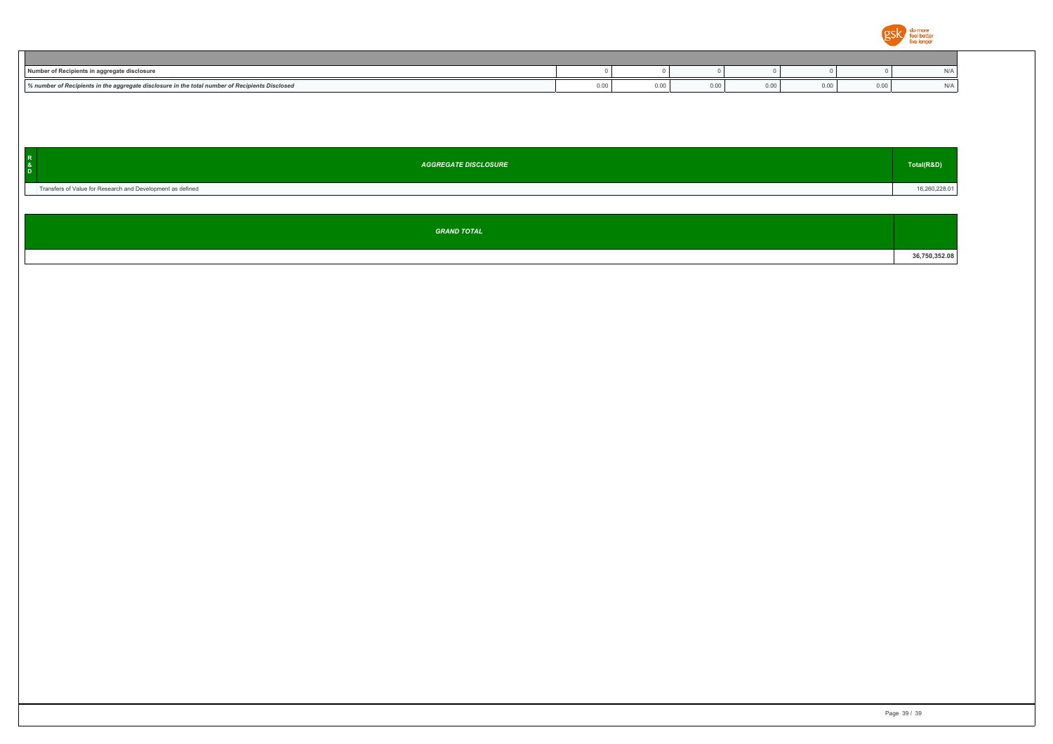| | | | | | | | |
|---|---|---|---|---|---|---|---|
| **Number of Recipients in aggregate disclosure** | 0 | 0 | 0 | 0 | 0 | 0 | N/A |
| ***% number of Recipients in the aggregate disclosure in the total number of Recipients Disclosed*** | 0.00 | 0.00 | 0.00 | 0.00 | 0.00 | 0.00 | N/A |

| R & D | ***AGGREGATE DISCLOSURE*** | **Total(R&D)** |
|---|---|---|
| | Transfers of Value for Research and Development as defined | 16,260,228.01 |

| ***GRAND TOTAL*** | |
|---|---|
| | **36,750,352.08** |